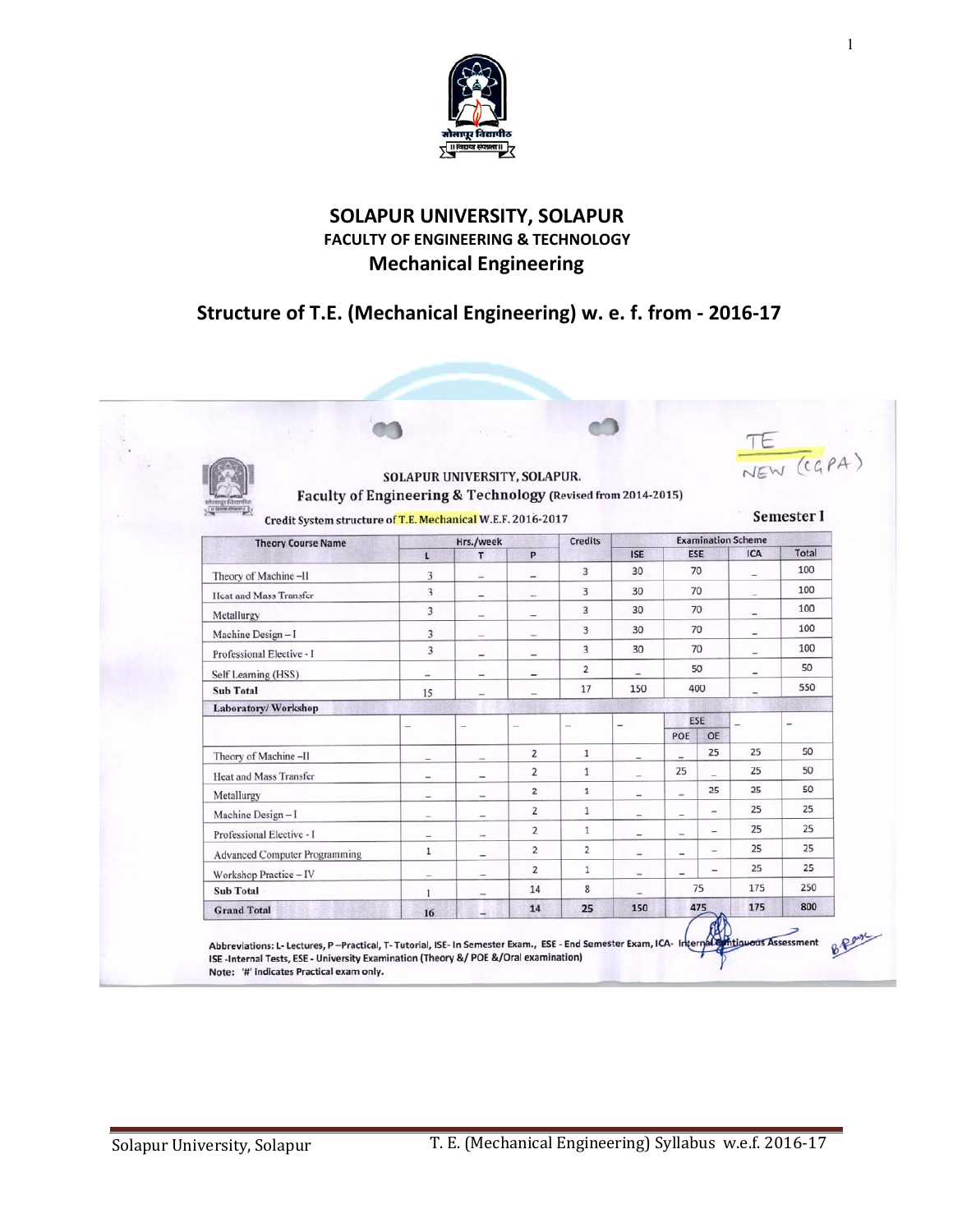# SOLAPUR UNIVERSITY, SOLAPUR

## FACULTY OF ENGINEERING & TECHNOLOGY

## Mechanical Engineering

## Structure of T.E. (Mechanical Engineering) w. e. f. from - 2016-17

TE NEW (CGPA)

SOLAPUR UNIVERSITY, SOLAPUR.

Faculty of Engineering & Technology (Revised from 2014-2015)

Credit System structure of T.E. Mechanical W.E.F. 2016-2017

**Semester I**

| Theory Course Name | Hrs./week | | | Credits | Examination Scheme | | | | |
|---|---|---|---|---|---|---|---|---|---|
| | L | T | P | | ISE | ESE | | ICA | Total |
| Theory of Machine – II | 3 | – | – | 3 | 30 | 70 | | – | 100 |
| Heat and Mass Transfer | 3 | – | – | 3 | 30 | 70 | | – | 100 |
| Metallurgy | 3 | – | – | 3 | 30 | 70 | | – | 100 |
| Machine Design – I | 3 | – | – | 3 | 30 | 70 | | – | 100 |
| Professional Elective - I | 3 | – | – | 3 | 30 | 70 | | – | 100 |
| Self Learning (HSS) | – | – | – | 2 | – | 50 | | – | 50 |
| **Sub Total** | 15 | – | – | 17 | 150 | 400 | | – | 550 |
| **Laboratory/ Workshop** | | | | | | | | | |
| | – | – | – | – | – | ESE | | – | – |
| | | | | | | POE | OE | | |
| Theory of Machine – II | – | – | 2 | 1 | – | – | 25 | 25 | 50 |
| Heat and Mass Transfer | – | – | 2 | 1 | – | 25 | – | 25 | 50 |
| Metallurgy | – | – | 2 | 1 | – | – | 25 | 25 | 50 |
| Machine Design – I | – | – | 2 | 1 | – | – | – | 25 | 25 |
| Professional Elective - I | – | – | 2 | 1 | – | – | – | 25 | 25 |
| Advanced Computer Programming | 1 | – | 2 | 2 | – | – | – | 25 | 25 |
| Workshop Practice – IV | – | – | 2 | 1 | – | – | – | 25 | 25 |
| **Sub Total** | 1 | – | 14 | 8 | – | 75 | | 175 | 250 |
| **Grand Total** | 16 | – | 14 | 25 | 150 | 475 | | 175 | 800 |

Abbreviations: L- Lectures, P –Practical, T- Tutorial, ISE- In Semester Exam., ESE - End Semester Exam, ICA- Internal Continuous Assessment
ISE -Internal Tests, ESE - University Examination (Theory &/ POE &/Oral examination)
Note: '#' indicates Practical exam only.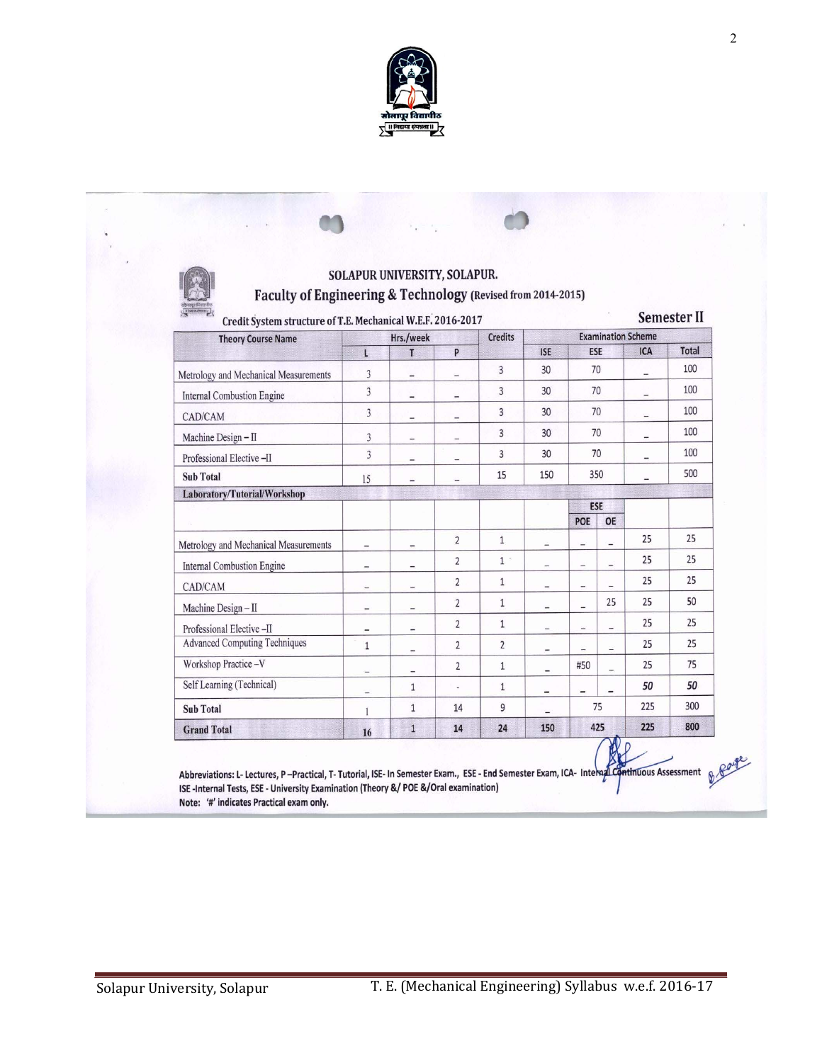SOLAPUR UNIVERSITY, SOLAPUR.

**Faculty of Engineering & Technology** (Revised from 2014-2015)

Credit System structure of T.E. Mechanical W.E.F. 2016-2017

**Semester II**

| Theory Course Name | Hrs./week | | | Credits | Examination Scheme | | | | |
|---|---|---|---|---|---|---|---|---|---|
| | L | T | P | | ISE | ESE | | ICA | Total |
| Metrology and Mechanical Measurements | 3 | – | – | 3 | 30 | 70 | | – | 100 |
| Internal Combustion Engine | 3 | – | – | 3 | 30 | 70 | | – | 100 |
| CAD/CAM | 3 | – | – | 3 | 30 | 70 | | – | 100 |
| Machine Design – II | 3 | – | – | 3 | 30 | 70 | | – | 100 |
| Professional Elective –II | 3 | – | – | 3 | 30 | 70 | | – | 100 |
| **Sub Total** | 15 | – | – | 15 | 150 | 350 | | – | 500 |
| **Laboratory/Tutorial/Workshop** | | | | | | | | | |
| | | | | | | ESE | | | |
| | | | | | | POE | OE | | |
| Metrology and Mechanical Measurements | – | – | 2 | 1 | – | – | – | 25 | 25 |
| Internal Combustion Engine | – | – | 2 | 1 | – | – | – | 25 | 25 |
| CAD/CAM | – | – | 2 | 1 | – | – | – | 25 | 25 |
| Machine Design – II | – | – | 2 | 1 | – | – | 25 | 25 | 50 |
| Professional Elective –II | – | – | 2 | 1 | – | – | – | 25 | 25 |
| Advanced Computing Techniques | 1 | – | 2 | 2 | – | – | – | 25 | 25 |
| Workshop Practice –V | – | – | 2 | 1 | – | #50 | – | 25 | 75 |
| Self Learning (Technical) | – | 1 | - | 1 | – | – | – | 50 | 50 |
| **Sub Total** | 1 | 1 | 14 | 9 | – | 75 | | 225 | 300 |
| **Grand Total** | 16 | 1 | 14 | 24 | 150 | 425 | | 225 | 800 |

Abbreviations: L- Lectures, P –Practical, T- Tutorial, ISE- In Semester Exam., ESE - End Semester Exam, ICA- Internal Continuous Assessment
ISE -Internal Tests, ESE - University Examination (Theory &/ POE &/Oral examination)
Note: '#' indicates Practical exam only.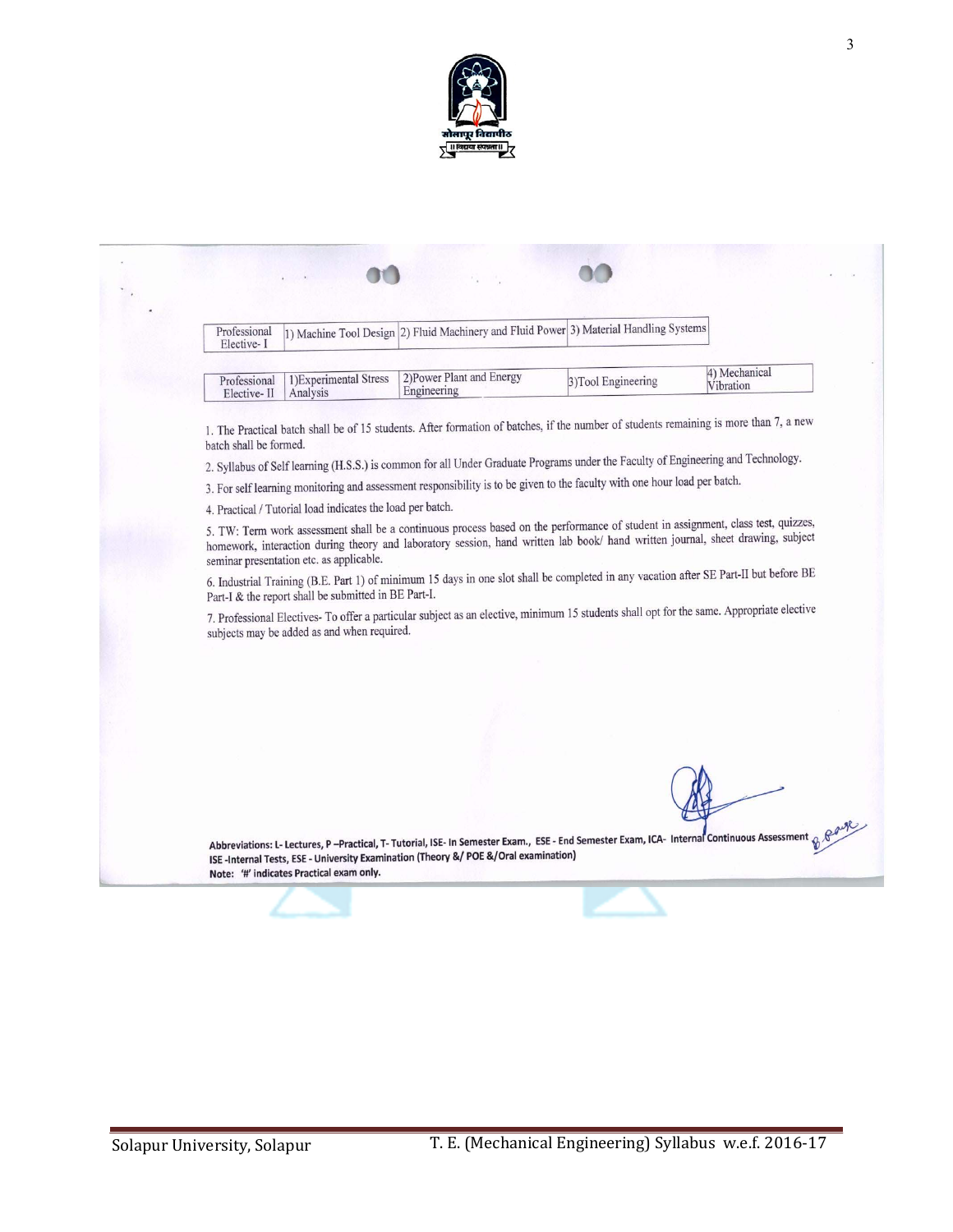| | | | | |
|---|---|---|---|---|
| Professional Elective- I | 1) Machine Tool Design | 2) Fluid Machinery and Fluid Power | 3) Material Handling Systems | |
| Professional Elective- II | 1)Experimental Stress Analysis | 2)Power Plant and Energy Engineering | 3)Tool Engineering | 4) Mechanical Vibration |

1. The Practical batch shall be of 15 students. After formation of batches, if the number of students remaining is more than 7, a new batch shall be formed.

2. Syllabus of Self learning (H.S.S.) is common for all Under Graduate Programs under the Faculty of Engineering and Technology.

3. For self learning monitoring and assessment responsibility is to be given to the faculty with one hour load per batch.

4. Practical / Tutorial load indicates the load per batch.

5. TW: Term work assessment shall be a continuous process based on the performance of student in assignment, class test, quizzes, homework, interaction during theory and laboratory session, hand written lab book/ hand written journal, sheet drawing, subject seminar presentation etc. as applicable.

6. Industrial Training (B.E. Part 1) of minimum 15 days in one slot shall be completed in any vacation after SE Part-II but before BE Part-I & the report shall be submitted in BE Part-I.

7. Professional Electives- To offer a particular subject as an elective, minimum 15 students shall opt for the same. Appropriate elective subjects may be added as and when required.

**Abbreviations: L- Lectures, P –Practical, T- Tutorial, ISE- In Semester Exam., ESE - End Semester Exam, ICA- Internal Continuous Assessment ISE -Internal Tests, ESE - University Examination (Theory &/ POE &/Oral examination)**

**Note: '#' indicates Practical exam only.**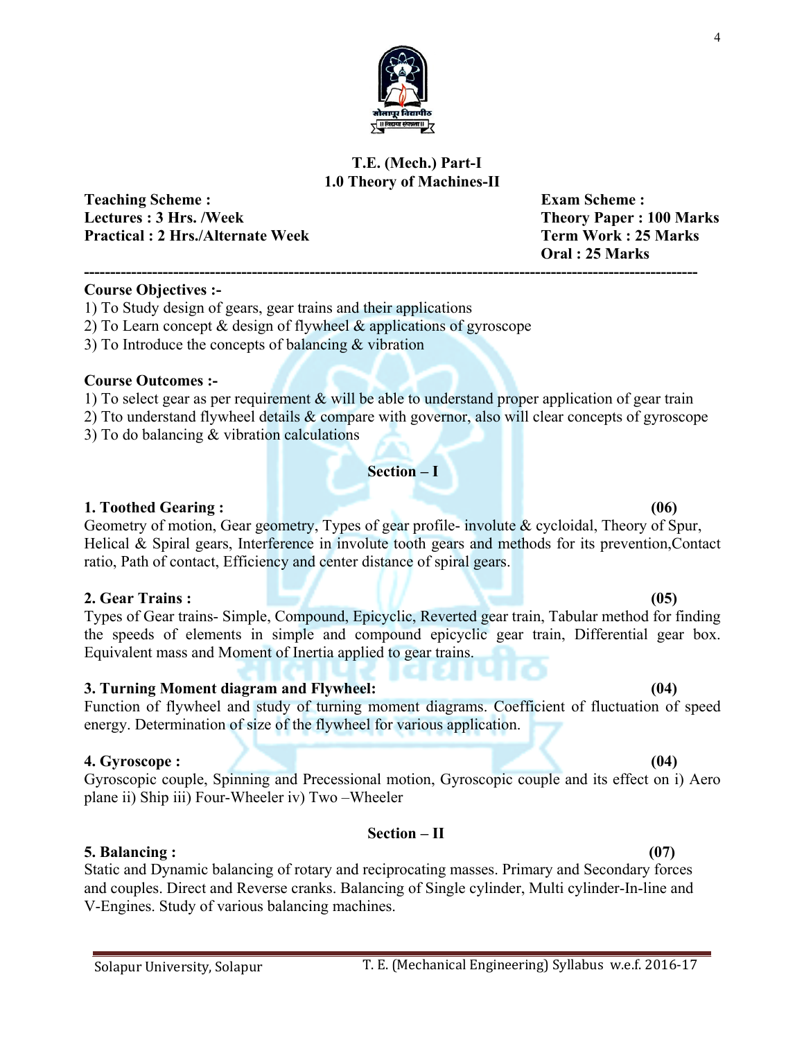# T.E. (Mech.) Part-I

## 1.0 Theory of Machines-II

**Teaching Scheme :**
**Lectures : 3 Hrs. /Week**
**Practical : 2 Hrs./Alternate Week**

**Exam Scheme :**
**Theory Paper : 100 Marks**
**Term Work : 25 Marks**
**Oral : 25 Marks**

---

**Course Objectives :-**

1) To Study design of gears, gear trains and their applications
2) To Learn concept & design of flywheel & applications of gyroscope
3) To Introduce the concepts of balancing & vibration

**Course Outcomes :-**

1) To select gear as per requirement & will be able to understand proper application of gear train
2) Tto understand flywheel details & compare with governor, also will clear concepts of gyroscope
3) To do balancing & vibration calculations

### Section – I

**1. Toothed Gearing : (06)**
Geometry of motion, Gear geometry, Types of gear profile- involute & cycloidal, Theory of Spur, Helical & Spiral gears, Interference in involute tooth gears and methods for its prevention,Contact ratio, Path of contact, Efficiency and center distance of spiral gears.

**2. Gear Trains : (05)**
Types of Gear trains- Simple, Compound, Epicyclic, Reverted gear train, Tabular method for finding the speeds of elements in simple and compound epicyclic gear train, Differential gear box. Equivalent mass and Moment of Inertia applied to gear trains.

**3. Turning Moment diagram and Flywheel: (04)**
Function of flywheel and study of turning moment diagrams. Coefficient of fluctuation of speed energy. Determination of size of the flywheel for various application.

**4. Gyroscope : (04)**
Gyroscopic couple, Spinning and Precessional motion, Gyroscopic couple and its effect on i) Aero plane ii) Ship iii) Four-Wheeler iv) Two –Wheeler

### Section – II

**5. Balancing : (07)**
Static and Dynamic balancing of rotary and reciprocating masses. Primary and Secondary forces and couples. Direct and Reverse cranks. Balancing of Single cylinder, Multi cylinder-In-line and V-Engines. Study of various balancing machines.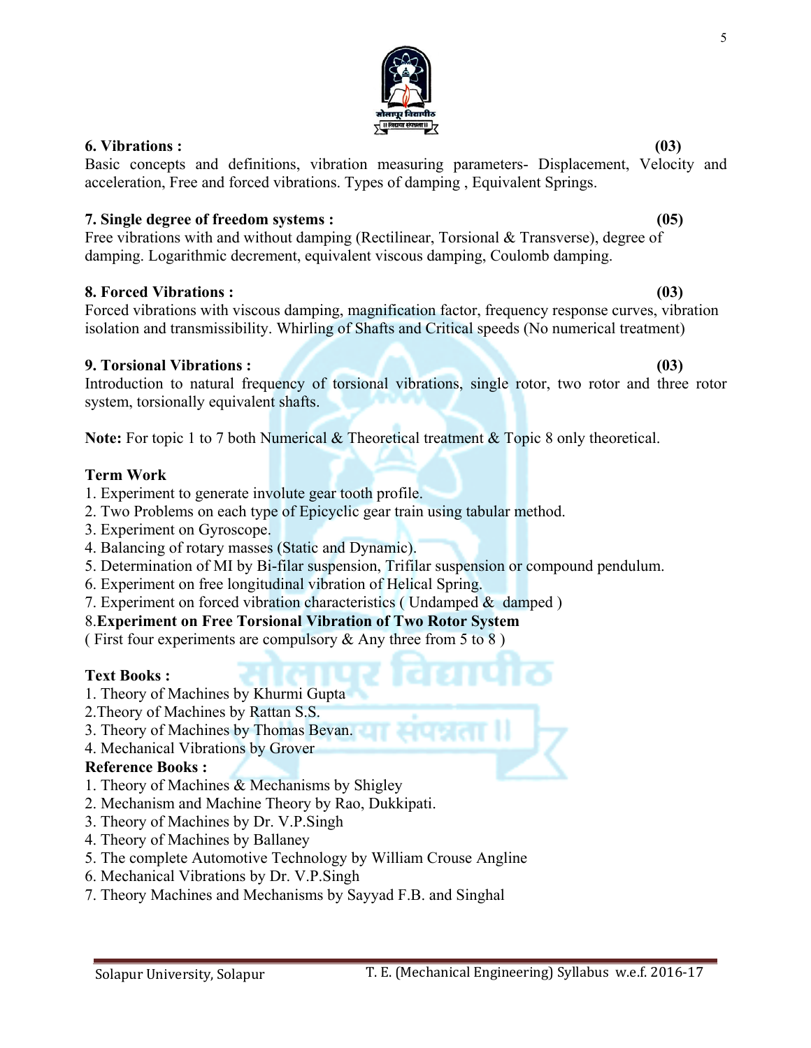**6. Vibrations : (03)**

Basic concepts and definitions, vibration measuring parameters- Displacement, Velocity and acceleration, Free and forced vibrations. Types of damping , Equivalent Springs.

**7. Single degree of freedom systems : (05)**

Free vibrations with and without damping (Rectilinear, Torsional & Transverse), degree of damping. Logarithmic decrement, equivalent viscous damping, Coulomb damping.

**8. Forced Vibrations : (03)**

Forced vibrations with viscous damping, magnification factor, frequency response curves, vibration isolation and transmissibility. Whirling of Shafts and Critical speeds (No numerical treatment)

**9. Torsional Vibrations : (03)**

Introduction to natural frequency of torsional vibrations, single rotor, two rotor and three rotor system, torsionally equivalent shafts.

**Note:** For topic 1 to 7 both Numerical & Theoretical treatment & Topic 8 only theoretical.

**Term Work**

1. Experiment to generate involute gear tooth profile.
2. Two Problems on each type of Epicyclic gear train using tabular method.
3. Experiment on Gyroscope.
4. Balancing of rotary masses (Static and Dynamic).
5. Determination of MI by Bi-filar suspension, Trifilar suspension or compound pendulum.
6. Experiment on free longitudinal vibration of Helical Spring.
7. Experiment on forced vibration characteristics ( Undamped & damped )
8. **Experiment on Free Torsional Vibration of Two Rotor System**

( First four experiments are compulsory & Any three from 5 to 8 )

**Text Books :**

1. Theory of Machines by Khurmi Gupta
2. Theory of Machines by Rattan S.S.
3. Theory of Machines by Thomas Bevan.
4. Mechanical Vibrations by Grover

**Reference Books :**

1. Theory of Machines & Mechanisms by Shigley
2. Mechanism and Machine Theory by Rao, Dukkipati.
3. Theory of Machines by Dr. V.P.Singh
4. Theory of Machines by Ballaney
5. The complete Automotive Technology by William Crouse Angline
6. Mechanical Vibrations by Dr. V.P.Singh
7. Theory Machines and Mechanisms by Sayyad F.B. and Singhal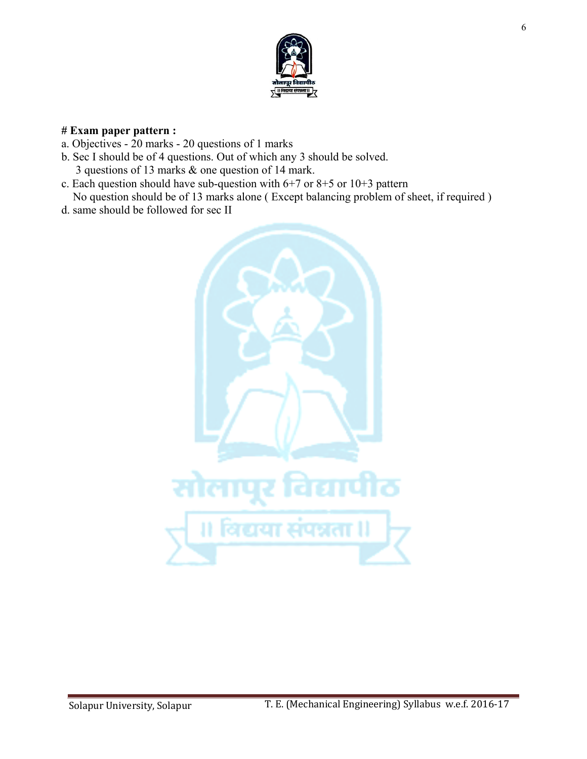**# Exam paper pattern :**

a. Objectives - 20 marks - 20 questions of 1 marks

b. Sec I should be of 4 questions. Out of which any 3 should be solved.
   3 questions of 13 marks & one question of 14 mark.

c. Each question should have sub-question with 6+7 or 8+5 or 10+3 pattern
   No question should be of 13 marks alone ( Except balancing problem of sheet, if required )

d. same should be followed for sec II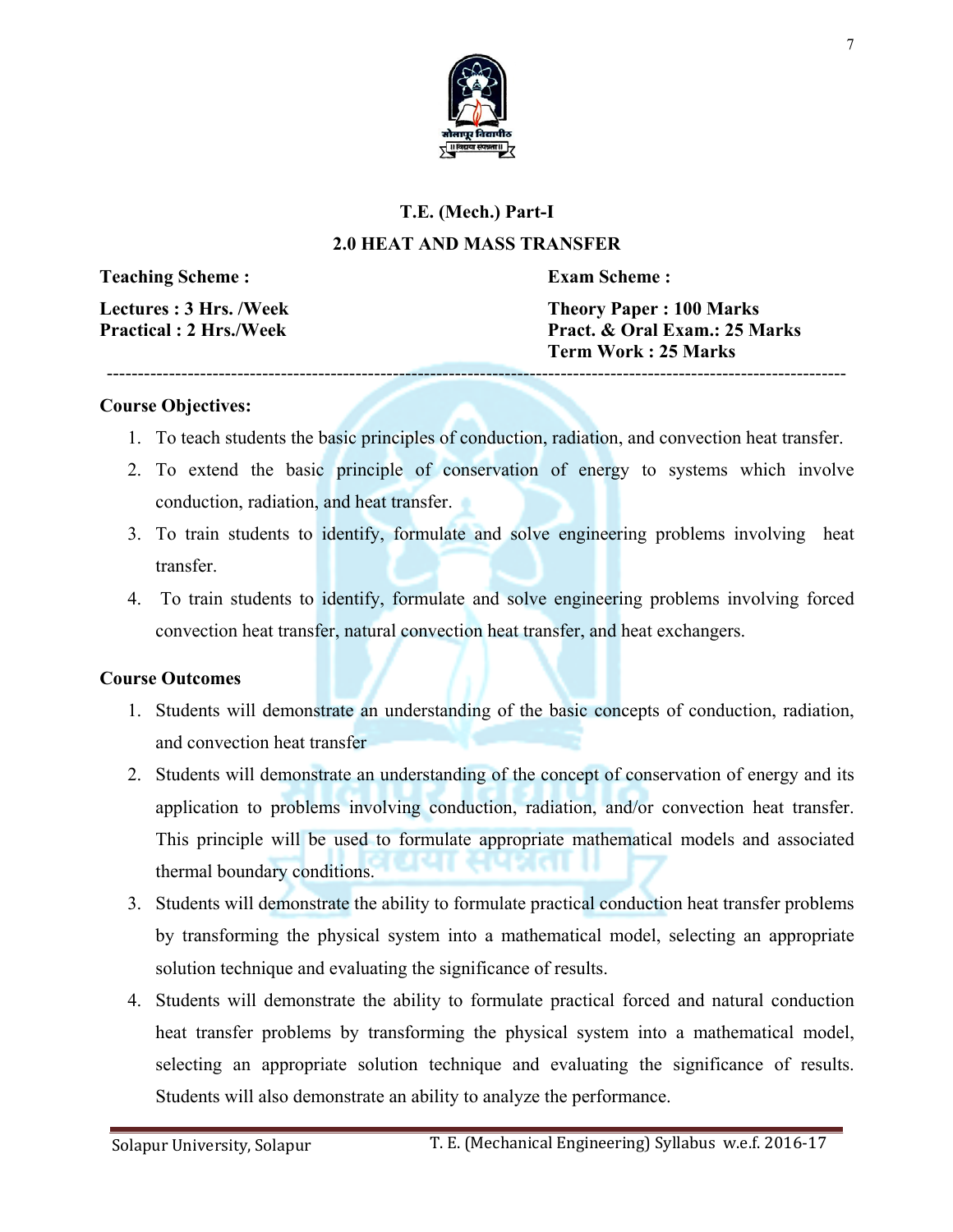**T.E. (Mech.) Part-I**

**2.0 HEAT AND MASS TRANSFER**

**Teaching Scheme :**

**Lectures : 3 Hrs. /Week**
**Practical : 2 Hrs./Week**

**Exam Scheme :**

**Theory Paper : 100 Marks**
**Pract. & Oral Exam.: 25 Marks**
**Term Work : 25 Marks**

---

**Course Objectives:**

1. To teach students the basic principles of conduction, radiation, and convection heat transfer.
2. To extend the basic principle of conservation of energy to systems which involve conduction, radiation, and heat transfer.
3. To train students to identify, formulate and solve engineering problems involving heat transfer.
4. To train students to identify, formulate and solve engineering problems involving forced convection heat transfer, natural convection heat transfer, and heat exchangers.

**Course Outcomes**

1. Students will demonstrate an understanding of the basic concepts of conduction, radiation, and convection heat transfer
2. Students will demonstrate an understanding of the concept of conservation of energy and its application to problems involving conduction, radiation, and/or convection heat transfer. This principle will be used to formulate appropriate mathematical models and associated thermal boundary conditions.
3. Students will demonstrate the ability to formulate practical conduction heat transfer problems by transforming the physical system into a mathematical model, selecting an appropriate solution technique and evaluating the significance of results.
4. Students will demonstrate the ability to formulate practical forced and natural conduction heat transfer problems by transforming the physical system into a mathematical model, selecting an appropriate solution technique and evaluating the significance of results. Students will also demonstrate an ability to analyze the performance.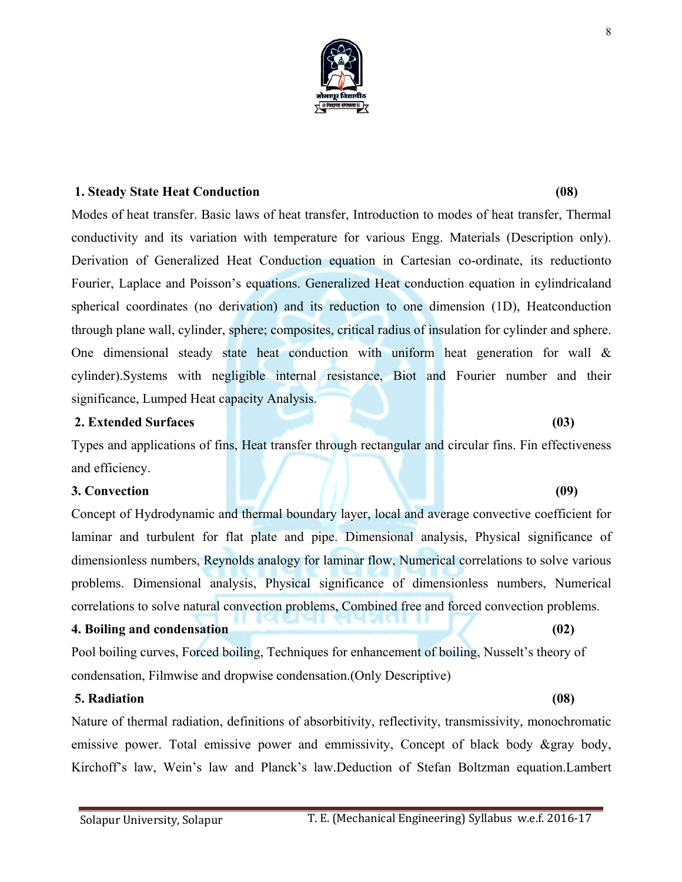**1. Steady State Heat Conduction (08)**

Modes of heat transfer. Basic laws of heat transfer, Introduction to modes of heat transfer, Thermal conductivity and its variation with temperature for various Engg. Materials (Description only). Derivation of Generalized Heat Conduction equation in Cartesian co-ordinate, its reductionto Fourier, Laplace and Poisson's equations. Generalized Heat conduction equation in cylindricaland spherical coordinates (no derivation) and its reduction to one dimension (1D), Heatconduction through plane wall, cylinder, sphere; composites, critical radius of insulation for cylinder and sphere. One dimensional steady state heat conduction with uniform heat generation for wall & cylinder).Systems with negligible internal resistance, Biot and Fourier number and their significance, Lumped Heat capacity Analysis.

**2. Extended Surfaces (03)**

Types and applications of fins, Heat transfer through rectangular and circular fins. Fin effectiveness and efficiency.

**3. Convection (09)**

Concept of Hydrodynamic and thermal boundary layer, local and average convective coefficient for laminar and turbulent for flat plate and pipe. Dimensional analysis, Physical significance of dimensionless numbers, Reynolds analogy for laminar flow, Numerical correlations to solve various problems. Dimensional analysis, Physical significance of dimensionless numbers, Numerical correlations to solve natural convection problems, Combined free and forced convection problems.

**4. Boiling and condensation (02)**

Pool boiling curves, Forced boiling, Techniques for enhancement of boiling, Nusselt's theory of condensation, Filmwise and dropwise condensation.(Only Descriptive)

**5. Radiation (08)**

Nature of thermal radiation, definitions of absorbitivity, reflectivity, transmissivity, monochromatic emissive power. Total emissive power and emmissivity, Concept of black body &gray body, Kirchoff's law, Wein's law and Planck's law.Deduction of Stefan Boltzman equation.Lambert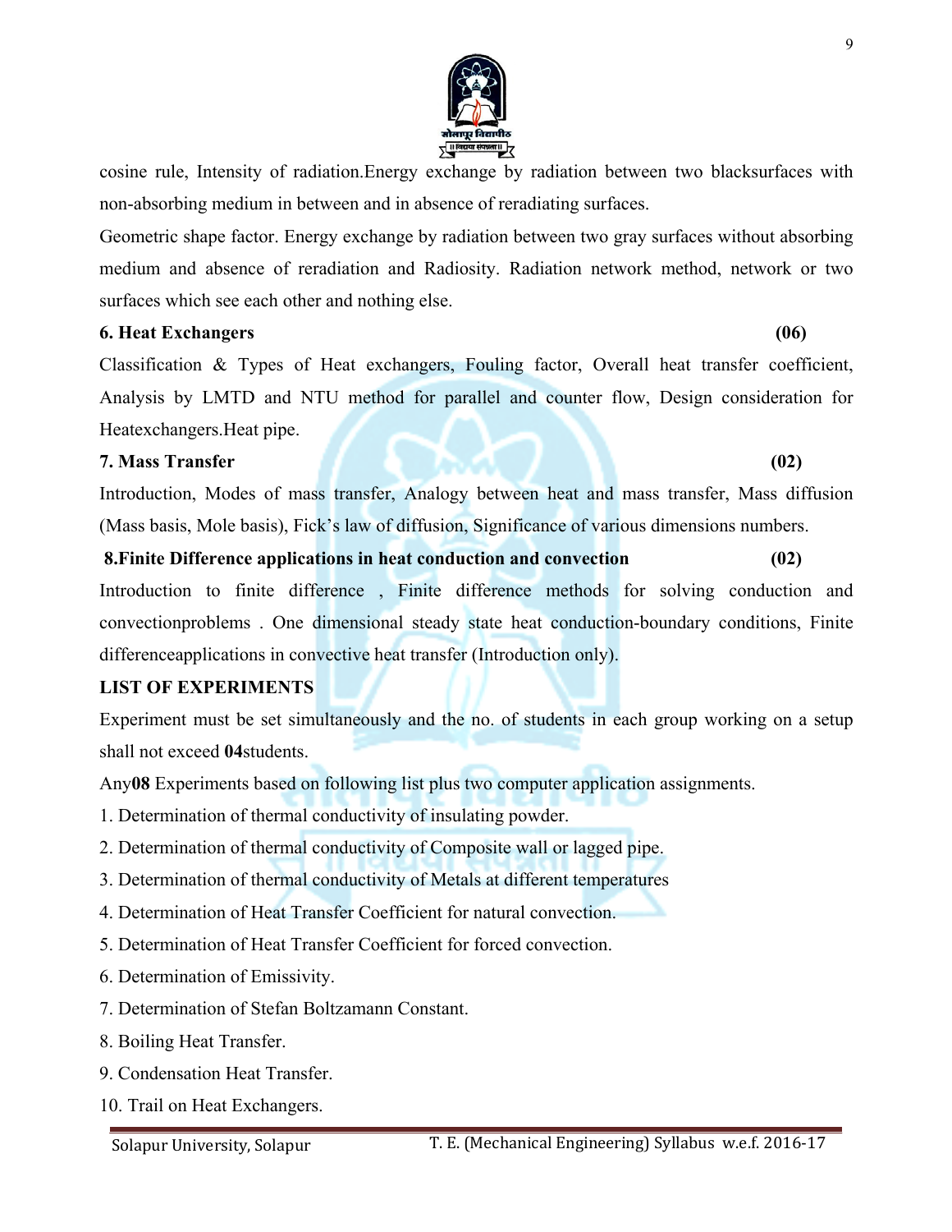cosine rule, Intensity of radiation.Energy exchange by radiation between two blacksurfaces with non-absorbing medium in between and in absence of reradiating surfaces.

Geometric shape factor. Energy exchange by radiation between two gray surfaces without absorbing medium and absence of reradiation and Radiosity. Radiation network method, network or two surfaces which see each other and nothing else.

**6. Heat Exchangers (06)**

Classification & Types of Heat exchangers, Fouling factor, Overall heat transfer coefficient, Analysis by LMTD and NTU method for parallel and counter flow, Design consideration for Heatexchangers.Heat pipe.

**7. Mass Transfer (02)**

Introduction, Modes of mass transfer, Analogy between heat and mass transfer, Mass diffusion (Mass basis, Mole basis), Fick's law of diffusion, Significance of various dimensions numbers.

**8.Finite Difference applications in heat conduction and convection (02)**

Introduction to finite difference , Finite difference methods for solving conduction and convectionproblems . One dimensional steady state heat conduction-boundary conditions, Finite differenceapplications in convective heat transfer (Introduction only).

**LIST OF EXPERIMENTS**

Experiment must be set simultaneously and the no. of students in each group working on a setup shall not exceed **04**students.

Any**08** Experiments based on following list plus two computer application assignments.

1. Determination of thermal conductivity of insulating powder.
2. Determination of thermal conductivity of Composite wall or lagged pipe.
3. Determination of thermal conductivity of Metals at different temperatures
4. Determination of Heat Transfer Coefficient for natural convection.
5. Determination of Heat Transfer Coefficient for forced convection.
6. Determination of Emissivity.
7. Determination of Stefan Boltzamann Constant.
8. Boiling Heat Transfer.
9. Condensation Heat Transfer.
10. Trail on Heat Exchangers.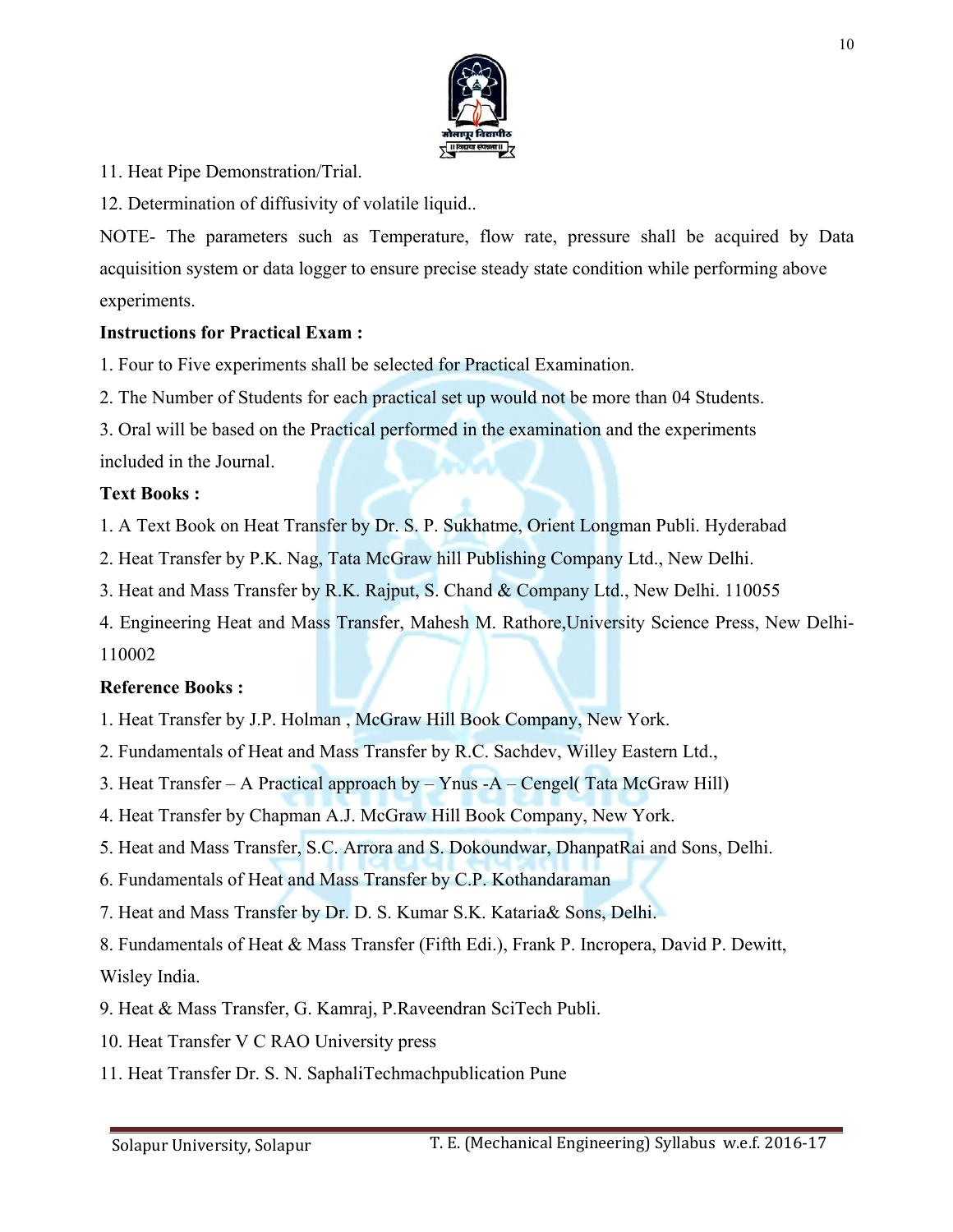11. Heat Pipe Demonstration/Trial.

12. Determination of diffusivity of volatile liquid..

NOTE- The parameters such as Temperature, flow rate, pressure shall be acquired by Data acquisition system or data logger to ensure precise steady state condition while performing above experiments.

**Instructions for Practical Exam :**

1. Four to Five experiments shall be selected for Practical Examination.
2. The Number of Students for each practical set up would not be more than 04 Students.
3. Oral will be based on the Practical performed in the examination and the experiments included in the Journal.

**Text Books :**

1. A Text Book on Heat Transfer by Dr. S. P. Sukhatme, Orient Longman Publi. Hyderabad
2. Heat Transfer by P.K. Nag, Tata McGraw hill Publishing Company Ltd., New Delhi.
3. Heat and Mass Transfer by R.K. Rajput, S. Chand & Company Ltd., New Delhi. 110055
4. Engineering Heat and Mass Transfer, Mahesh M. Rathore,University Science Press, New Delhi-110002

**Reference Books :**

1. Heat Transfer by J.P. Holman , McGraw Hill Book Company, New York.
2. Fundamentals of Heat and Mass Transfer by R.C. Sachdev, Willey Eastern Ltd.,
3. Heat Transfer – A Practical approach by – Ynus -A – Cengel( Tata McGraw Hill)
4. Heat Transfer by Chapman A.J. McGraw Hill Book Company, New York.
5. Heat and Mass Transfer, S.C. Arrora and S. Dokoundwar, DhanpatRai and Sons, Delhi.
6. Fundamentals of Heat and Mass Transfer by C.P. Kothandaraman
7. Heat and Mass Transfer by Dr. D. S. Kumar S.K. Kataria& Sons, Delhi.
8. Fundamentals of Heat & Mass Transfer (Fifth Edi.), Frank P. Incropera, David P. Dewitt, Wisley India.
9. Heat & Mass Transfer, G. Kamraj, P.Raveendran SciTech Publi.
10. Heat Transfer V C RAO University press
11. Heat Transfer Dr. S. N. SaphaliTechmachpublication Pune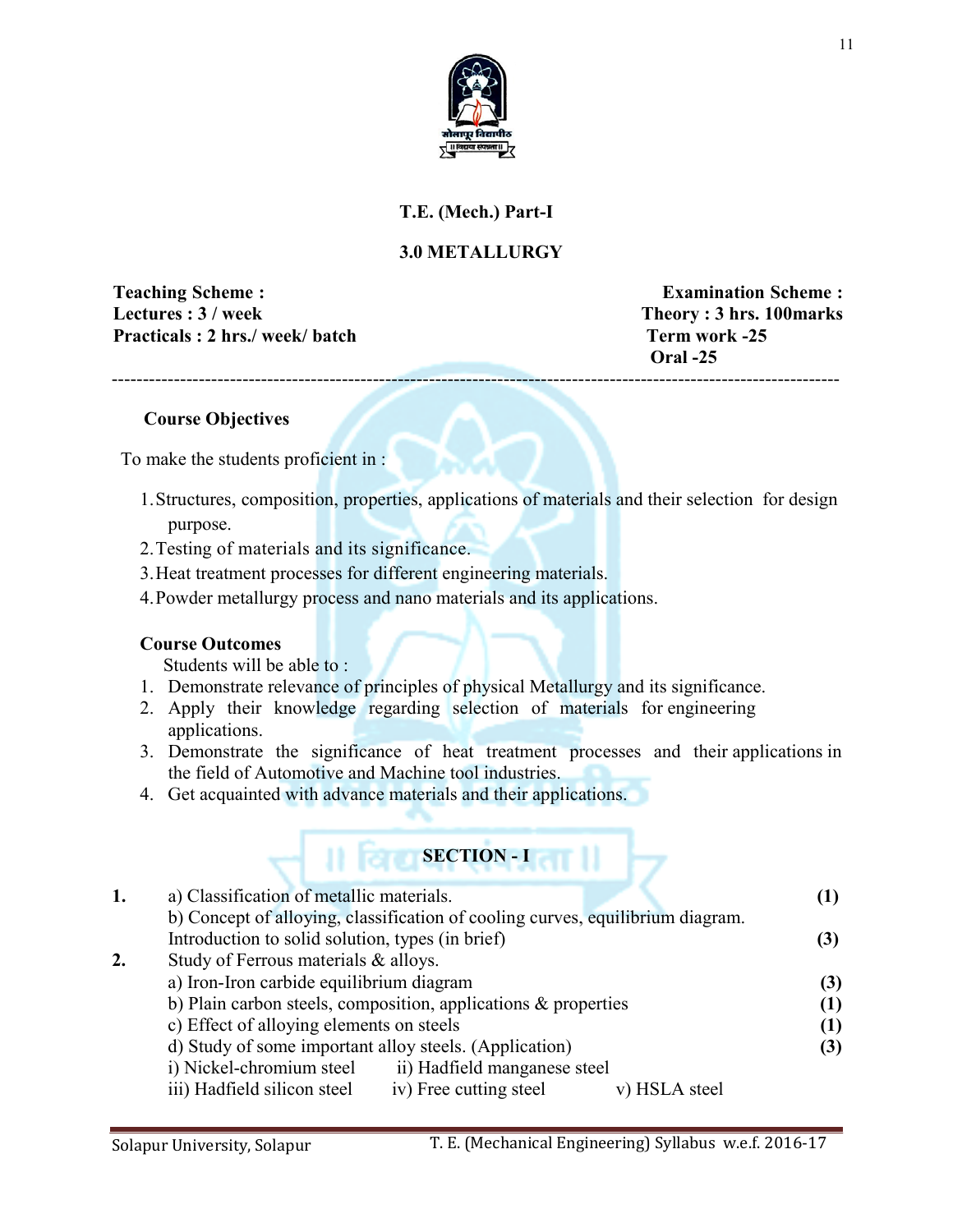**T.E. (Mech.) Part-I**

# 3.0 METALLURGY

**Teaching Scheme :**
**Lectures : 3 / week**
**Practicals : 2 hrs./ week/ batch**

**Examination Scheme :**
**Theory : 3 hrs. 100marks**
**Term work -25**
**Oral -25**

---

**Course Objectives**

To make the students proficient in :

1. Structures, composition, properties, applications of materials and their selection for design purpose.
2. Testing of materials and its significance.
3. Heat treatment processes for different engineering materials.
4. Powder metallurgy process and nano materials and its applications.

**Course Outcomes**

Students will be able to :

1. Demonstrate relevance of principles of physical Metallurgy and its significance.
2. Apply their knowledge regarding selection of materials for engineering applications.
3. Demonstrate the significance of heat treatment processes and their applications in the field of Automotive and Machine tool industries.
4. Get acquainted with advance materials and their applications.

## SECTION - I

| | | |
|---|---|---|
| **1.** | a) Classification of metallic materials. | **(1)** |
| | b) Concept of alloying, classification of cooling curves, equilibrium diagram. Introduction to solid solution, types (in brief) | **(3)** |
| **2.** | Study of Ferrous materials & alloys. | |
| | a) Iron-Iron carbide equilibrium diagram | **(3)** |
| | b) Plain carbon steels, composition, applications & properties | **(1)** |
| | c) Effect of alloying elements on steels | **(1)** |
| | d) Study of some important alloy steels. (Application) | **(3)** |
| | i) Nickel-chromium steel ii) Hadfield manganese steel iii) Hadfield silicon steel iv) Free cutting steel v) HSLA steel | |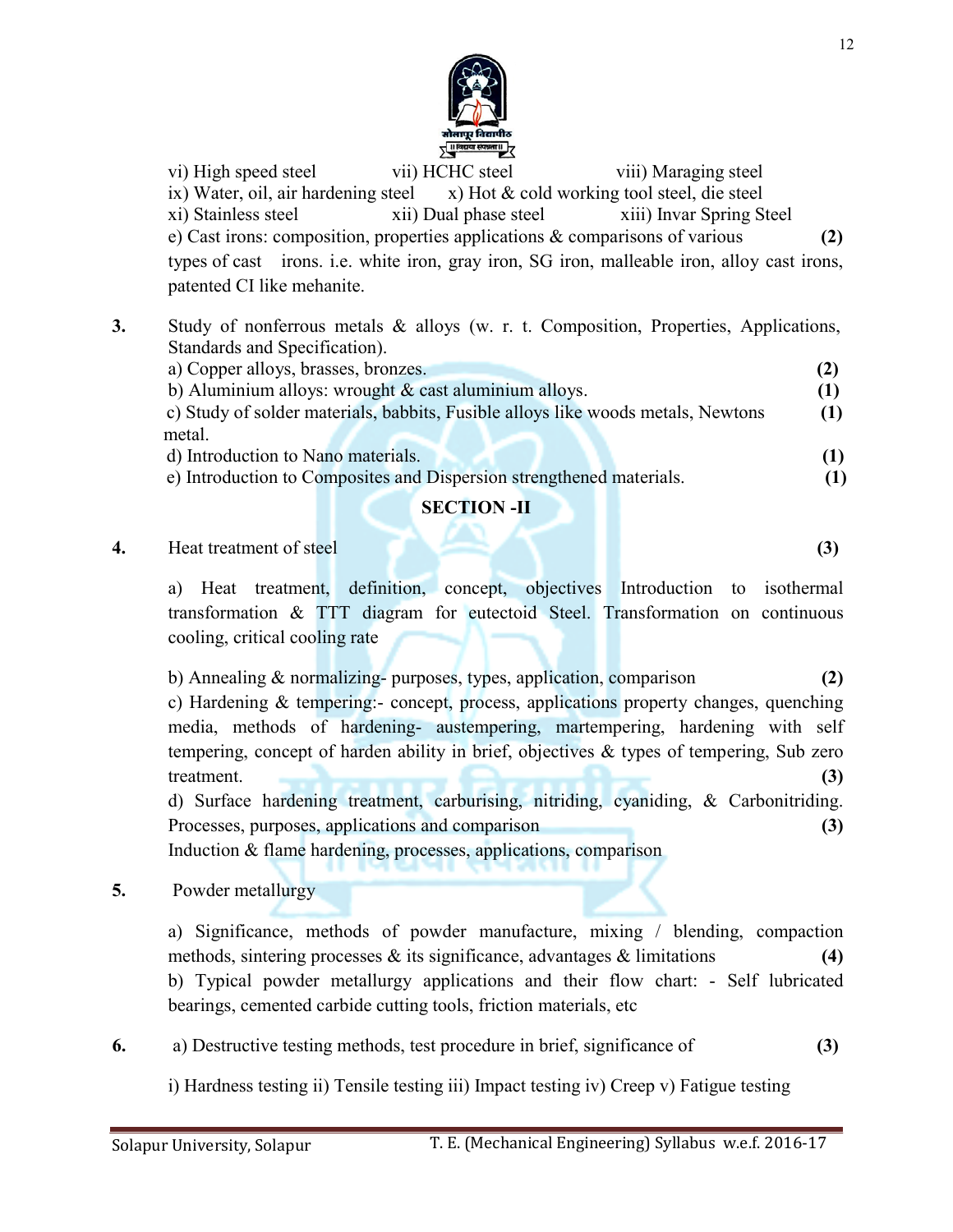vi) High speed steel vii) HCHC steel viii) Maraging steel
ix) Water, oil, air hardening steel x) Hot & cold working tool steel, die steel
xi) Stainless steel xii) Dual phase steel xiii) Invar Spring Steel

e) Cast irons: composition, properties applications & comparisons of various types of cast irons. i.e. white iron, gray iron, SG iron, malleable iron, alloy cast irons, patented CI like mehanite. **(2)**

**3.** Study of nonferrous metals & alloys (w. r. t. Composition, Properties, Applications, Standards and Specification).

a) Copper alloys, brasses, bronzes. **(2)**
b) Aluminium alloys: wrought & cast aluminium alloys. **(1)**
c) Study of solder materials, babbits, Fusible alloys like woods metals, Newtons metal. **(1)**
d) Introduction to Nano materials. **(1)**
e) Introduction to Composites and Dispersion strengthened materials. **(1)**

## SECTION -II

**4.** Heat treatment of steel **(3)**

a) Heat treatment, definition, concept, objectives Introduction to isothermal transformation & TTT diagram for eutectoid Steel. Transformation on continuous cooling, critical cooling rate

b) Annealing & normalizing- purposes, types, application, comparison **(2)**
c) Hardening & tempering:- concept, process, applications property changes, quenching media, methods of hardening- austempering, martempering, hardening with self tempering, concept of harden ability in brief, objectives & types of tempering, Sub zero treatment. **(3)**
d) Surface hardening treatment, carburising, nitriding, cyaniding, & Carbonitriding. Processes, purposes, applications and comparison **(3)**
Induction & flame hardening, processes, applications, comparison

**5.** Powder metallurgy

a) Significance, methods of powder manufacture, mixing / blending, compaction methods, sintering processes & its significance, advantages & limitations **(4)**
b) Typical powder metallurgy applications and their flow chart: - Self lubricated bearings, cemented carbide cutting tools, friction materials, etc

**6.** a) Destructive testing methods, test procedure in brief, significance of **(3)**

i) Hardness testing ii) Tensile testing iii) Impact testing iv) Creep v) Fatigue testing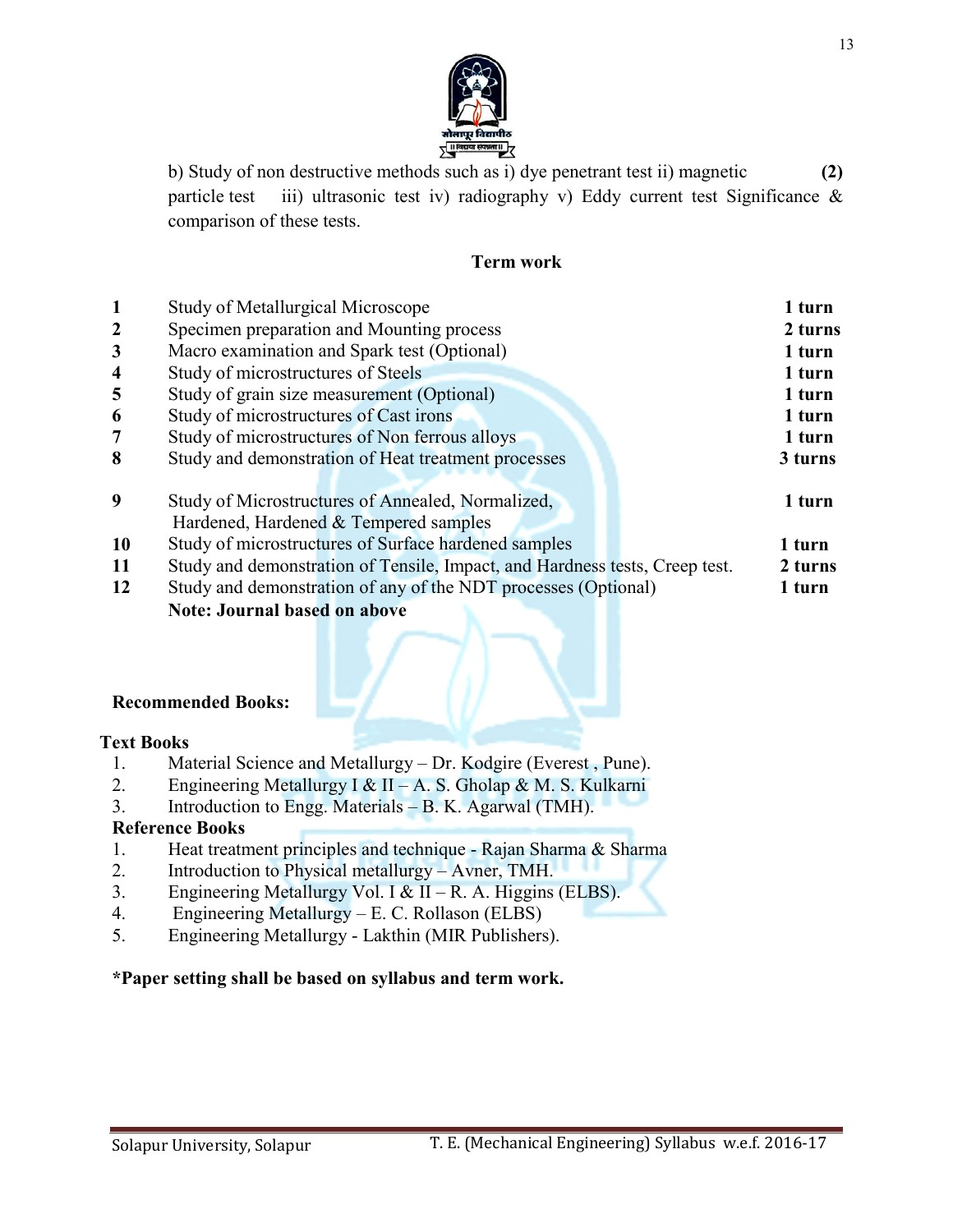b) Study of non destructive methods such as i) dye penetrant test ii) magnetic particle test iii) ultrasonic test iv) radiography v) Eddy current test Significance & comparison of these tests. **(2)**

## Term work

| | | |
|---|---|---|
| **1** | Study of Metallurgical Microscope | **1 turn** |
| **2** | Specimen preparation and Mounting process | **2 turns** |
| **3** | Macro examination and Spark test (Optional) | **1 turn** |
| **4** | Study of microstructures of Steels | **1 turn** |
| **5** | Study of grain size measurement (Optional) | **1 turn** |
| **6** | Study of microstructures of Cast irons | **1 turn** |
| **7** | Study of microstructures of Non ferrous alloys | **1 turn** |
| **8** | Study and demonstration of Heat treatment processes | **3 turns** |
| **9** | Study of Microstructures of Annealed, Normalized, Hardened, Hardened & Tempered samples | **1 turn** |
| **10** | Study of microstructures of Surface hardened samples | **1 turn** |
| **11** | Study and demonstration of Tensile, Impact, and Hardness tests, Creep test. | **2 turns** |
| **12** | Study and demonstration of any of the NDT processes (Optional) | **1 turn** |

**Note: Journal based on above**

**Recommended Books:**

**Text Books**

1. Material Science and Metallurgy – Dr. Kodgire (Everest , Pune).
2. Engineering Metallurgy I & II – A. S. Gholap & M. S. Kulkarni
3. Introduction to Engg. Materials – B. K. Agarwal (TMH).

**Reference Books**

1. Heat treatment principles and technique - Rajan Sharma & Sharma
2. Introduction to Physical metallurgy – Avner, TMH.
3. Engineering Metallurgy Vol. I & II – R. A. Higgins (ELBS).
4. Engineering Metallurgy – E. C. Rollason (ELBS)
5. Engineering Metallurgy - Lakthin (MIR Publishers).

**\*Paper setting shall be based on syllabus and term work.**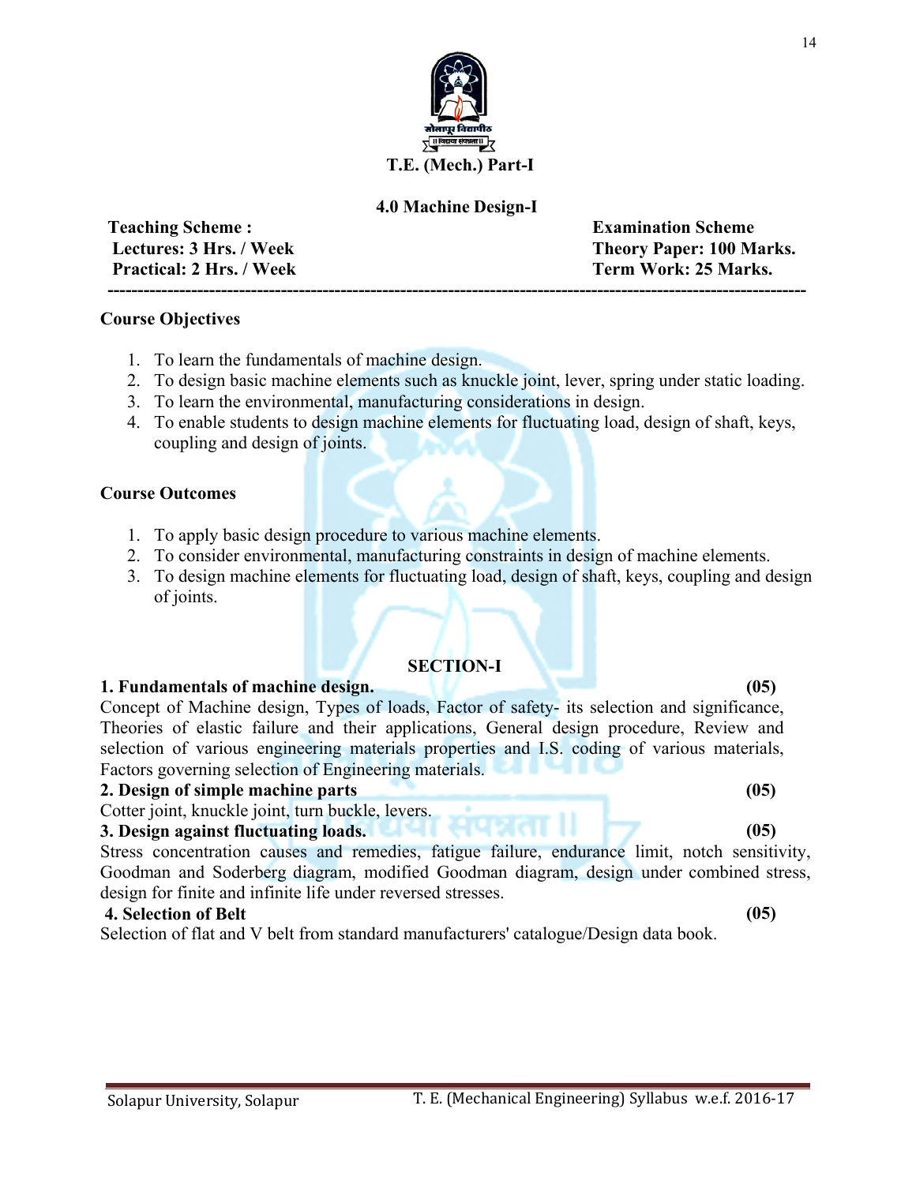## T.E. (Mech.) Part-I

### 4.0 Machine Design-I

| | |
|---|---|
| **Teaching Scheme :** | **Examination Scheme** |
| **Lectures: 3 Hrs. / Week** | **Theory Paper: 100 Marks.** |
| **Practical: 2 Hrs. / Week** | **Term Work: 25 Marks.** |

---

**Course Objectives**

1. To learn the fundamentals of machine design.
2. To design basic machine elements such as knuckle joint, lever, spring under static loading.
3. To learn the environmental, manufacturing considerations in design.
4. To enable students to design machine elements for fluctuating load, design of shaft, keys, coupling and design of joints.

**Course Outcomes**

1. To apply basic design procedure to various machine elements.
2. To consider environmental, manufacturing constraints in design of machine elements.
3. To design machine elements for fluctuating load, design of shaft, keys, coupling and design of joints.

### SECTION-I

**1. Fundamentals of machine design. (05)**

Concept of Machine design, Types of loads, Factor of safety- its selection and significance, Theories of elastic failure and their applications, General design procedure, Review and selection of various engineering materials properties and I.S. coding of various materials, Factors governing selection of Engineering materials.

**2. Design of simple machine parts (05)**

Cotter joint, knuckle joint, turn buckle, levers.

**3. Design against fluctuating loads. (05)**

Stress concentration causes and remedies, fatigue failure, endurance limit, notch sensitivity, Goodman and Soderberg diagram, modified Goodman diagram, design under combined stress, design for finite and infinite life under reversed stresses.

**4. Selection of Belt (05)**

Selection of flat and V belt from standard manufacturers' catalogue/Design data book.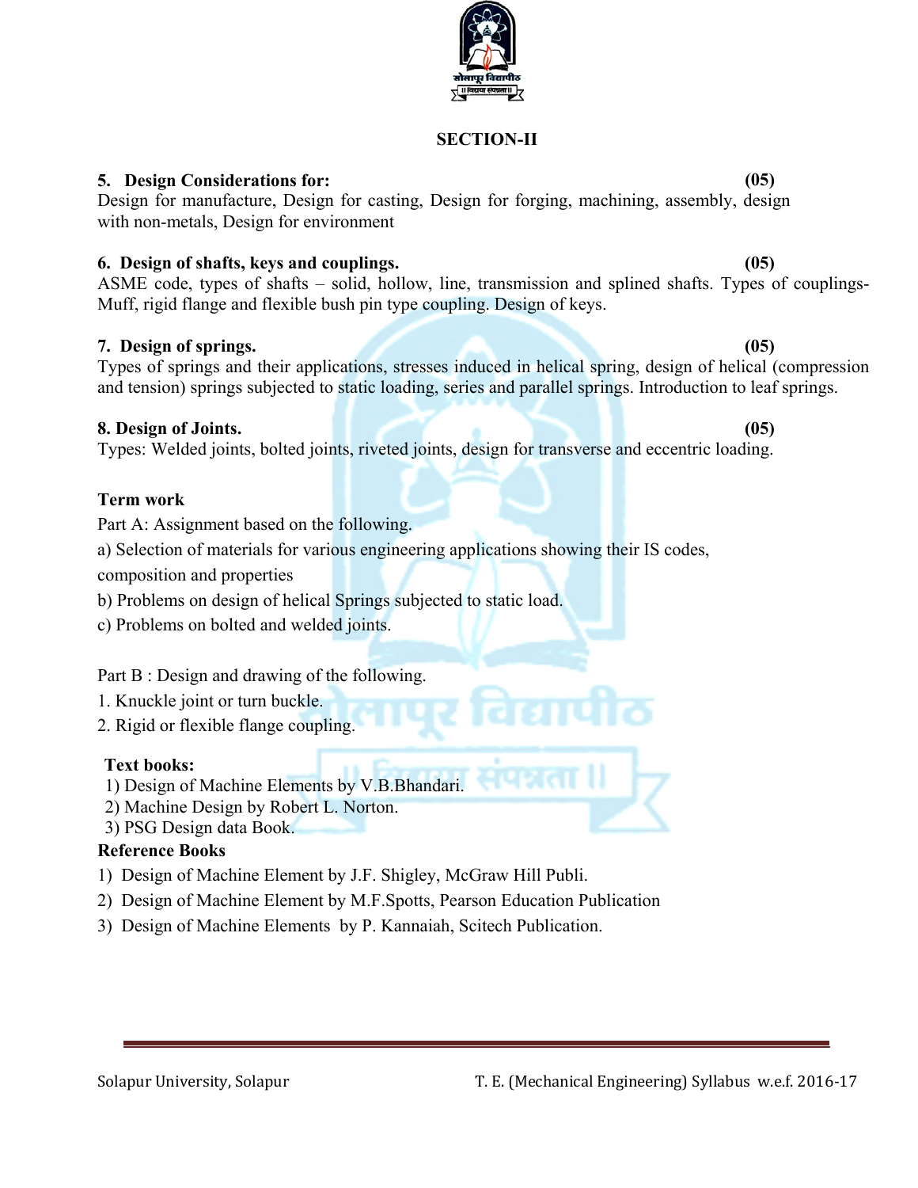## SECTION-II

**5. Design Considerations for: (05)**

Design for manufacture, Design for casting, Design for forging, machining, assembly, design with non-metals, Design for environment

**6. Design of shafts, keys and couplings. (05)**

ASME code, types of shafts – solid, hollow, line, transmission and splined shafts. Types of couplings-Muff, rigid flange and flexible bush pin type coupling. Design of keys.

**7. Design of springs. (05)**

Types of springs and their applications, stresses induced in helical spring, design of helical (compression and tension) springs subjected to static loading, series and parallel springs. Introduction to leaf springs.

**8. Design of Joints. (05)**

Types: Welded joints, bolted joints, riveted joints, design for transverse and eccentric loading.

**Term work**

Part A: Assignment based on the following.

a) Selection of materials for various engineering applications showing their IS codes, composition and properties

b) Problems on design of helical Springs subjected to static load.

c) Problems on bolted and welded joints.

Part B : Design and drawing of the following.

1. Knuckle joint or turn buckle.
2. Rigid or flexible flange coupling.

**Text books:**

1) Design of Machine Elements by V.B.Bhandari.
2) Machine Design by Robert L. Norton.
3) PSG Design data Book.

**Reference Books**

1) Design of Machine Element by J.F. Shigley, McGraw Hill Publi.
2) Design of Machine Element by M.F.Spotts, Pearson Education Publication
3) Design of Machine Elements by P. Kannaiah, Scitech Publication.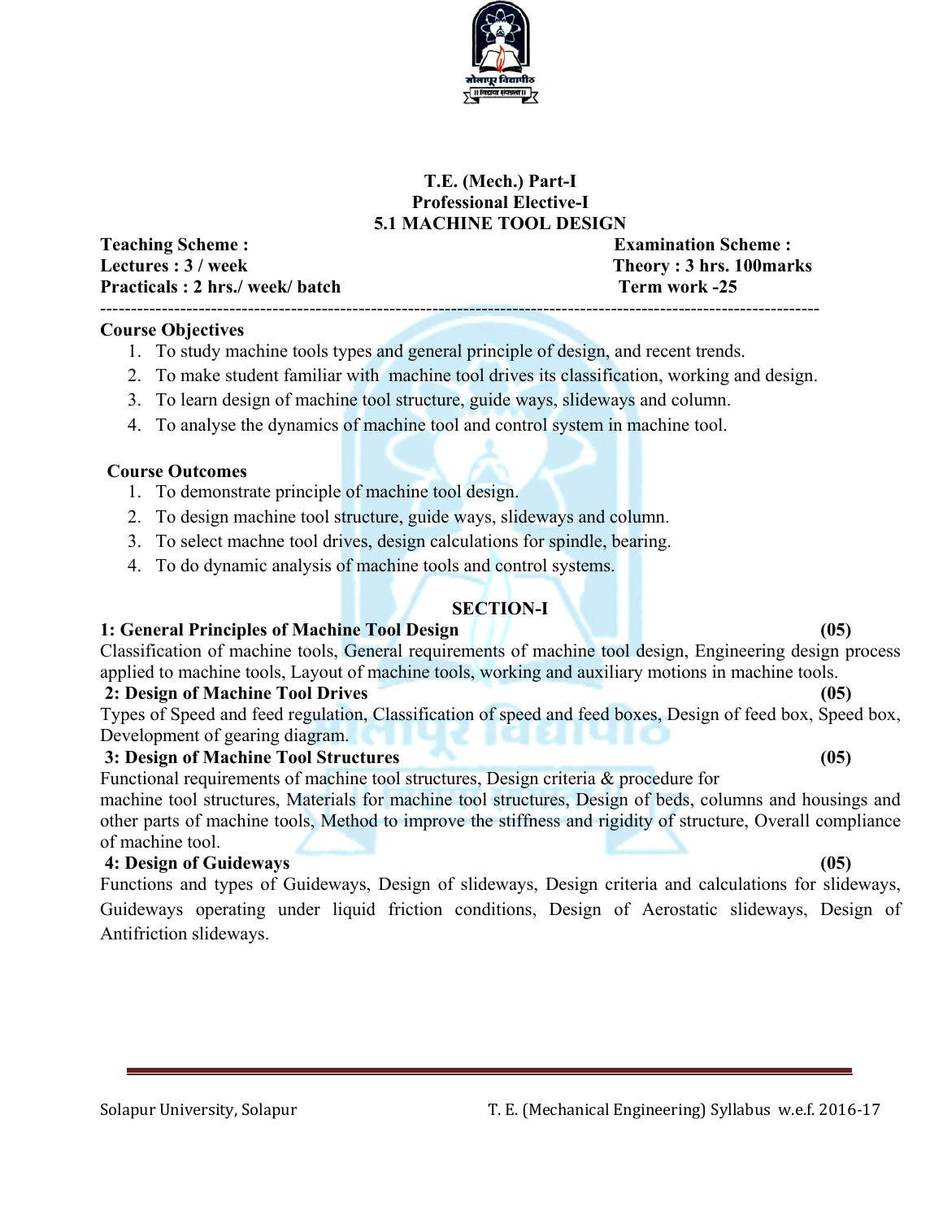**T.E. (Mech.) Part-I**
**Professional Elective-I**
**5.1 MACHINE TOOL DESIGN**

| | |
|---|---|
| **Teaching Scheme :** | **Examination Scheme :** |
| **Lectures : 3 / week** | **Theory : 3 hrs. 100marks** |
| **Practicals : 2 hrs./ week/ batch** | **Term work -25** |

---

### Course Objectives

1. To study machine tools types and general principle of design, and recent trends.
2. To make student familiar with machine tool drives its classification, working and design.
3. To learn design of machine tool structure, guide ways, slideways and column.
4. To analyse the dynamics of machine tool and control system in machine tool.

### Course Outcomes

1. To demonstrate principle of machine tool design.
2. To design machine tool structure, guide ways, slideways and column.
3. To select machne tool drives, design calculations for spindle, bearing.
4. To do dynamic analysis of machine tools and control systems.

## SECTION-I

**1: General Principles of Machine Tool Design (05)**

Classification of machine tools, General requirements of machine tool design, Engineering design process applied to machine tools, Layout of machine tools, working and auxiliary motions in machine tools.

**2: Design of Machine Tool Drives (05)**

Types of Speed and feed regulation, Classification of speed and feed boxes, Design of feed box, Speed box, Development of gearing diagram.

**3: Design of Machine Tool Structures (05)**

Functional requirements of machine tool structures, Design criteria & procedure for machine tool structures, Materials for machine tool structures, Design of beds, columns and housings and other parts of machine tools, Method to improve the stiffness and rigidity of structure, Overall compliance of machine tool.

**4: Design of Guideways (05)**

Functions and types of Guideways, Design of slideways, Design criteria and calculations for slideways, Guideways operating under liquid friction conditions, Design of Aerostatic slideways, Design of Antifriction slideways.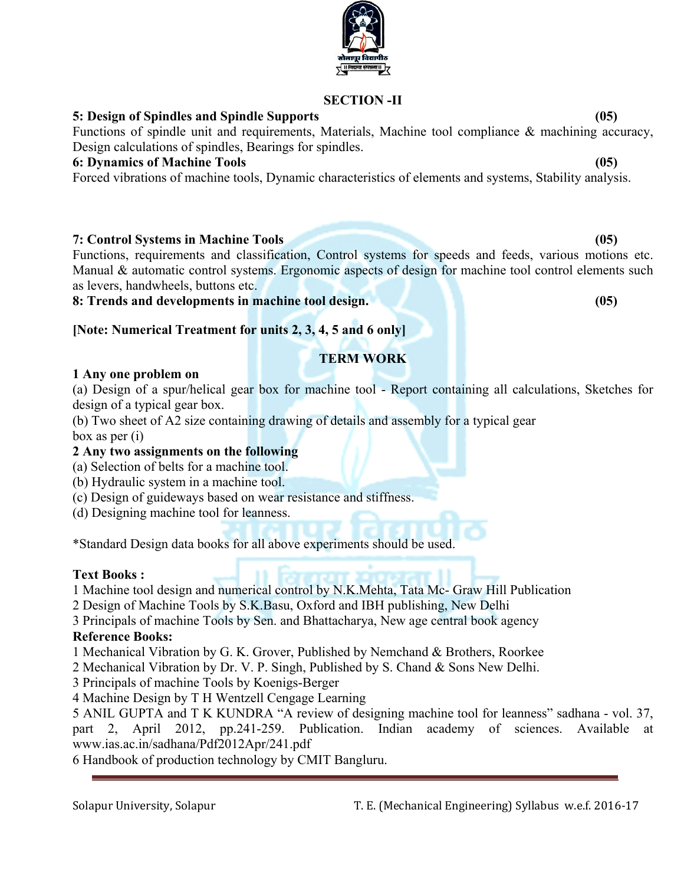## SECTION -II

**5: Design of Spindles and Spindle Supports (05)**

Functions of spindle unit and requirements, Materials, Machine tool compliance & machining accuracy, Design calculations of spindles, Bearings for spindles.

**6: Dynamics of Machine Tools (05)**

Forced vibrations of machine tools, Dynamic characteristics of elements and systems, Stability analysis.

**7: Control Systems in Machine Tools (05)**

Functions, requirements and classification, Control systems for speeds and feeds, various motions etc. Manual & automatic control systems. Ergonomic aspects of design for machine tool control elements such as levers, handwheels, buttons etc.

**8: Trends and developments in machine tool design. (05)**

**[Note: Numerical Treatment for units 2, 3, 4, 5 and 6 only]**

## TERM WORK

**1 Any one problem on**

(a) Design of a spur/helical gear box for machine tool - Report containing all calculations, Sketches for design of a typical gear box.

(b) Two sheet of A2 size containing drawing of details and assembly for a typical gear box as per (i)

**2 Any two assignments on the following**

(a) Selection of belts for a machine tool.
(b) Hydraulic system in a machine tool.
(c) Design of guideways based on wear resistance and stiffness.
(d) Designing machine tool for leanness.

*Standard Design data books for all above experiments should be used.

**Text Books :**

1 Machine tool design and numerical control by N.K.Mehta, Tata Mc- Graw Hill Publication
2 Design of Machine Tools by S.K.Basu, Oxford and IBH publishing, New Delhi
3 Principals of machine Tools by Sen. and Bhattacharya, New age central book agency

**Reference Books:**

1 Mechanical Vibration by G. K. Grover, Published by Nemchand & Brothers, Roorkee
2 Mechanical Vibration by Dr. V. P. Singh, Published by S. Chand & Sons New Delhi.
3 Principals of machine Tools by Koenigs-Berger
4 Machine Design by T H Wentzell Cengage Learning
5 ANIL GUPTA and T K KUNDRA "A review of designing machine tool for leanness" sadhana - vol. 37, part 2, April 2012, pp.241-259. Publication. Indian academy of sciences. Available at www.ias.ac.in/sadhana/Pdf2012Apr/241.pdf
6 Handbook of production technology by CMIT Bangluru.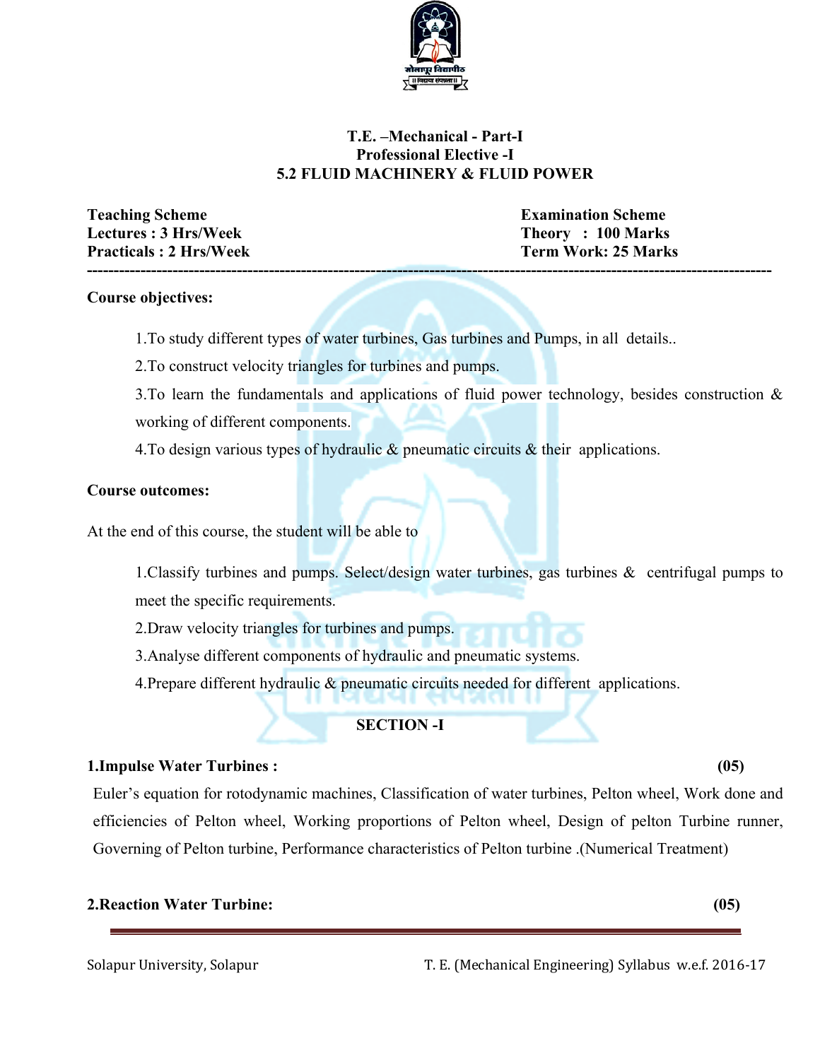**T.E. –Mechanical - Part-I**
**Professional Elective -I**
**5.2 FLUID MACHINERY & FLUID POWER**

| | |
|---|---|
| **Teaching Scheme** | **Examination Scheme** |
| **Lectures : 3 Hrs/Week** | **Theory : 100 Marks** |
| **Practicals : 2 Hrs/Week** | **Term Work: 25 Marks** |

---

**Course objectives:**

1. To study different types of water turbines, Gas turbines and Pumps, in all details..
2. To construct velocity triangles for turbines and pumps.
3. To learn the fundamentals and applications of fluid power technology, besides construction & working of different components.
4. To design various types of hydraulic & pneumatic circuits & their applications.

**Course outcomes:**

At the end of this course, the student will be able to

1. Classify turbines and pumps. Select/design water turbines, gas turbines & centrifugal pumps to meet the specific requirements.
2. Draw velocity triangles for turbines and pumps.
3. Analyse different components of hydraulic and pneumatic systems.
4. Prepare different hydraulic & pneumatic circuits needed for different applications.

**SECTION -I**

**1.Impulse Water Turbines : (05)**

Euler's equation for rotodynamic machines, Classification of water turbines, Pelton wheel, Work done and efficiencies of Pelton wheel, Working proportions of Pelton wheel, Design of pelton Turbine runner, Governing of Pelton turbine, Performance characteristics of Pelton turbine .(Numerical Treatment)

**2.Reaction Water Turbine: (05)**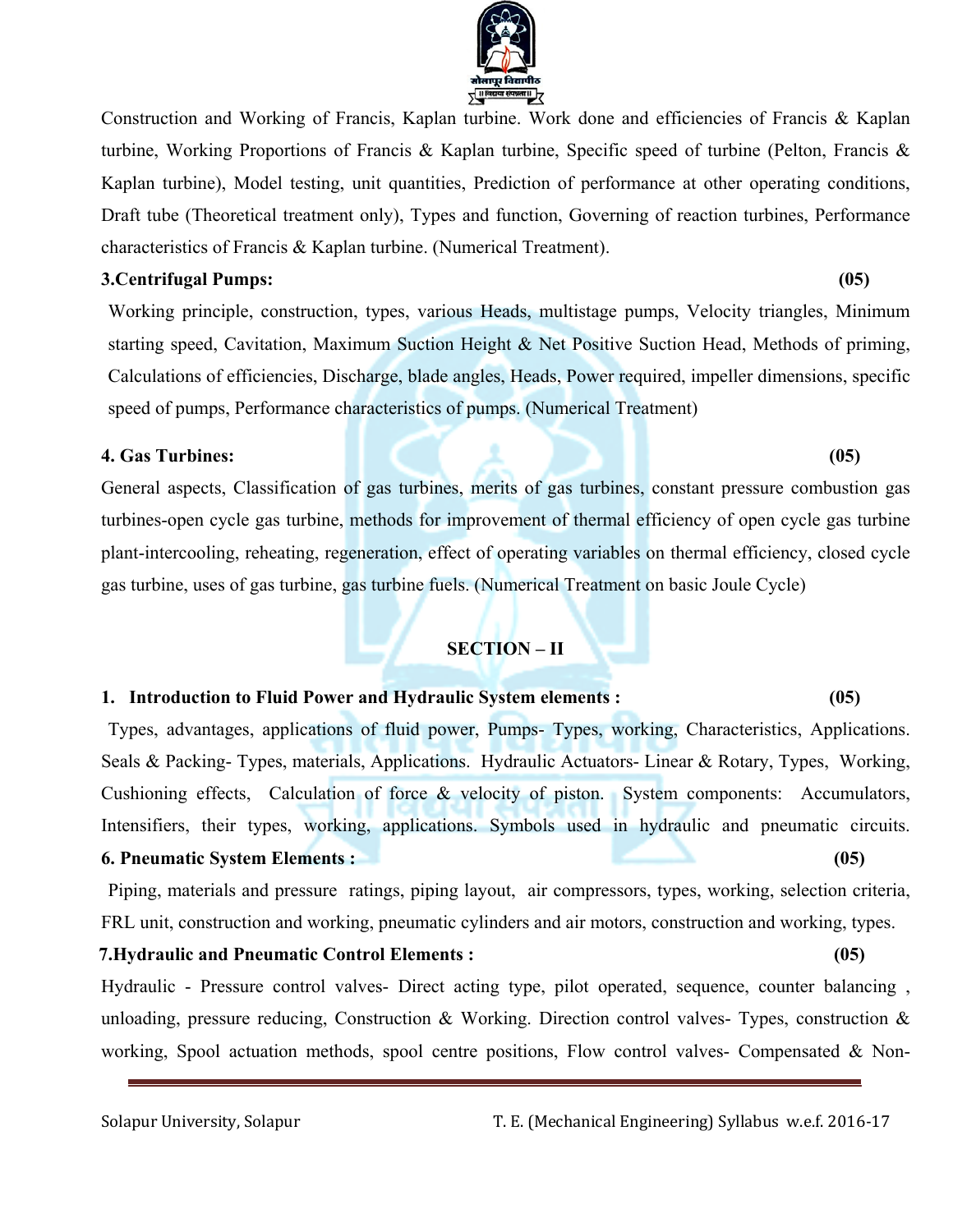Construction and Working of Francis, Kaplan turbine. Work done and efficiencies of Francis & Kaplan turbine, Working Proportions of Francis & Kaplan turbine, Specific speed of turbine (Pelton, Francis & Kaplan turbine), Model testing, unit quantities, Prediction of performance at other operating conditions, Draft tube (Theoretical treatment only), Types and function, Governing of reaction turbines, Performance characteristics of Francis & Kaplan turbine. (Numerical Treatment).

**3.Centrifugal Pumps: (05)**

Working principle, construction, types, various Heads, multistage pumps, Velocity triangles, Minimum starting speed, Cavitation, Maximum Suction Height & Net Positive Suction Head, Methods of priming, Calculations of efficiencies, Discharge, blade angles, Heads, Power required, impeller dimensions, specific speed of pumps, Performance characteristics of pumps. (Numerical Treatment)

**4. Gas Turbines: (05)**

General aspects, Classification of gas turbines, merits of gas turbines, constant pressure combustion gas turbines-open cycle gas turbine, methods for improvement of thermal efficiency of open cycle gas turbine plant-intercooling, reheating, regeneration, effect of operating variables on thermal efficiency, closed cycle gas turbine, uses of gas turbine, gas turbine fuels. (Numerical Treatment on basic Joule Cycle)

## SECTION – II

**1. Introduction to Fluid Power and Hydraulic System elements : (05)**

Types, advantages, applications of fluid power, Pumps- Types, working, Characteristics, Applications. Seals & Packing- Types, materials, Applications. Hydraulic Actuators- Linear & Rotary, Types, Working, Cushioning effects, Calculation of force & velocity of piston. System components: Accumulators, Intensifiers, their types, working, applications. Symbols used in hydraulic and pneumatic circuits.

**6. Pneumatic System Elements : (05)**

Piping, materials and pressure ratings, piping layout, air compressors, types, working, selection criteria, FRL unit, construction and working, pneumatic cylinders and air motors, construction and working, types.

**7.Hydraulic and Pneumatic Control Elements : (05)**

Hydraulic - Pressure control valves- Direct acting type, pilot operated, sequence, counter balancing , unloading, pressure reducing, Construction & Working. Direction control valves- Types, construction & working, Spool actuation methods, spool centre positions, Flow control valves- Compensated & Non-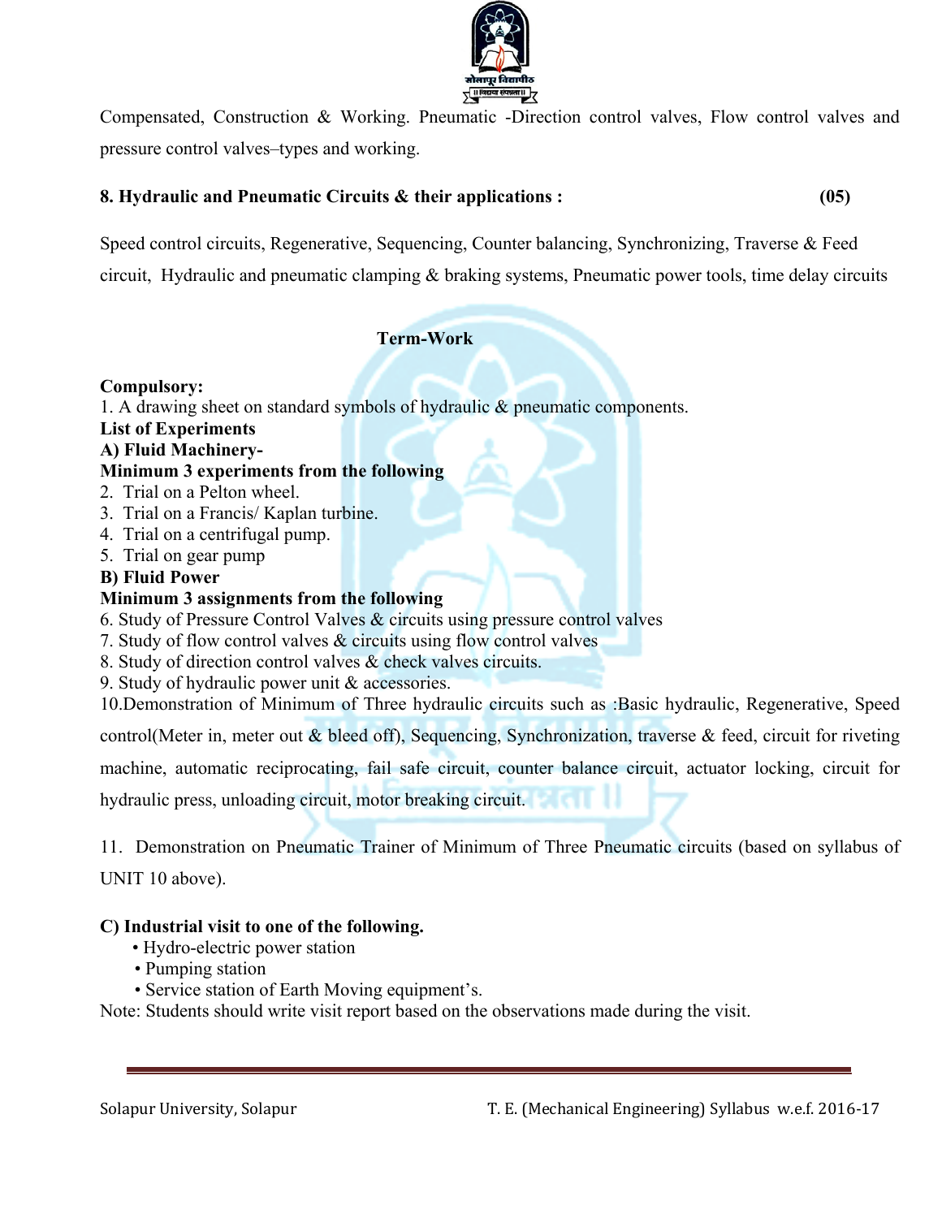Compensated, Construction & Working. Pneumatic -Direction control valves, Flow control valves and pressure control valves–types and working.

**8. Hydraulic and Pneumatic Circuits & their applications : (05)**

Speed control circuits, Regenerative, Sequencing, Counter balancing, Synchronizing, Traverse & Feed circuit, Hydraulic and pneumatic clamping & braking systems, Pneumatic power tools, time delay circuits

## Term-Work

**Compulsory:**

1. A drawing sheet on standard symbols of hydraulic & pneumatic components.

**List of Experiments**

**A) Fluid Machinery-**

**Minimum 3 experiments from the following**

2. Trial on a Pelton wheel.
3. Trial on a Francis/ Kaplan turbine.
4. Trial on a centrifugal pump.
5. Trial on gear pump

**B) Fluid Power**

**Minimum 3 assignments from the following**

6. Study of Pressure Control Valves & circuits using pressure control valves
7. Study of flow control valves & circuits using flow control valves
8. Study of direction control valves & check valves circuits.
9. Study of hydraulic power unit & accessories.
10. Demonstration of Minimum of Three hydraulic circuits such as :Basic hydraulic, Regenerative, Speed control(Meter in, meter out & bleed off), Sequencing, Synchronization, traverse & feed, circuit for riveting machine, automatic reciprocating, fail safe circuit, counter balance circuit, actuator locking, circuit for hydraulic press, unloading circuit, motor breaking circuit.
11. Demonstration on Pneumatic Trainer of Minimum of Three Pneumatic circuits (based on syllabus of UNIT 10 above).

**C) Industrial visit to one of the following.**

- Hydro-electric power station
- Pumping station
- Service station of Earth Moving equipment's.

Note: Students should write visit report based on the observations made during the visit.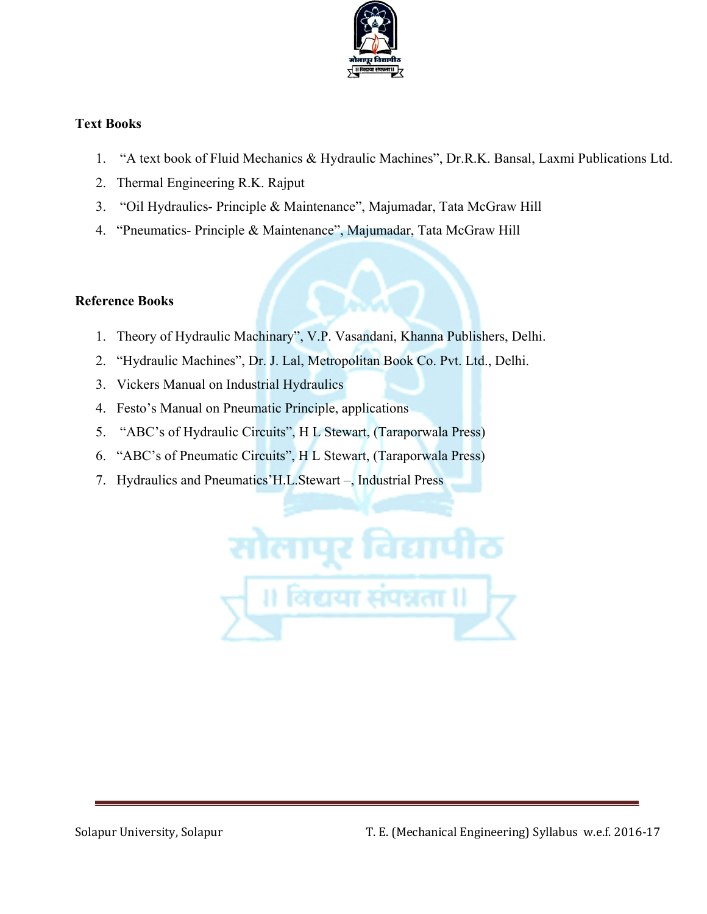### Text Books

1. "A text book of Fluid Mechanics & Hydraulic Machines", Dr.R.K. Bansal, Laxmi Publications Ltd.
2. Thermal Engineering R.K. Rajput
3. "Oil Hydraulics- Principle & Maintenance", Majumadar, Tata McGraw Hill
4. "Pneumatics- Principle & Maintenance", Majumadar, Tata McGraw Hill

### Reference Books

1. Theory of Hydraulic Machinary", V.P. Vasandani, Khanna Publishers, Delhi.
2. "Hydraulic Machines", Dr. J. Lal, Metropolitan Book Co. Pvt. Ltd., Delhi.
3. Vickers Manual on Industrial Hydraulics
4. Festo's Manual on Pneumatic Principle, applications
5. "ABC's of Hydraulic Circuits", H L Stewart, (Taraporwala Press)
6. "ABC's of Pneumatic Circuits", H L Stewart, (Taraporwala Press)
7. Hydraulics and Pneumatics'H.L.Stewart –, Industrial Press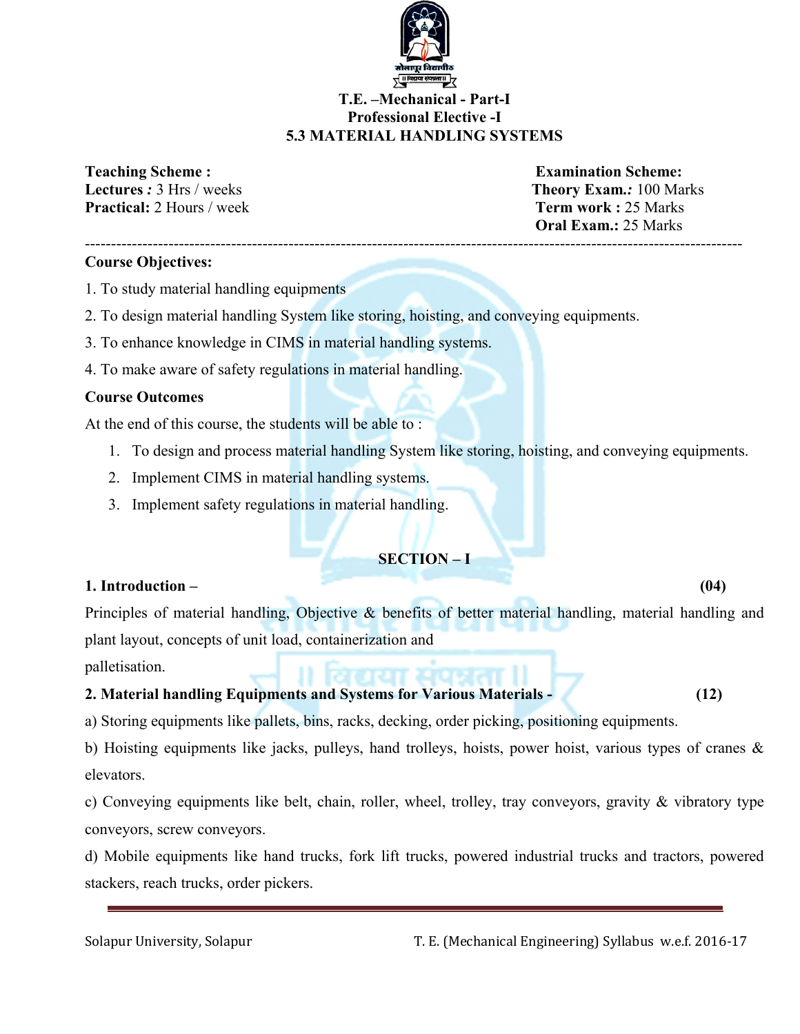## T.E. –Mechanical - Part-I
## Professional Elective -I
## 5.3 MATERIAL HANDLING SYSTEMS

**Teaching Scheme :**
**Lectures *:*** 3 Hrs / weeks
**Practical:** 2 Hours / week

**Examination Scheme:**
**Theory Exam.*:*** 100 Marks
**Term work :** 25 Marks
**Oral Exam.:** 25 Marks

---

**Course Objectives:**

1. To study material handling equipments
2. To design material handling System like storing, hoisting, and conveying equipments.
3. To enhance knowledge in CIMS in material handling systems.
4. To make aware of safety regulations in material handling.

**Course Outcomes**

At the end of this course, the students will be able to :

1. To design and process material handling System like storing, hoisting, and conveying equipments.
2. Implement CIMS in material handling systems.
3. Implement safety regulations in material handling.

### SECTION – I

**1. Introduction – (04)**

Principles of material handling, Objective & benefits of better material handling, material handling and plant layout, concepts of unit load, containerization and palletisation.

**2. Material handling Equipments and Systems for Various Materials - (12)**

a) Storing equipments like pallets, bins, racks, decking, order picking, positioning equipments.

b) Hoisting equipments like jacks, pulleys, hand trolleys, hoists, power hoist, various types of cranes & elevators.

c) Conveying equipments like belt, chain, roller, wheel, trolley, tray conveyors, gravity & vibratory type conveyors, screw conveyors.

d) Mobile equipments like hand trucks, fork lift trucks, powered industrial trucks and tractors, powered stackers, reach trucks, order pickers.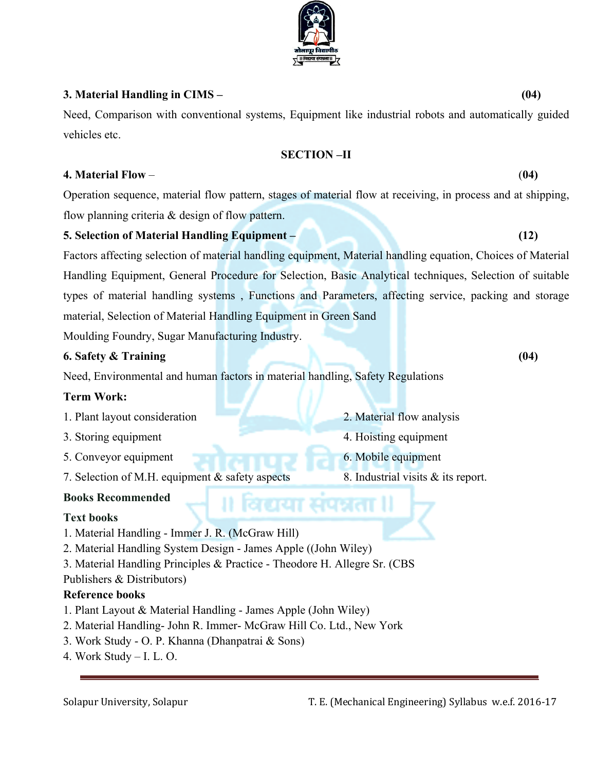**3. Material Handling in CIMS – (04)**

Need, Comparison with conventional systems, Equipment like industrial robots and automatically guided vehicles etc.

**SECTION –II**

**4. Material Flow** – **(04)**

Operation sequence, material flow pattern, stages of material flow at receiving, in process and at shipping, flow planning criteria & design of flow pattern.

**5. Selection of Material Handling Equipment – (12)**

Factors affecting selection of material handling equipment, Material handling equation, Choices of Material Handling Equipment, General Procedure for Selection, Basic Analytical techniques, Selection of suitable types of material handling systems , Functions and Parameters, affecting service, packing and storage material, Selection of Material Handling Equipment in Green Sand

Moulding Foundry, Sugar Manufacturing Industry.

**6. Safety & Training (04)**

Need, Environmental and human factors in material handling, Safety Regulations

**Term Work:**

1. Plant layout consideration
2. Material flow analysis
3. Storing equipment
4. Hoisting equipment
5. Conveyor equipment
6. Mobile equipment
7. Selection of M.H. equipment & safety aspects
8. Industrial visits & its report.

**Books Recommended**

**Text books**

1. Material Handling - Immer J. R. (McGraw Hill)
2. Material Handling System Design - James Apple ((John Wiley)
3. Material Handling Principles & Practice - Theodore H. Allegre Sr. (CBS Publishers & Distributors)

**Reference books**

1. Plant Layout & Material Handling - James Apple (John Wiley)
2. Material Handling- John R. Immer- McGraw Hill Co. Ltd., New York
3. Work Study - O. P. Khanna (Dhanpatrai & Sons)
4. Work Study – I. L. O.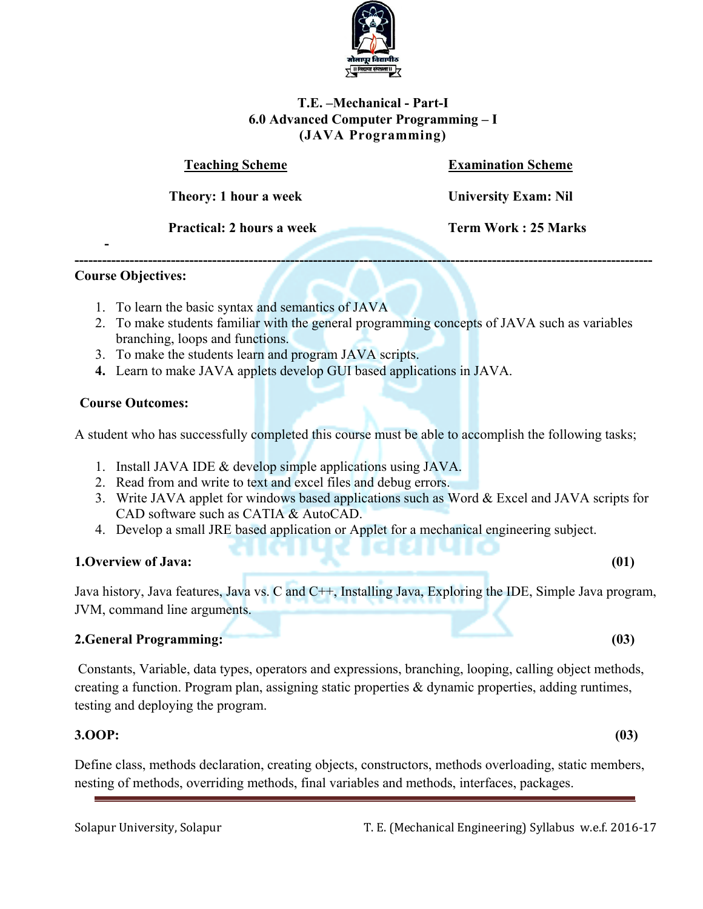## T.E. –Mechanical - Part-I
## 6.0 Advanced Computer Programming – I
## (JAVA Programming)

| **Teaching Scheme** | **Examination Scheme** |
|---|---|
| **Theory: 1 hour a week** | **University Exam: Nil** |
| **Practical: 2 hours a week** | **Term Work : 25 Marks** |

-

---

**Course Objectives:**

1. To learn the basic syntax and semantics of JAVA
2. To make students familiar with the general programming concepts of JAVA such as variables branching, loops and functions.
3. To make the students learn and program JAVA scripts.
4. Learn to make JAVA applets develop GUI based applications in JAVA.

**Course Outcomes:**

A student who has successfully completed this course must be able to accomplish the following tasks;

1. Install JAVA IDE & develop simple applications using JAVA.
2. Read from and write to text and excel files and debug errors.
3. Write JAVA applet for windows based applications such as Word & Excel and JAVA scripts for CAD software such as CATIA & AutoCAD.
4. Develop a small JRE based application or Applet for a mechanical engineering subject.

**1.Overview of Java: (01)**

Java history, Java features, Java vs. C and C++, Installing Java, Exploring the IDE, Simple Java program, JVM, command line arguments.

**2.General Programming: (03)**

Constants, Variable, data types, operators and expressions, branching, looping, calling object methods, creating a function. Program plan, assigning static properties & dynamic properties, adding runtimes, testing and deploying the program.

**3.OOP: (03)**

Define class, methods declaration, creating objects, constructors, methods overloading, static members, nesting of methods, overriding methods, final variables and methods, interfaces, packages.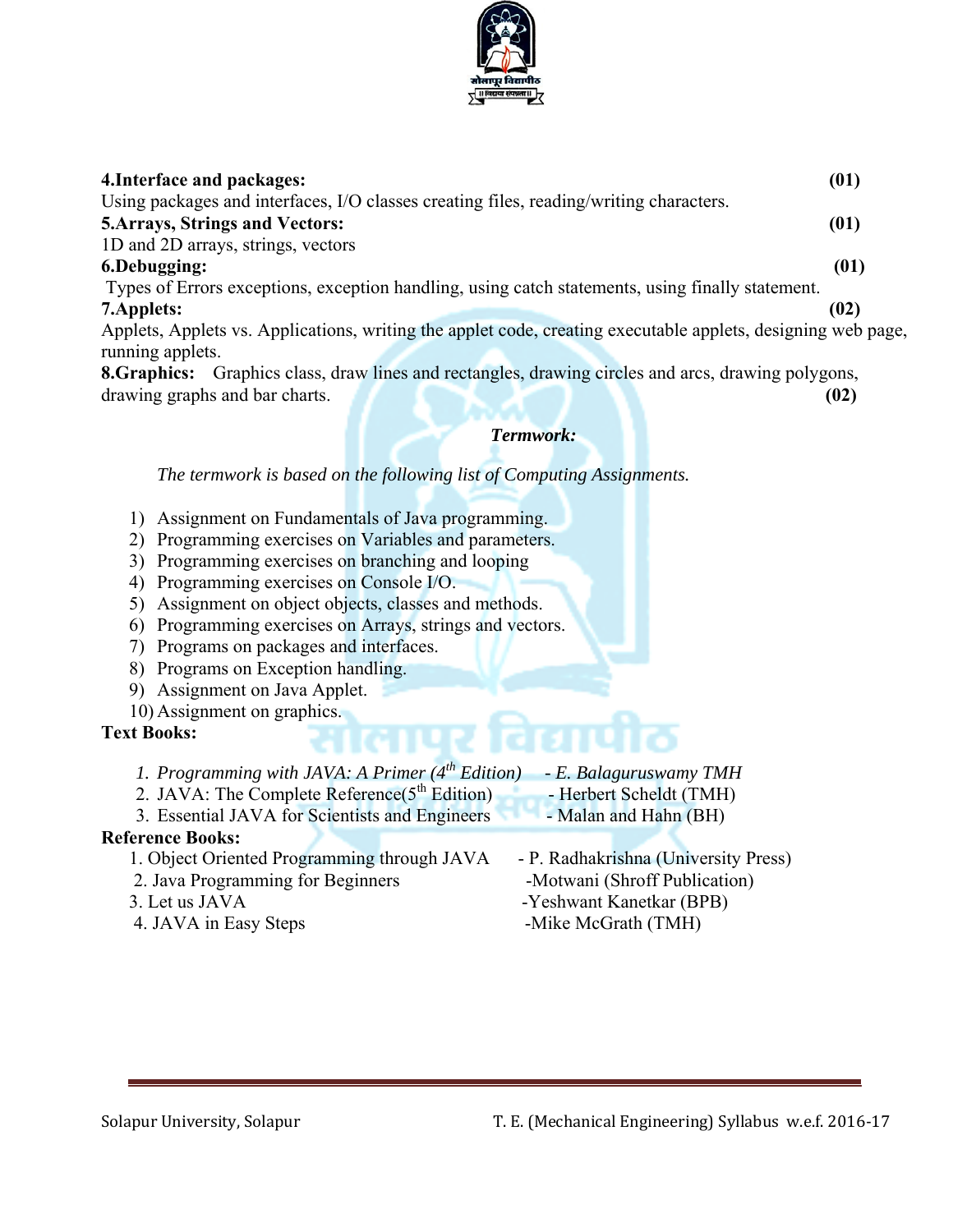**4.Interface and packages:** **(01)**

Using packages and interfaces, I/O classes creating files, reading/writing characters.

**5.Arrays, Strings and Vectors:** **(01)**

1D and 2D arrays, strings, vectors

**6.Debugging:** **(01)**

Types of Errors exceptions, exception handling, using catch statements, using finally statement.

**7.Applets:** **(02)**

Applets, Applets vs. Applications, writing the applet code, creating executable applets, designing web page, running applets.

**8.Graphics:** Graphics class, draw lines and rectangles, drawing circles and arcs, drawing polygons, drawing graphs and bar charts. **(02)**

***Termwork:***

*The termwork is based on the following list of Computing Assignments.*

1) Assignment on Fundamentals of Java programming.
2) Programming exercises on Variables and parameters.
3) Programming exercises on branching and looping
4) Programming exercises on Console I/O.
5) Assignment on object objects, classes and methods.
6) Programming exercises on Arrays, strings and vectors.
7) Programs on packages and interfaces.
8) Programs on Exception handling.
9) Assignment on Java Applet.
10) Assignment on graphics.

**Text Books:**

1. *Programming with JAVA: A Primer (4th Edition) - E. Balaguruswamy TMH*
2. JAVA: The Complete Reference(5th Edition) - Herbert Scheldt (TMH)
3. Essential JAVA for Scientists and Engineers - Malan and Hahn (BH)

**Reference Books:**

1. Object Oriented Programming through JAVA - P. Radhakrishna (University Press)
2. Java Programming for Beginners -Motwani (Shroff Publication)
3. Let us JAVA -Yeshwant Kanetkar (BPB)
4. JAVA in Easy Steps -Mike McGrath (TMH)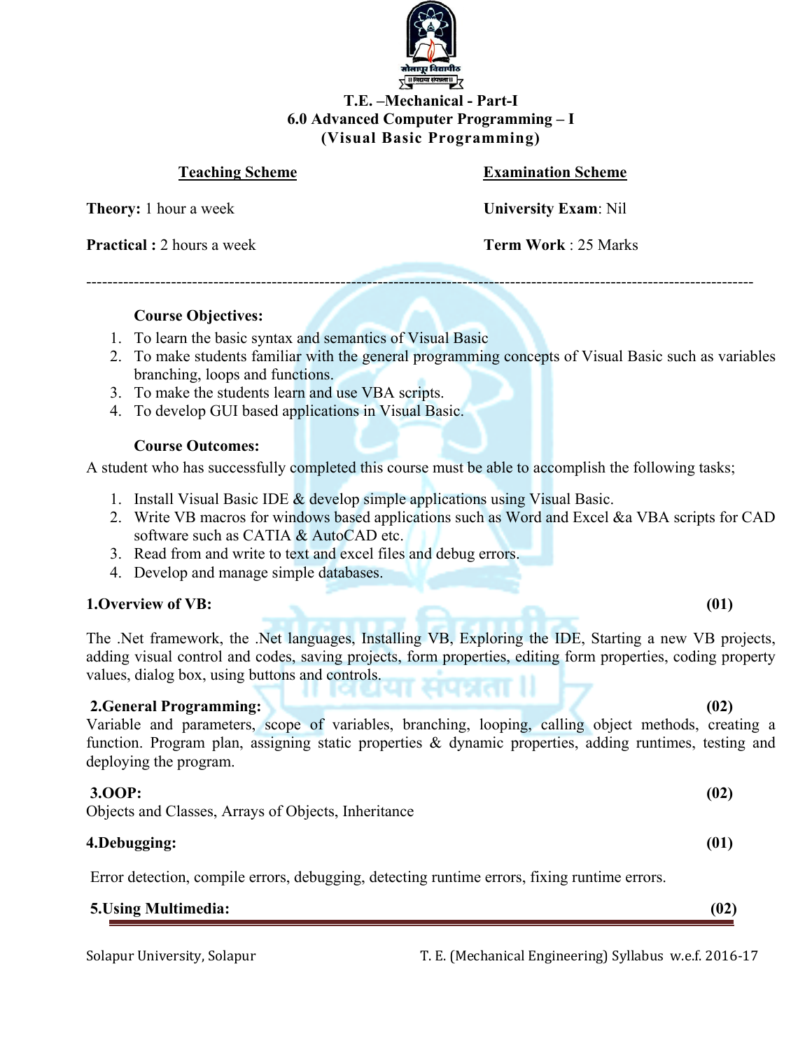# T.E. –Mechanical - Part-I
## 6.0 Advanced Computer Programming – I
## (Visual Basic Programming)

| **Teaching Scheme** | **Examination Scheme** |
|---|---|
| **Theory:** 1 hour a week | **University Exam**: Nil |
| **Practical :** 2 hours a week | **Term Work** : 25 Marks |

---

**Course Objectives:**

1. To learn the basic syntax and semantics of Visual Basic
2. To make students familiar with the general programming concepts of Visual Basic such as variables branching, loops and functions.
3. To make the students learn and use VBA scripts.
4. To develop GUI based applications in Visual Basic.

**Course Outcomes:**

A student who has successfully completed this course must be able to accomplish the following tasks;

1. Install Visual Basic IDE & develop simple applications using Visual Basic.
2. Write VB macros for windows based applications such as Word and Excel &a VBA scripts for CAD software such as CATIA & AutoCAD etc.
3. Read from and write to text and excel files and debug errors.
4. Develop and manage simple databases.

**1.Overview of VB: (01)**

The .Net framework, the .Net languages, Installing VB, Exploring the IDE, Starting a new VB projects, adding visual control and codes, saving projects, form properties, editing form properties, coding property values, dialog box, using buttons and controls.

**2.General Programming: (02)**

Variable and parameters, scope of variables, branching, looping, calling object methods, creating a function. Program plan, assigning static properties & dynamic properties, adding runtimes, testing and deploying the program.

**3.OOP: (02)**

Objects and Classes, Arrays of Objects, Inheritance

**4.Debugging: (01)**

Error detection, compile errors, debugging, detecting runtime errors, fixing runtime errors.

**5.Using Multimedia: (02)**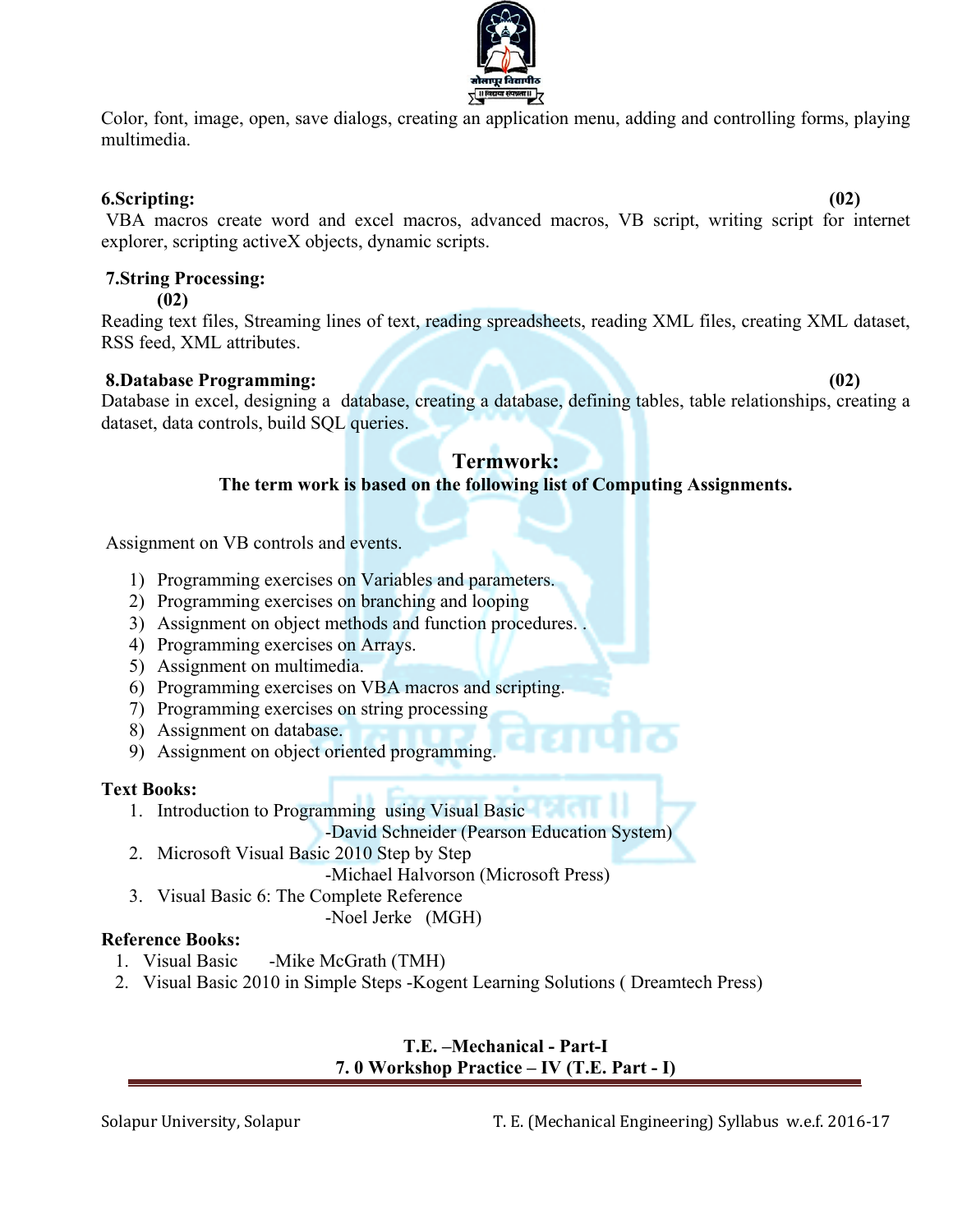Color, font, image, open, save dialogs, creating an application menu, adding and controlling forms, playing multimedia.

**6.Scripting: (02)**

VBA macros create word and excel macros, advanced macros, VB script, writing script for internet explorer, scripting activeX objects, dynamic scripts.

**7.String Processing: (02)**

Reading text files, Streaming lines of text, reading spreadsheets, reading XML files, creating XML dataset, RSS feed, XML attributes.

**8.Database Programming: (02)**

Database in excel, designing a database, creating a database, defining tables, table relationships, creating a dataset, data controls, build SQL queries.

## Termwork:

**The term work is based on the following list of Computing Assignments.**

Assignment on VB controls and events.

1) Programming exercises on Variables and parameters.
2) Programming exercises on branching and looping
3) Assignment on object methods and function procedures. .
4) Programming exercises on Arrays.
5) Assignment on multimedia.
6) Programming exercises on VBA macros and scripting.
7) Programming exercises on string processing
8) Assignment on database.
9) Assignment on object oriented programming.

**Text Books:**

1. Introduction to Programming using Visual Basic
   -David Schneider (Pearson Education System)
2. Microsoft Visual Basic 2010 Step by Step
   -Michael Halvorson (Microsoft Press)
3. Visual Basic 6: The Complete Reference
   -Noel Jerke (MGH)

**Reference Books:**

1. Visual Basic -Mike McGrath (TMH)
2. Visual Basic 2010 in Simple Steps -Kogent Learning Solutions ( Dreamtech Press)

**T.E. –Mechanical - Part-I**

**7. 0 Workshop Practice – IV (T.E. Part - I)**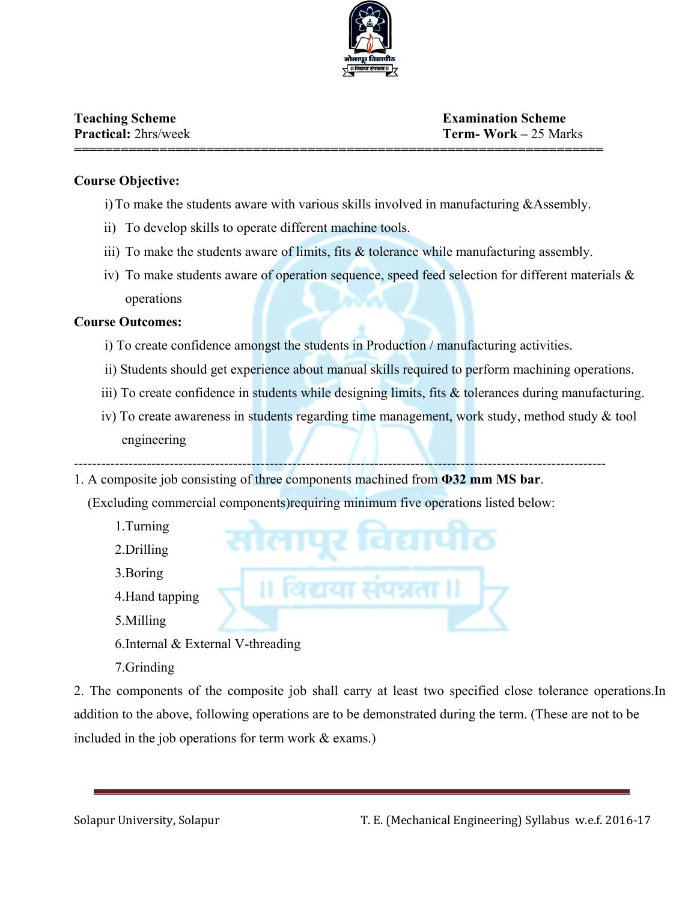**Teaching Scheme**
**Practical:** 2hrs/week

**Examination Scheme**
**Term- Work –** 25 Marks

---

**Course Objective:**

i) To make the students aware with various skills involved in manufacturing &Assembly.

ii) To develop skills to operate different machine tools.

iii) To make the students aware of limits, fits & tolerance while manufacturing assembly.

iv) To make students aware of operation sequence, speed feed selection for different materials & operations

**Course Outcomes:**

i) To create confidence amongst the students in Production / manufacturing activities.

ii) Students should get experience about manual skills required to perform machining operations.

iii) To create confidence in students while designing limits, fits & tolerances during manufacturing.

iv) To create awareness in students regarding time management, work study, method study & tool engineering

---

1. A composite job consisting of three components machined from **Φ32 mm MS bar**. (Excluding commercial components)requiring minimum five operations listed below:

   1. Turning
   2. Drilling
   3. Boring
   4. Hand tapping
   5. Milling
   6. Internal & External V-threading
   7. Grinding

2. The components of the composite job shall carry at least two specified close tolerance operations.In addition to the above, following operations are to be demonstrated during the term. (These are not to be included in the job operations for term work & exams.)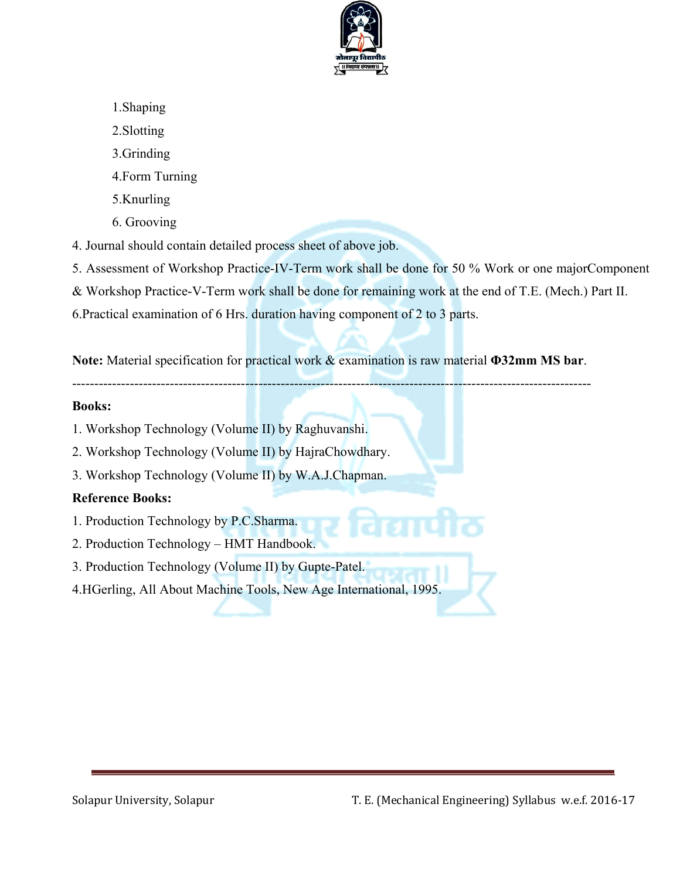1.Shaping

2.Slotting

3.Grinding

4.Form Turning

5.Knurling

6. Grooving

4. Journal should contain detailed process sheet of above job.

5. Assessment of Workshop Practice-IV-Term work shall be done for 50 % Work or one majorComponent & Workshop Practice-V-Term work shall be done for remaining work at the end of T.E. (Mech.) Part II.

6.Practical examination of 6 Hrs. duration having component of 2 to 3 parts.

**Note:** Material specification for practical work & examination is raw material **Φ32mm MS bar**.

---

**Books:**

1. Workshop Technology (Volume II) by Raghuvanshi.
2. Workshop Technology (Volume II) by HajraChowdhary.
3. Workshop Technology (Volume II) by W.A.J.Chapman.

**Reference Books:**

1. Production Technology by P.C.Sharma.
2. Production Technology – HMT Handbook.
3. Production Technology (Volume II) by Gupte-Patel.
4. HGerling, All About Machine Tools, New Age International, 1995.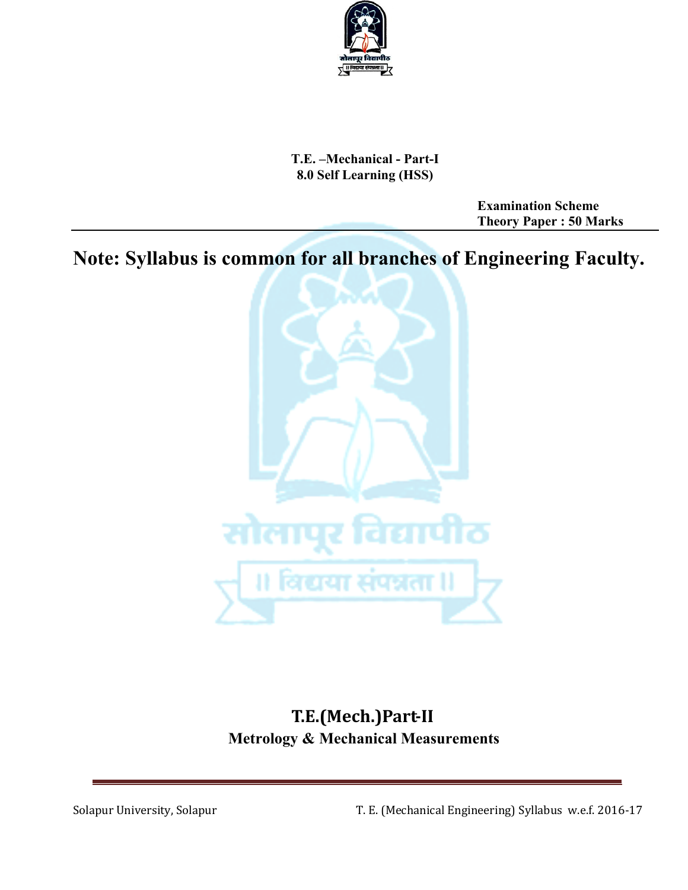**T.E. –Mechanical - Part-I**
**8.0 Self Learning (HSS)**

**Examination Scheme**
**Theory Paper : 50 Marks**

---

## Note: Syllabus is common for all branches of Engineering Faculty.

## T.E.(Mech.)Part-II

### Metrology & Mechanical Measurements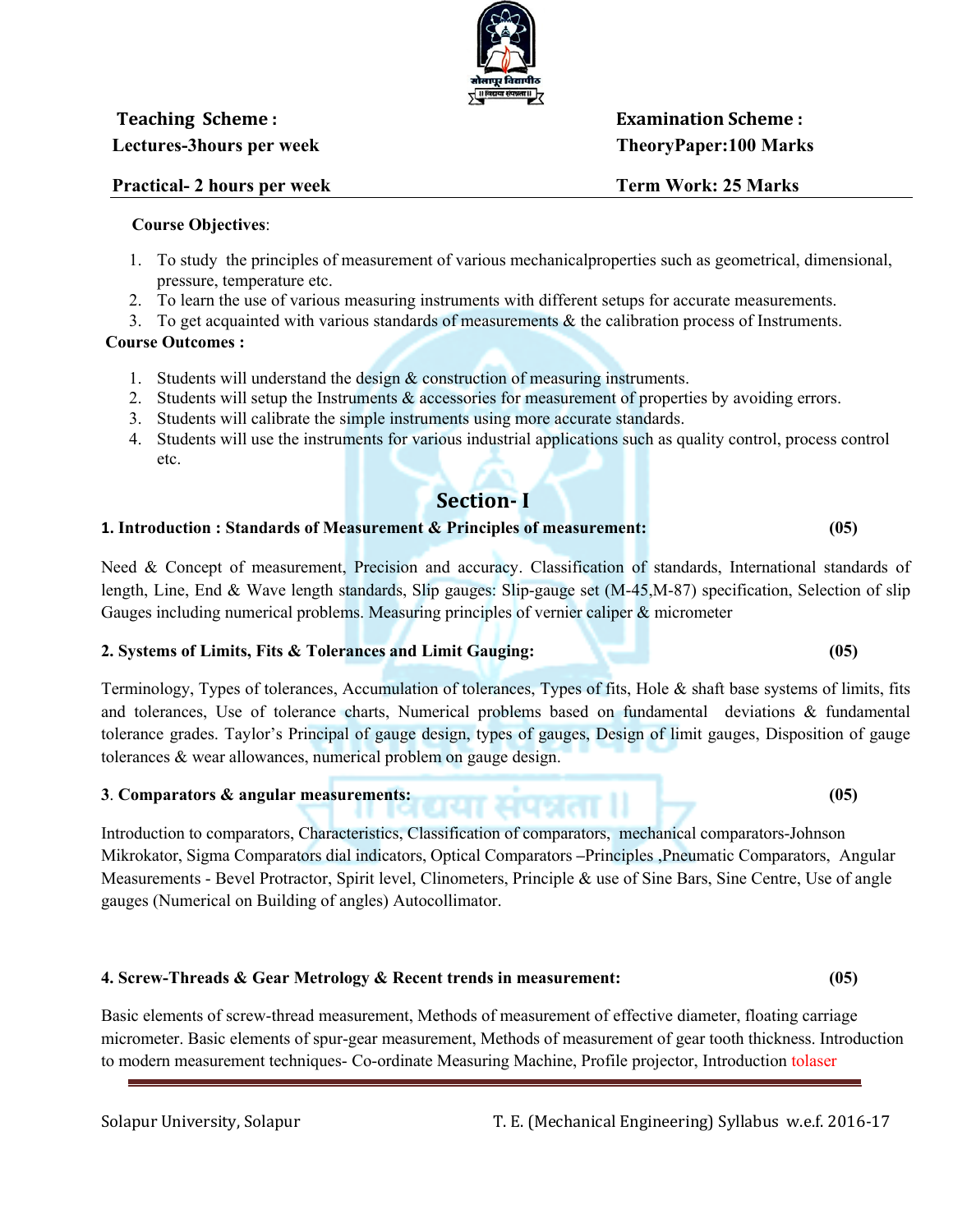**Teaching Scheme :**
**Lectures-3hours per week**
**Practical- 2 hours per week**

**Examination Scheme :**
**TheoryPaper:100 Marks**
**Term Work: 25 Marks**

**Course Objectives**:

1. To study the principles of measurement of various mechanicalproperties such as geometrical, dimensional, pressure, temperature etc.
2. To learn the use of various measuring instruments with different setups for accurate measurements.
3. To get acquainted with various standards of measurements & the calibration process of Instruments.

**Course Outcomes :**

1. Students will understand the design & construction of measuring instruments.
2. Students will setup the Instruments & accessories for measurement of properties by avoiding errors.
3. Students will calibrate the simple instruments using more accurate standards.
4. Students will use the instruments for various industrial applications such as quality control, process control etc.

## Section- I

**1. Introduction : Standards of Measurement & Principles of measurement: (05)**

Need & Concept of measurement, Precision and accuracy. Classification of standards, International standards of length, Line, End & Wave length standards, Slip gauges: Slip-gauge set (M-45,M-87) specification, Selection of slip Gauges including numerical problems. Measuring principles of vernier caliper & micrometer

**2. Systems of Limits, Fits & Tolerances and Limit Gauging: (05)**

Terminology, Types of tolerances, Accumulation of tolerances, Types of fits, Hole & shaft base systems of limits, fits and tolerances, Use of tolerance charts, Numerical problems based on fundamental deviations & fundamental tolerance grades. Taylor's Principal of gauge design, types of gauges, Design of limit gauges, Disposition of gauge tolerances & wear allowances, numerical problem on gauge design.

3. **Comparators & angular measurements: (05)**

Introduction to comparators, Characteristics, Classification of comparators, mechanical comparators-Johnson Mikrokator, Sigma Comparators dial indicators, Optical Comparators –Principles ,Pneumatic Comparators, Angular Measurements - Bevel Protractor, Spirit level, Clinometers, Principle & use of Sine Bars, Sine Centre, Use of angle gauges (Numerical on Building of angles) Autocollimator.

**4. Screw-Threads & Gear Metrology & Recent trends in measurement: (05)**

Basic elements of screw-thread measurement, Methods of measurement of effective diameter, floating carriage micrometer. Basic elements of spur-gear measurement, Methods of measurement of gear tooth thickness. Introduction to modern measurement techniques- Co-ordinate Measuring Machine, Profile projector, Introduction tolaser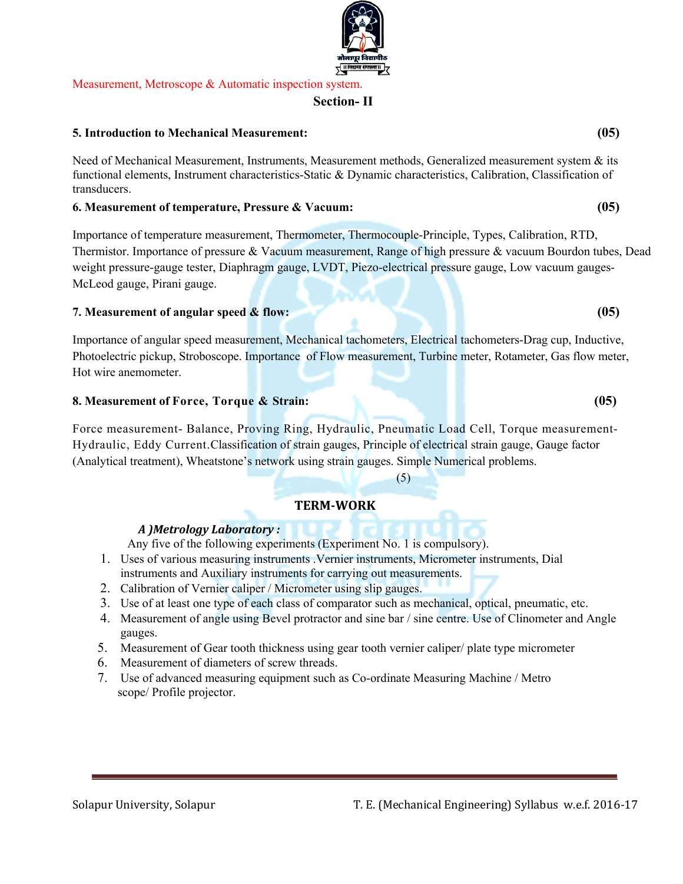Measurement, Metroscope & Automatic inspection system.

## Section- II

**5. Introduction to Mechanical Measurement: (05)**

Need of Mechanical Measurement, Instruments, Measurement methods, Generalized measurement system & its functional elements, Instrument characteristics-Static & Dynamic characteristics, Calibration, Classification of transducers.

**6. Measurement of temperature, Pressure & Vacuum: (05)**

Importance of temperature measurement, Thermometer, Thermocouple-Principle, Types, Calibration, RTD, Thermistor. Importance of pressure & Vacuum measurement, Range of high pressure & vacuum Bourdon tubes, Dead weight pressure-gauge tester, Diaphragm gauge, LVDT, Piezo-electrical pressure gauge, Low vacuum gauges-McLeod gauge, Pirani gauge.

**7. Measurement of angular speed & flow: (05)**

Importance of angular speed measurement, Mechanical tachometers, Electrical tachometers-Drag cup, Inductive, Photoelectric pickup, Stroboscope. Importance of Flow measurement, Turbine meter, Rotameter, Gas flow meter, Hot wire anemometer.

**8. Measurement of Force, Torque & Strain: (05)**

Force measurement- Balance, Proving Ring, Hydraulic, Pneumatic Load Cell, Torque measurement-Hydraulic, Eddy Current.Classification of strain gauges, Principle of electrical strain gauge, Gauge factor (Analytical treatment), Wheatstone's network using strain gauges. Simple Numerical problems.

(5)

## TERM-WORK

***A )Metrology Laboratory :***

Any five of the following experiments (Experiment No. 1 is compulsory).

1. Uses of various measuring instruments .Vernier instruments, Micrometer instruments, Dial instruments and Auxiliary instruments for carrying out measurements.
2. Calibration of Vernier caliper / Micrometer using slip gauges.
3. Use of at least one type of each class of comparator such as mechanical, optical, pneumatic, etc.
4. Measurement of angle using Bevel protractor and sine bar / sine centre. Use of Clinometer and Angle gauges.
5. Measurement of Gear tooth thickness using gear tooth vernier caliper/ plate type micrometer
6. Measurement of diameters of screw threads.
7. Use of advanced measuring equipment such as Co-ordinate Measuring Machine / Metro scope/ Profile projector.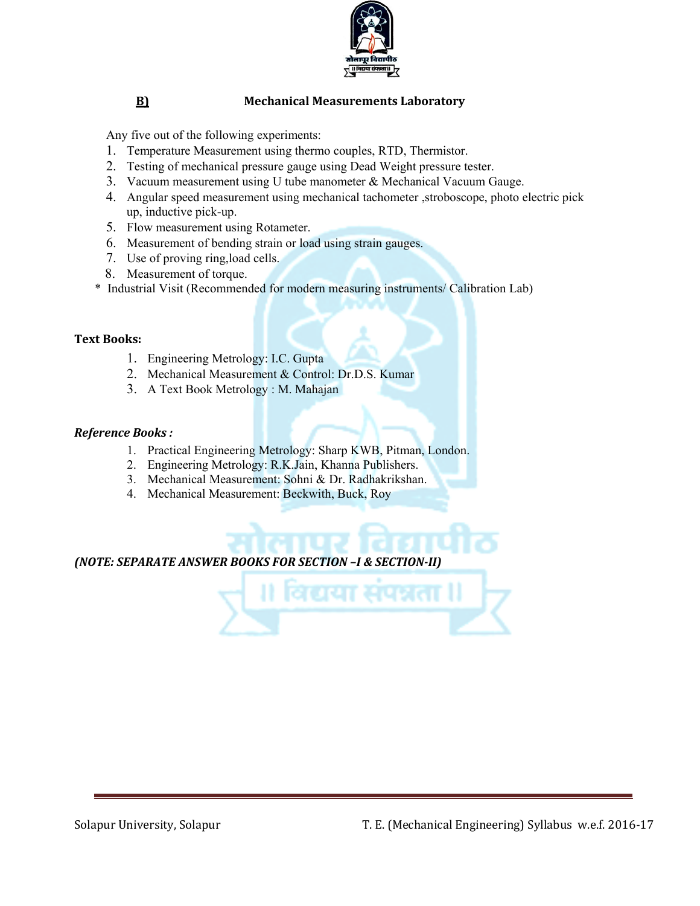## B) Mechanical Measurements Laboratory

Any five out of the following experiments:

1. Temperature Measurement using thermo couples, RTD, Thermistor.
2. Testing of mechanical pressure gauge using Dead Weight pressure tester.
3. Vacuum measurement using U tube manometer & Mechanical Vacuum Gauge.
4. Angular speed measurement using mechanical tachometer ,stroboscope, photo electric pick up, inductive pick-up.
5. Flow measurement using Rotameter.
6. Measurement of bending strain or load using strain gauges.
7. Use of proving ring,load cells.
8. Measurement of torque.

\* Industrial Visit (Recommended for modern measuring instruments/ Calibration Lab)

**Text Books:**

1. Engineering Metrology: I.C. Gupta
2. Mechanical Measurement & Control: Dr.D.S. Kumar
3. A Text Book Metrology : M. Mahajan

***Reference Books :***

1. Practical Engineering Metrology: Sharp KWB, Pitman, London.
2. Engineering Metrology: R.K.Jain, Khanna Publishers.
3. Mechanical Measurement: Sohni & Dr. Radhakrikshan.
4. Mechanical Measurement: Beckwith, Buck, Roy

***(NOTE: SEPARATE ANSWER BOOKS FOR SECTION –I & SECTION-II)***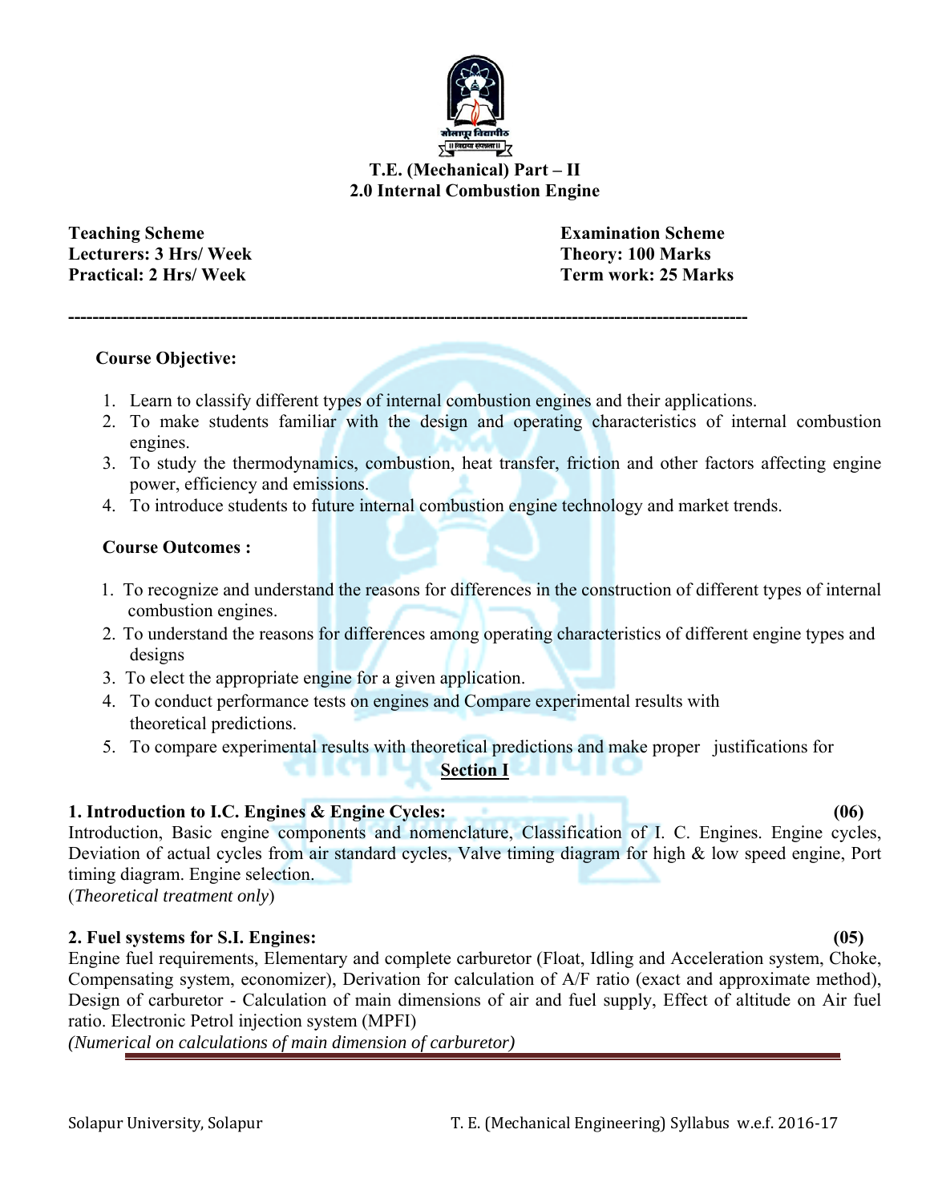**T.E. (Mechanical) Part – II**
**2.0 Internal Combustion Engine**

**Teaching Scheme**
**Lecturers: 3 Hrs/ Week**
**Practical: 2 Hrs/ Week**

**Examination Scheme**
**Theory: 100 Marks**
**Term work: 25 Marks**

---

**Course Objective:**

1. Learn to classify different types of internal combustion engines and their applications.
2. To make students familiar with the design and operating characteristics of internal combustion engines.
3. To study the thermodynamics, combustion, heat transfer, friction and other factors affecting engine power, efficiency and emissions.
4. To introduce students to future internal combustion engine technology and market trends.

**Course Outcomes :**

1. To recognize and understand the reasons for differences in the construction of different types of internal combustion engines.
2. To understand the reasons for differences among operating characteristics of different engine types and designs
3. To elect the appropriate engine for a given application.
4. To conduct performance tests on engines and Compare experimental results with theoretical predictions.
5. To compare experimental results with theoretical predictions and make proper justifications for

**Section I**

**1. Introduction to I.C. Engines & Engine Cycles: (06)**

Introduction, Basic engine components and nomenclature, Classification of I. C. Engines. Engine cycles, Deviation of actual cycles from air standard cycles, Valve timing diagram for high & low speed engine, Port timing diagram. Engine selection.

(*Theoretical treatment only*)

**2. Fuel systems for S.I. Engines: (05)**

Engine fuel requirements, Elementary and complete carburetor (Float, Idling and Acceleration system, Choke, Compensating system, economizer), Derivation for calculation of A/F ratio (exact and approximate method), Design of carburetor - Calculation of main dimensions of air and fuel supply, Effect of altitude on Air fuel ratio. Electronic Petrol injection system (MPFI)

*(Numerical on calculations of main dimension of carburetor)*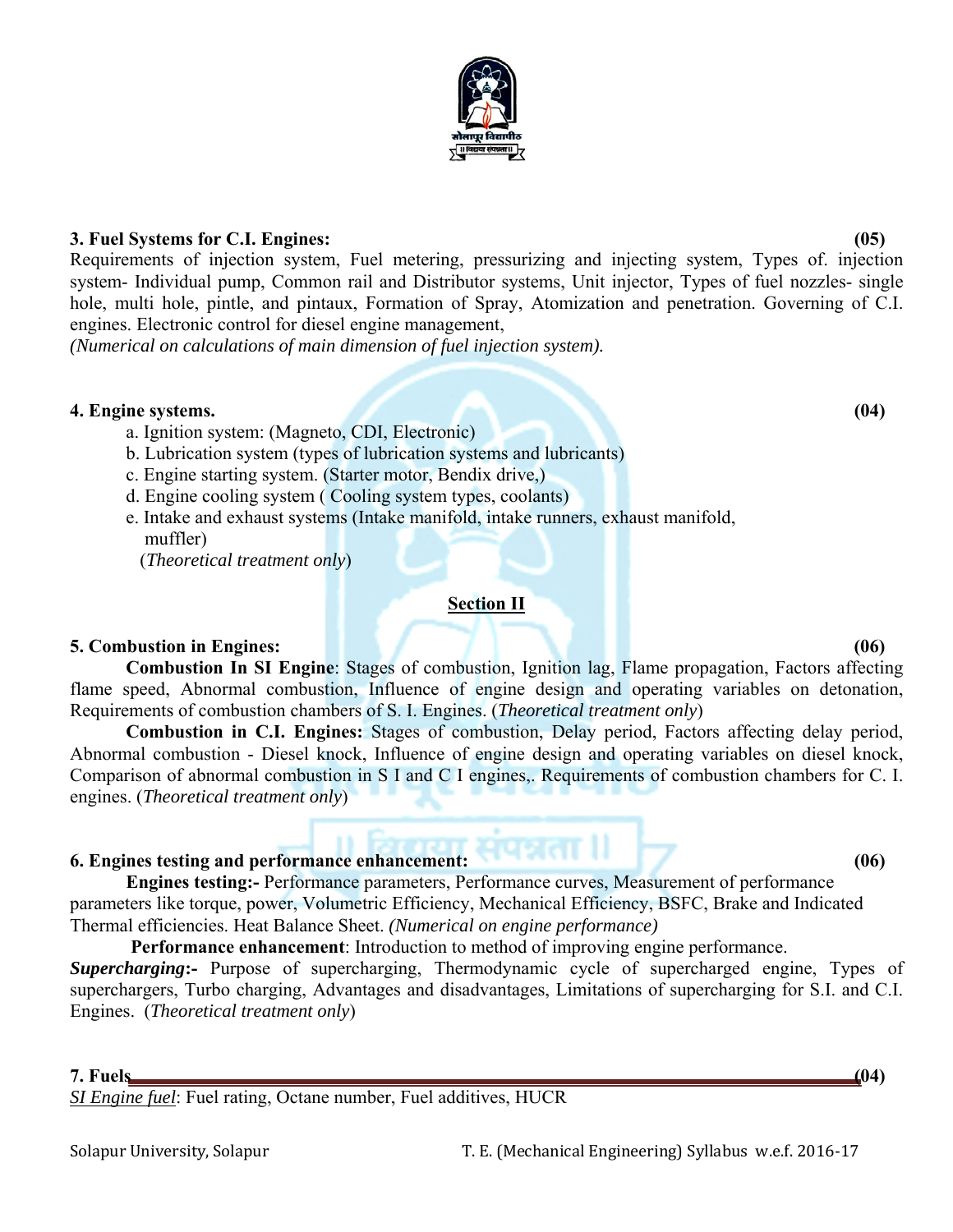**3. Fuel Systems for C.I. Engines: (05)**

Requirements of injection system, Fuel metering, pressurizing and injecting system, Types of. injection system- Individual pump, Common rail and Distributor systems, Unit injector, Types of fuel nozzles- single hole, multi hole, pintle, and pintaux, Formation of Spray, Atomization and penetration. Governing of C.I. engines. Electronic control for diesel engine management,

*(Numerical on calculations of main dimension of fuel injection system).*

**4. Engine systems. (04)**

a. Ignition system: (Magneto, CDI, Electronic)
b. Lubrication system (types of lubrication systems and lubricants)
c. Engine starting system. (Starter motor, Bendix drive,)
d. Engine cooling system ( Cooling system types, coolants)
e. Intake and exhaust systems (Intake manifold, intake runners, exhaust manifold, muffler)

(*Theoretical treatment only*)

## Section II

**5. Combustion in Engines: (06)**

**Combustion In SI Engine**: Stages of combustion, Ignition lag, Flame propagation, Factors affecting flame speed, Abnormal combustion, Influence of engine design and operating variables on detonation, Requirements of combustion chambers of S. I. Engines. (*Theoretical treatment only*)

**Combustion in C.I. Engines:** Stages of combustion, Delay period, Factors affecting delay period, Abnormal combustion - Diesel knock, Influence of engine design and operating variables on diesel knock, Comparison of abnormal combustion in S I and C I engines,. Requirements of combustion chambers for C. I. engines. (*Theoretical treatment only*)

**6. Engines testing and performance enhancement: (06)**

**Engines testing:-** Performance parameters, Performance curves, Measurement of performance parameters like torque, power, Volumetric Efficiency, Mechanical Efficiency, BSFC, Brake and Indicated Thermal efficiencies. Heat Balance Sheet. *(Numerical on engine performance)*

**Performance enhancement**: Introduction to method of improving engine performance.

***Supercharging*:-** Purpose of supercharging, Thermodynamic cycle of supercharged engine, Types of superchargers, Turbo charging, Advantages and disadvantages, Limitations of supercharging for S.I. and C.I. Engines. (*Theoretical treatment only*)

**7. Fuels (04)**

*SI Engine fuel*: Fuel rating, Octane number, Fuel additives, HUCR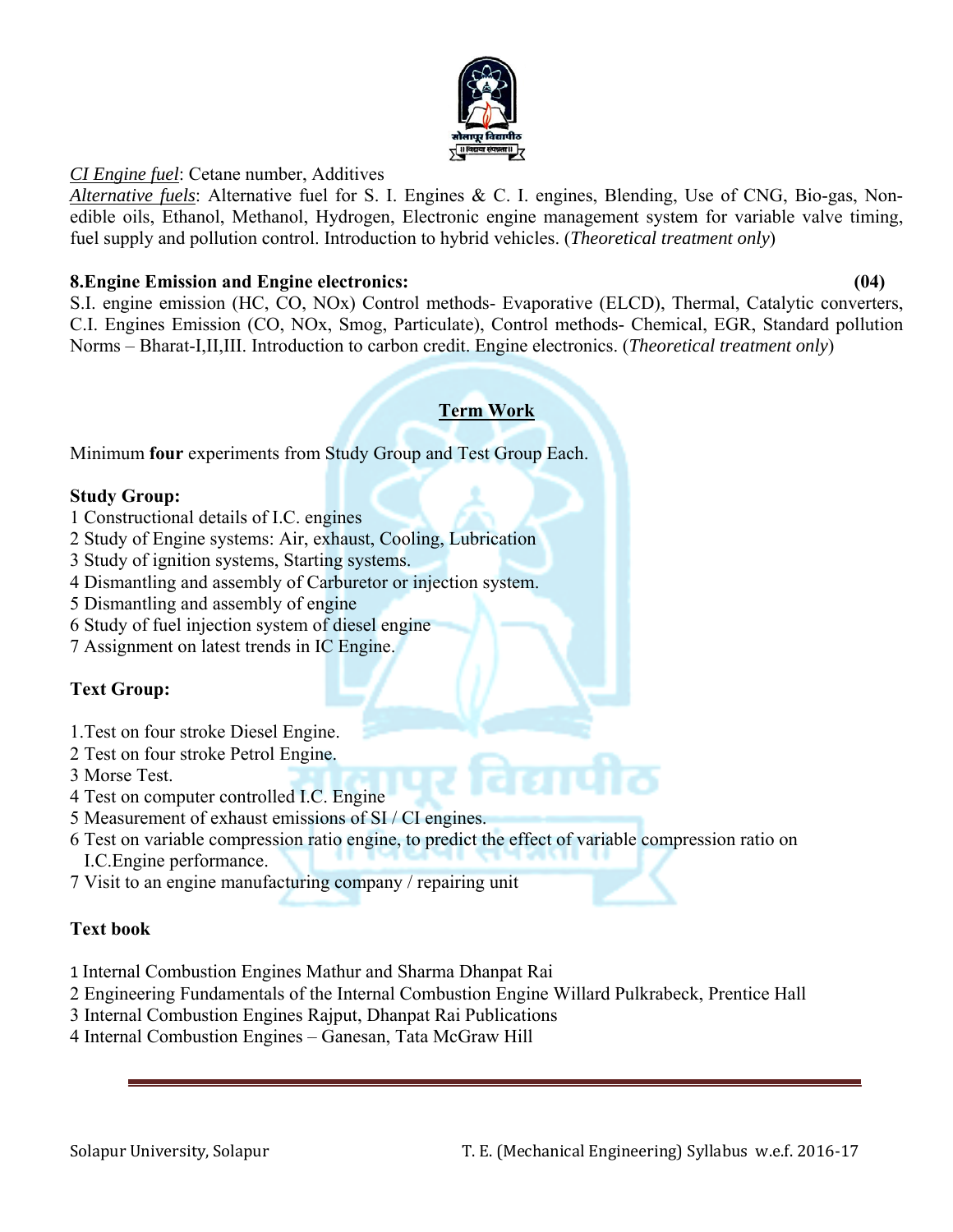*CI Engine fuel*: Cetane number, Additives

*Alternative fuels*: Alternative fuel for S. I. Engines & C. I. engines, Blending, Use of CNG, Bio-gas, Non-edible oils, Ethanol, Methanol, Hydrogen, Electronic engine management system for variable valve timing, fuel supply and pollution control. Introduction to hybrid vehicles. (*Theoretical treatment only*)

**8.Engine Emission and Engine electronics: (04)**

S.I. engine emission (HC, CO, NOx) Control methods- Evaporative (ELCD), Thermal, Catalytic converters, C.I. Engines Emission (CO, NOx, Smog, Particulate), Control methods- Chemical, EGR, Standard pollution Norms – Bharat-I,II,III. Introduction to carbon credit. Engine electronics. (*Theoretical treatment only*)

## Term Work

Minimum **four** experiments from Study Group and Test Group Each.

**Study Group:**

1 Constructional details of I.C. engines
2 Study of Engine systems: Air, exhaust, Cooling, Lubrication
3 Study of ignition systems, Starting systems.
4 Dismantling and assembly of Carburetor or injection system.
5 Dismantling and assembly of engine
6 Study of fuel injection system of diesel engine
7 Assignment on latest trends in IC Engine.

**Text Group:**

1.Test on four stroke Diesel Engine.
2 Test on four stroke Petrol Engine.
3 Morse Test.
4 Test on computer controlled I.C. Engine
5 Measurement of exhaust emissions of SI / CI engines.
6 Test on variable compression ratio engine, to predict the effect of variable compression ratio on I.C.Engine performance.
7 Visit to an engine manufacturing company / repairing unit

**Text book**

1 Internal Combustion Engines Mathur and Sharma Dhanpat Rai
2 Engineering Fundamentals of the Internal Combustion Engine Willard Pulkrabeck, Prentice Hall
3 Internal Combustion Engines Rajput, Dhanpat Rai Publications
4 Internal Combustion Engines – Ganesan, Tata McGraw Hill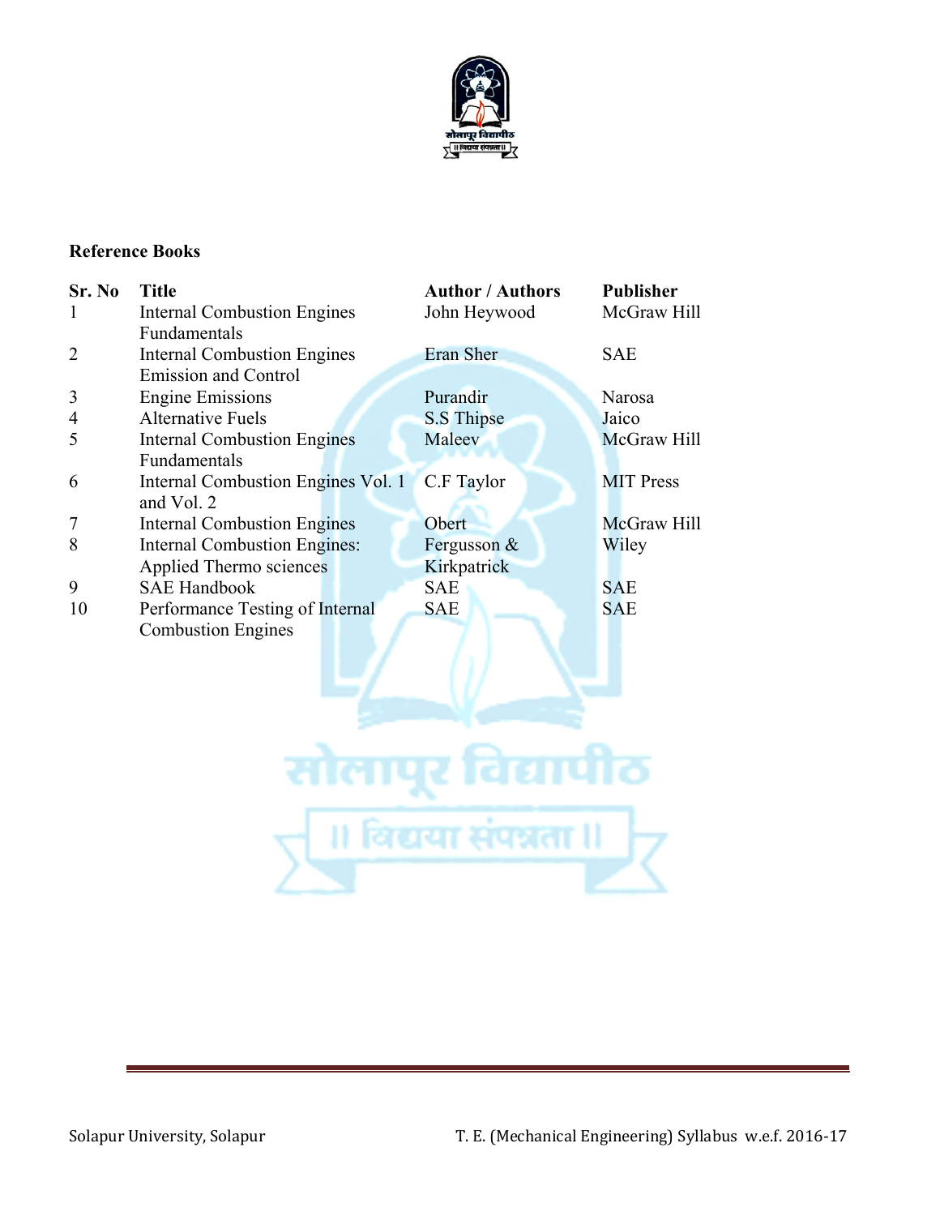**Reference Books**

| Sr. No | Title | Author / Authors | Publisher |
|---|---|---|---|
| 1 | Internal Combustion Engines Fundamentals | John Heywood | McGraw Hill |
| 2 | Internal Combustion Engines Emission and Control | Eran Sher | SAE |
| 3 | Engine Emissions | Purandir | Narosa |
| 4 | Alternative Fuels | S.S Thipse | Jaico |
| 5 | Internal Combustion Engines Fundamentals | Maleev | McGraw Hill |
| 6 | Internal Combustion Engines Vol. 1 and Vol. 2 | C.F Taylor | MIT Press |
| 7 | Internal Combustion Engines | Obert | McGraw Hill |
| 8 | Internal Combustion Engines: Applied Thermo sciences | Fergusson & Kirkpatrick | Wiley |
| 9 | SAE Handbook | SAE | SAE |
| 10 | Performance Testing of Internal Combustion Engines | SAE | SAE |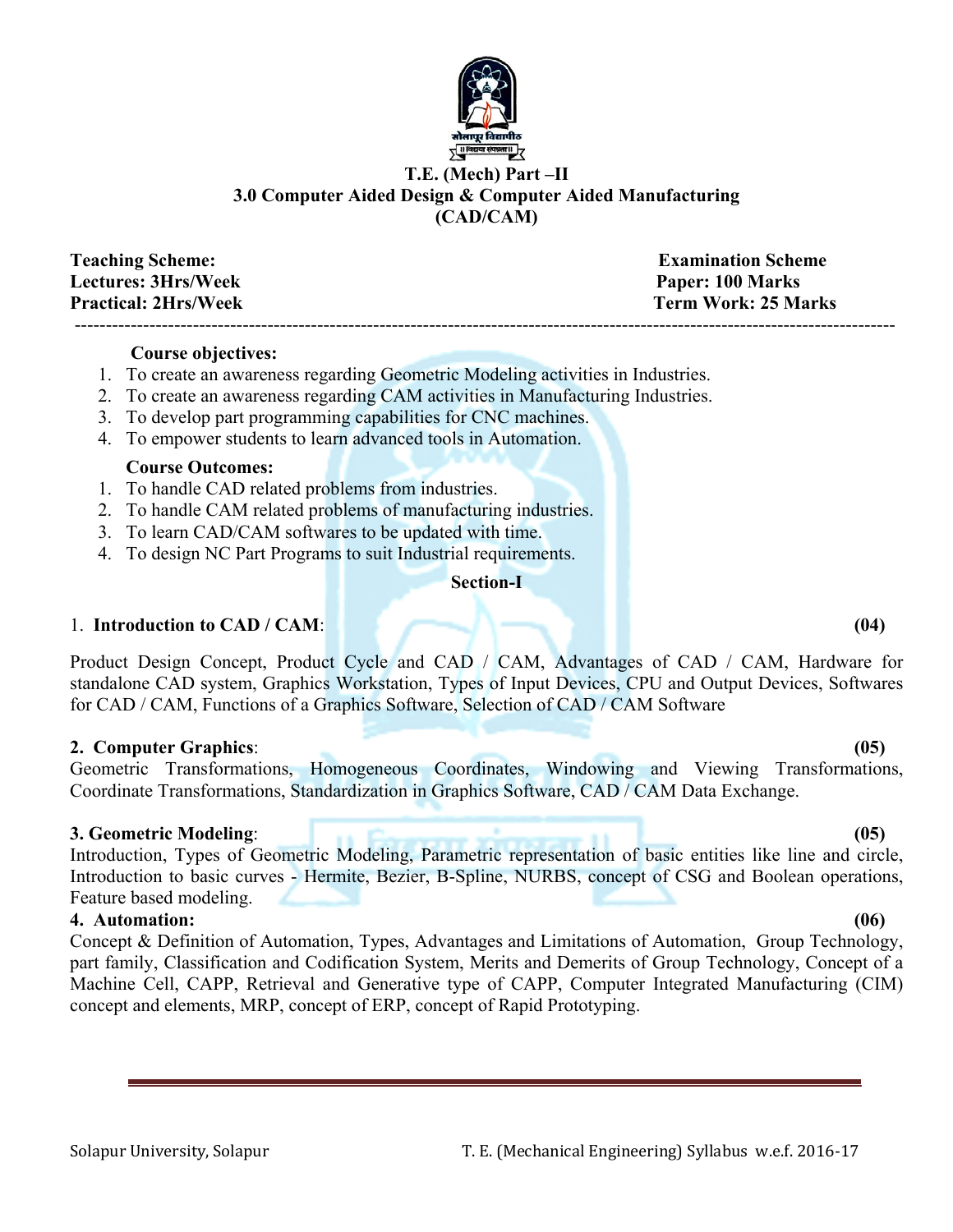**T.E. (Mech) Part –II**
**3.0 Computer Aided Design & Computer Aided Manufacturing**
**(CAD/CAM)**

| | |
|---|---|
| **Teaching Scheme:** | **Examination Scheme** |
| **Lectures: 3Hrs/Week** | **Paper: 100 Marks** |
| **Practical: 2Hrs/Week** | **Term Work: 25 Marks** |

---

**Course objectives:**

1. To create an awareness regarding Geometric Modeling activities in Industries.
2. To create an awareness regarding CAM activities in Manufacturing Industries.
3. To develop part programming capabilities for CNC machines.
4. To empower students to learn advanced tools in Automation.

**Course Outcomes:**

1. To handle CAD related problems from industries.
2. To handle CAM related problems of manufacturing industries.
3. To learn CAD/CAM softwares to be updated with time.
4. To design NC Part Programs to suit Industrial requirements.

## Section-I

### 1. Introduction to CAD / CAM: (04)

Product Design Concept, Product Cycle and CAD / CAM, Advantages of CAD / CAM, Hardware for standalone CAD system, Graphics Workstation, Types of Input Devices, CPU and Output Devices, Softwares for CAD / CAM, Functions of a Graphics Software, Selection of CAD / CAM Software

### 2. Computer Graphics: (05)

Geometric Transformations, Homogeneous Coordinates, Windowing and Viewing Transformations, Coordinate Transformations, Standardization in Graphics Software, CAD / CAM Data Exchange.

### 3. Geometric Modeling: (05)

Introduction, Types of Geometric Modeling, Parametric representation of basic entities like line and circle, Introduction to basic curves - Hermite, Bezier, B-Spline, NURBS, concept of CSG and Boolean operations, Feature based modeling.

### 4. Automation: (06)

Concept & Definition of Automation, Types, Advantages and Limitations of Automation, Group Technology, part family, Classification and Codification System, Merits and Demerits of Group Technology, Concept of a Machine Cell, CAPP, Retrieval and Generative type of CAPP, Computer Integrated Manufacturing (CIM) concept and elements, MRP, concept of ERP, concept of Rapid Prototyping.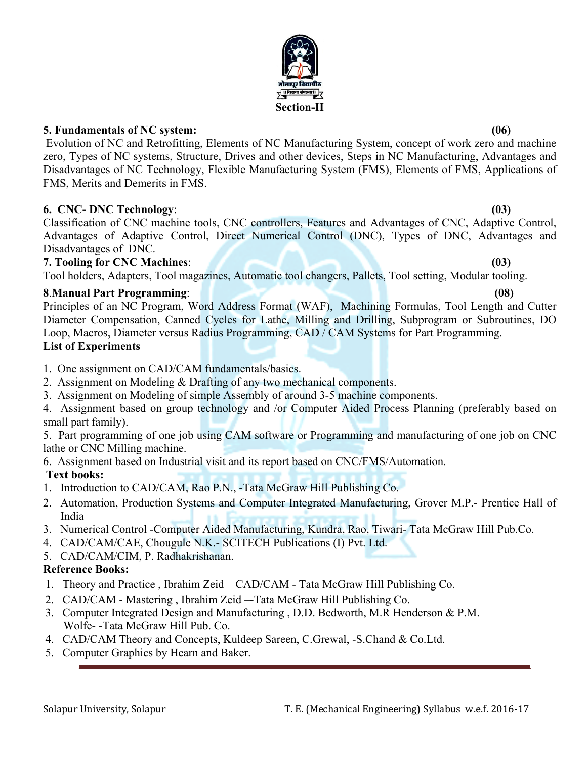## Section-II

**5. Fundamentals of NC system: (06)**

Evolution of NC and Retrofitting, Elements of NC Manufacturing System, concept of work zero and machine zero, Types of NC systems, Structure, Drives and other devices, Steps in NC Manufacturing, Advantages and Disadvantages of NC Technology, Flexible Manufacturing System (FMS), Elements of FMS, Applications of FMS, Merits and Demerits in FMS.

**6. CNC- DNC Technology**: **(03)**

Classification of CNC machine tools, CNC controllers, Features and Advantages of CNC, Adaptive Control, Advantages of Adaptive Control, Direct Numerical Control (DNC), Types of DNC, Advantages and Disadvantages of DNC.

**7. Tooling for CNC Machines**: **(03)**

Tool holders, Adapters, Tool magazines, Automatic tool changers, Pallets, Tool setting, Modular tooling.

**8**.**Manual Part Programming**: **(08)**

Principles of an NC Program, Word Address Format (WAF), Machining Formulas, Tool Length and Cutter Diameter Compensation, Canned Cycles for Lathe, Milling and Drilling, Subprogram or Subroutines, DO Loop, Macros, Diameter versus Radius Programming, CAD / CAM Systems for Part Programming.

**List of Experiments**

1. One assignment on CAD/CAM fundamentals/basics.
2. Assignment on Modeling & Drafting of any two mechanical components.
3. Assignment on Modeling of simple Assembly of around 3-5 machine components.
4. Assignment based on group technology and /or Computer Aided Process Planning (preferably based on small part family).
5. Part programming of one job using CAM software or Programming and manufacturing of one job on CNC lathe or CNC Milling machine.
6. Assignment based on Industrial visit and its report based on CNC/FMS/Automation.

**Text books:**

1. Introduction to CAD/CAM, Rao P.N., -Tata McGraw Hill Publishing Co.
2. Automation, Production Systems and Computer Integrated Manufacturing, Grover M.P.- Prentice Hall of India
3. Numerical Control -Computer Aided Manufacturing, Kundra, Rao, Tiwari- Tata McGraw Hill Pub.Co.
4. CAD/CAM/CAE, Chougule N.K.- SCITECH Publications (I) Pvt. Ltd.
5. CAD/CAM/CIM, P. Radhakrishanan.

**Reference Books:**

1. Theory and Practice , Ibrahim Zeid – CAD/CAM - Tata McGraw Hill Publishing Co.
2. CAD/CAM - Mastering , Ibrahim Zeid –-Tata McGraw Hill Publishing Co.
3. Computer Integrated Design and Manufacturing , D.D. Bedworth, M.R Henderson & P.M. Wolfe- -Tata McGraw Hill Pub. Co.
4. CAD/CAM Theory and Concepts, Kuldeep Sareen, C.Grewal, -S.Chand & Co.Ltd.
5. Computer Graphics by Hearn and Baker.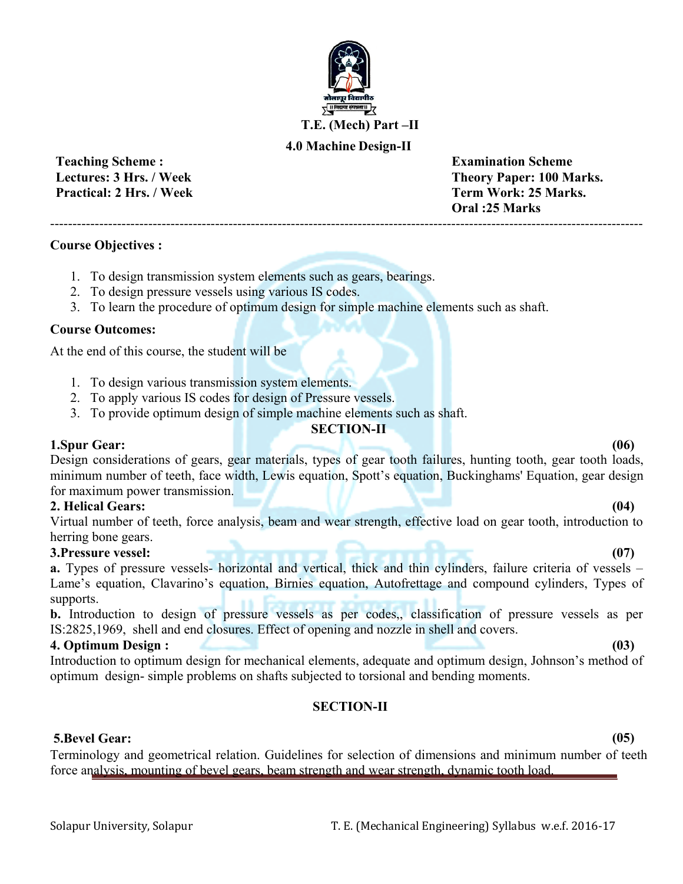# T.E. (Mech) Part –II

## 4.0 Machine Design-II

**Teaching Scheme :**
**Lectures: 3 Hrs. / Week**
**Practical: 2 Hrs. / Week**

**Examination Scheme**
**Theory Paper: 100 Marks.**
**Term Work: 25 Marks.**
**Oral :25 Marks**

---

**Course Objectives :**

1. To design transmission system elements such as gears, bearings.
2. To design pressure vessels using various IS codes.
3. To learn the procedure of optimum design for simple machine elements such as shaft.

**Course Outcomes:**

At the end of this course, the student will be

1. To design various transmission system elements.
2. To apply various IS codes for design of Pressure vessels.
3. To provide optimum design of simple machine elements such as shaft.

### SECTION-II

**1.Spur Gear: (06)**
Design considerations of gears, gear materials, types of gear tooth failures, hunting tooth, gear tooth loads, minimum number of teeth, face width, Lewis equation, Spott's equation, Buckinghams' Equation, gear design for maximum power transmission.

**2. Helical Gears: (04)**
Virtual number of teeth, force analysis, beam and wear strength, effective load on gear tooth, introduction to herring bone gears.

**3.Pressure vessel: (07)**
**a.** Types of pressure vessels- horizontal and vertical, thick and thin cylinders, failure criteria of vessels – Lame's equation, Clavarino's equation, Birnies equation, Autofrettage and compound cylinders, Types of supports.
**b.** Introduction to design of pressure vessels as per codes,, classification of pressure vessels as per IS:2825,1969, shell and end closures. Effect of opening and nozzle in shell and covers.

**4. Optimum Design : (03)**
Introduction to optimum design for mechanical elements, adequate and optimum design, Johnson's method of optimum design- simple problems on shafts subjected to torsional and bending moments.

### SECTION-II

**5.Bevel Gear: (05)**
Terminology and geometrical relation. Guidelines for selection of dimensions and minimum number of teeth force analysis, mounting of bevel gears, beam strength and wear strength, dynamic tooth load.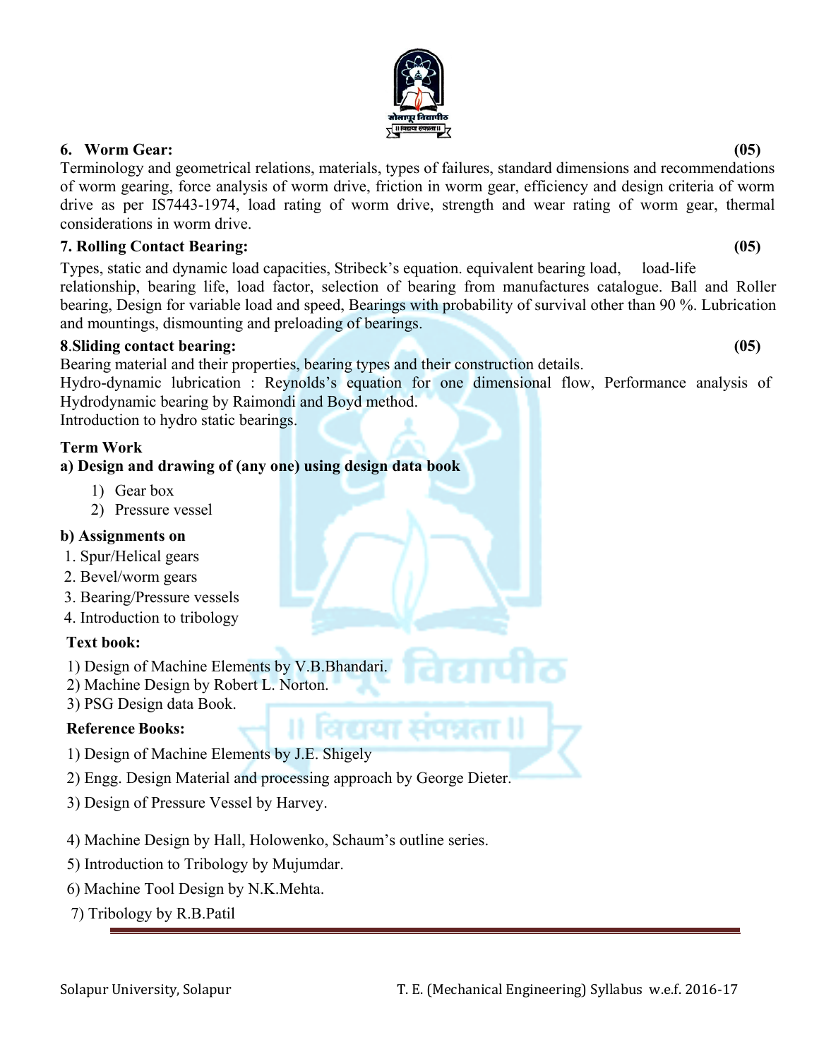**6. Worm Gear: (05)**

Terminology and geometrical relations, materials, types of failures, standard dimensions and recommendations of worm gearing, force analysis of worm drive, friction in worm gear, efficiency and design criteria of worm drive as per IS7443-1974, load rating of worm drive, strength and wear rating of worm gear, thermal considerations in worm drive.

**7. Rolling Contact Bearing: (05)**

Types, static and dynamic load capacities, Stribeck's equation. equivalent bearing load, load-life relationship, bearing life, load factor, selection of bearing from manufactures catalogue. Ball and Roller bearing, Design for variable load and speed, Bearings with probability of survival other than 90 %. Lubrication and mountings, dismounting and preloading of bearings.

**8.Sliding contact bearing: (05)**

Bearing material and their properties, bearing types and their construction details.

Hydro-dynamic lubrication : Reynolds's equation for one dimensional flow, Performance analysis of Hydrodynamic bearing by Raimondi and Boyd method.

Introduction to hydro static bearings.

**Term Work**

**a) Design and drawing of (any one) using design data book**

1) Gear box
2) Pressure vessel

**b) Assignments on**

1. Spur/Helical gears
2. Bevel/worm gears
3. Bearing/Pressure vessels
4. Introduction to tribology

**Text book:**

1) Design of Machine Elements by V.B.Bhandari.
2) Machine Design by Robert L. Norton.
3) PSG Design data Book.

**Reference Books:**

1) Design of Machine Elements by J.E. Shigely
2) Engg. Design Material and processing approach by George Dieter.
3) Design of Pressure Vessel by Harvey.
4) Machine Design by Hall, Holowenko, Schaum's outline series.
5) Introduction to Tribology by Mujumdar.
6) Machine Tool Design by N.K.Mehta.
7) Tribology by R.B.Patil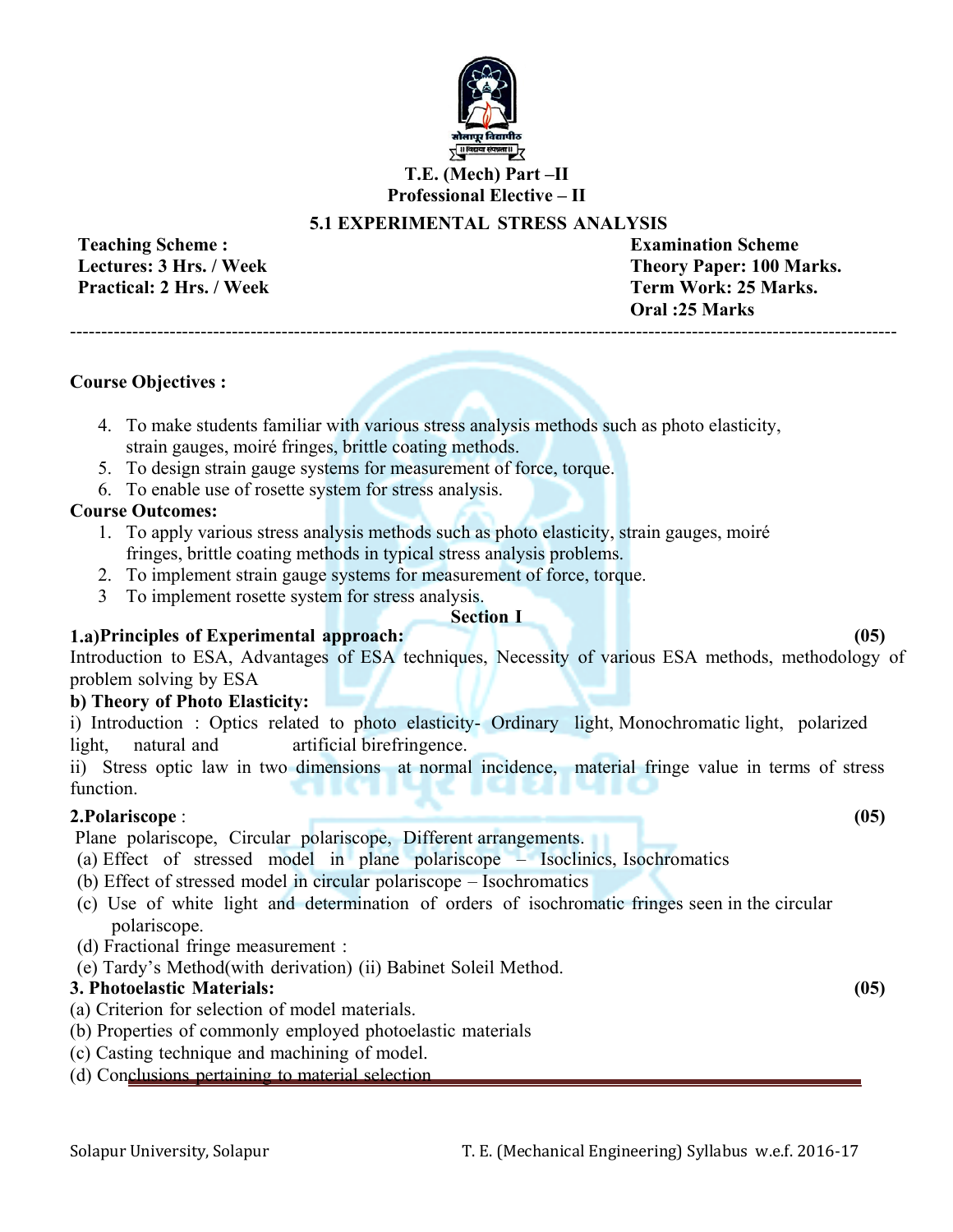**T.E. (Mech) Part –II**
**Professional Elective – II**

## 5.1 EXPERIMENTAL STRESS ANALYSIS

| | |
|---|---|
| **Teaching Scheme :** | **Examination Scheme** |
| **Lectures: 3 Hrs. / Week** | **Theory Paper: 100 Marks.** |
| **Practical: 2 Hrs. / Week** | **Term Work: 25 Marks.** |
| | **Oral :25 Marks** |

---

**Course Objectives :**

4. To make students familiar with various stress analysis methods such as photo elasticity, strain gauges, moiré fringes, brittle coating methods.
5. To design strain gauge systems for measurement of force, torque.
6. To enable use of rosette system for stress analysis.

**Course Outcomes:**

1. To apply various stress analysis methods such as photo elasticity, strain gauges, moiré fringes, brittle coating methods in typical stress analysis problems.
2. To implement strain gauge systems for measurement of force, torque.
3 To implement rosette system for stress analysis.

### Section I

**1.a)Principles of Experimental approach: (05)**

Introduction to ESA, Advantages of ESA techniques, Necessity of various ESA methods, methodology of problem solving by ESA

**b) Theory of Photo Elasticity:**

i) Introduction : Optics related to photo elasticity- Ordinary light, Monochromatic light, polarized light, natural and artificial birefringence.

ii) Stress optic law in two dimensions at normal incidence, material fringe value in terms of stress function.

**2.Polariscope** : **(05)**

Plane polariscope, Circular polariscope, Different arrangements.

(a) Effect of stressed model in plane polariscope – Isoclinics, Isochromatics

(b) Effect of stressed model in circular polariscope – Isochromatics

(c) Use of white light and determination of orders of isochromatic fringes seen in the circular polariscope.

(d) Fractional fringe measurement :

(e) Tardy's Method(with derivation) (ii) Babinet Soleil Method.

**3. Photoelastic Materials: (05)**

(a) Criterion for selection of model materials.

(b) Properties of commonly employed photoelastic materials

(c) Casting technique and machining of model.

(d) Conclusions pertaining to material selection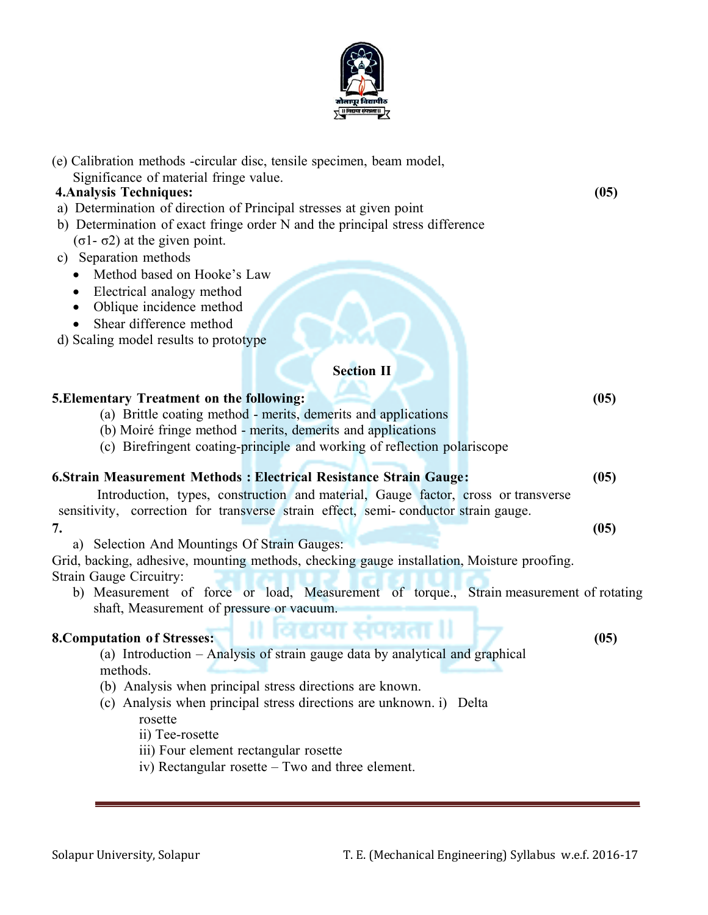(e) Calibration methods -circular disc, tensile specimen, beam model, Significance of material fringe value.

**4.Analysis Techniques:** **(05)**

a) Determination of direction of Principal stresses at given point

b) Determination of exact fringe order N and the principal stress difference ($\sigma 1$- $\sigma 2$) at the given point.

c) Separation methods

- Method based on Hooke's Law
- Electrical analogy method
- Oblique incidence method
- Shear difference method

d) Scaling model results to prototype

## Section II

**5.Elementary Treatment on the following:** **(05)**

(a) Brittle coating method - merits, demerits and applications

(b) Moiré fringe method - merits, demerits and applications

(c) Birefringent coating-principle and working of reflection polariscope

**6.Strain Measurement Methods : Electrical Resistance Strain Gauge:** **(05)**

Introduction, types, construction and material, Gauge factor, cross or transverse sensitivity, correction for transverse strain effect, semi- conductor strain gauge.

**7.** **(05)**

a) Selection And Mountings Of Strain Gauges:

Grid, backing, adhesive, mounting methods, checking gauge installation, Moisture proofing. Strain Gauge Circuitry:

b) Measurement of force or load, Measurement of torque., Strain measurement of rotating shaft, Measurement of pressure or vacuum.

**8.Computation of Stresses:** **(05)**

(a) Introduction – Analysis of strain gauge data by analytical and graphical methods.

(b) Analysis when principal stress directions are known.

(c) Analysis when principal stress directions are unknown. i) Delta rosette

ii) Tee-rosette

iii) Four element rectangular rosette

iv) Rectangular rosette – Two and three element.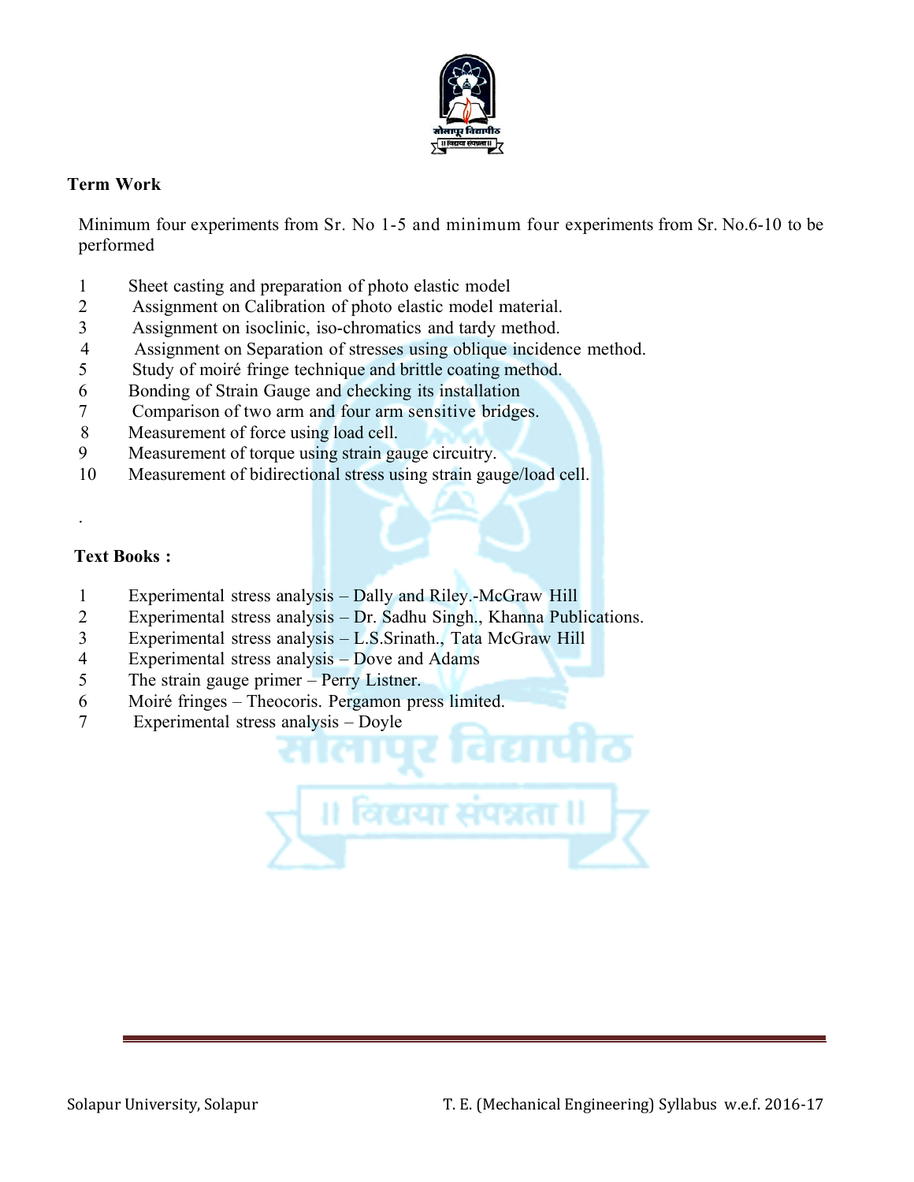## Term Work

Minimum four experiments from Sr. No 1-5 and minimum four experiments from Sr. No.6-10 to be performed

1. Sheet casting and preparation of photo elastic model
2. Assignment on Calibration of photo elastic model material.
3. Assignment on isoclinic, iso-chromatics and tardy method.
4. Assignment on Separation of stresses using oblique incidence method.
5. Study of moiré fringe technique and brittle coating method.
6. Bonding of Strain Gauge and checking its installation
7. Comparison of two arm and four arm sensitive bridges.
8. Measurement of force using load cell.
9. Measurement of torque using strain gauge circuitry.
10. Measurement of bidirectional stress using strain gauge/load cell.

.

## Text Books :

1. Experimental stress analysis – Dally and Riley.-McGraw Hill
2. Experimental stress analysis – Dr. Sadhu Singh., Khanna Publications.
3. Experimental stress analysis – L.S.Srinath., Tata McGraw Hill
4. Experimental stress analysis – Dove and Adams
5. The strain gauge primer – Perry Listner.
6. Moiré fringes – Theocoris. Pergamon press limited.
7. Experimental stress analysis – Doyle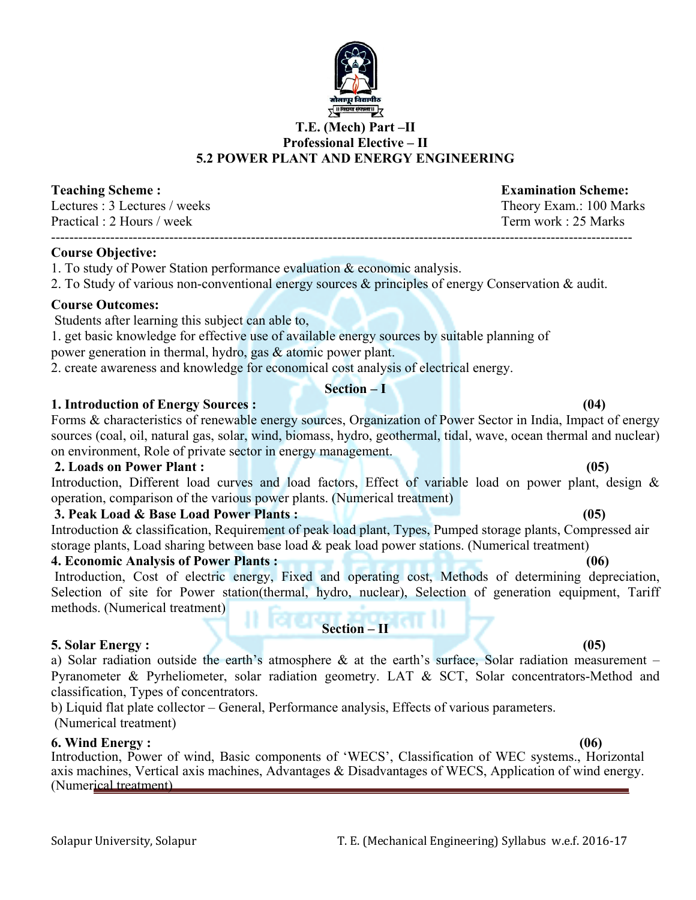**T.E. (Mech) Part –II**
**Professional Elective – II**
**5.2 POWER PLANT AND ENERGY ENGINEERING**

**Teaching Scheme :**
Lectures : 3 Lectures / weeks
Practical : 2 Hours / week

**Examination Scheme:**
Theory Exam.: 100 Marks
Term work : 25 Marks

---

**Course Objective:**

1. To study of Power Station performance evaluation & economic analysis.
2. To Study of various non-conventional energy sources & principles of energy Conservation & audit.

**Course Outcomes:**

Students after learning this subject can able to,

1. get basic knowledge for effective use of available energy sources by suitable planning of power generation in thermal, hydro, gas & atomic power plant.
2. create awareness and knowledge for economical cost analysis of electrical energy.

## Section – I

**1. Introduction of Energy Sources : (04)**

Forms & characteristics of renewable energy sources, Organization of Power Sector in India, Impact of energy sources (coal, oil, natural gas, solar, wind, biomass, hydro, geothermal, tidal, wave, ocean thermal and nuclear) on environment, Role of private sector in energy management.

**2. Loads on Power Plant : (05)**

Introduction, Different load curves and load factors, Effect of variable load on power plant, design & operation, comparison of the various power plants. (Numerical treatment)

**3. Peak Load & Base Load Power Plants : (05)**

Introduction & classification, Requirement of peak load plant, Types, Pumped storage plants, Compressed air storage plants, Load sharing between base load & peak load power stations. (Numerical treatment)

**4. Economic Analysis of Power Plants : (06)**

Introduction, Cost of electric energy, Fixed and operating cost, Methods of determining depreciation, Selection of site for Power station(thermal, hydro, nuclear), Selection of generation equipment, Tariff methods. (Numerical treatment)

## Section – II

**5. Solar Energy : (05)**

a) Solar radiation outside the earth's atmosphere & at the earth's surface, Solar radiation measurement – Pyranometer & Pyrheliometer, solar radiation geometry. LAT & SCT, Solar concentrators-Method and classification, Types of concentrators.

b) Liquid flat plate collector – General, Performance analysis, Effects of various parameters. (Numerical treatment)

**6. Wind Energy : (06)**

Introduction, Power of wind, Basic components of 'WECS', Classification of WEC systems., Horizontal axis machines, Vertical axis machines, Advantages & Disadvantages of WECS, Application of wind energy. (Numerical treatment)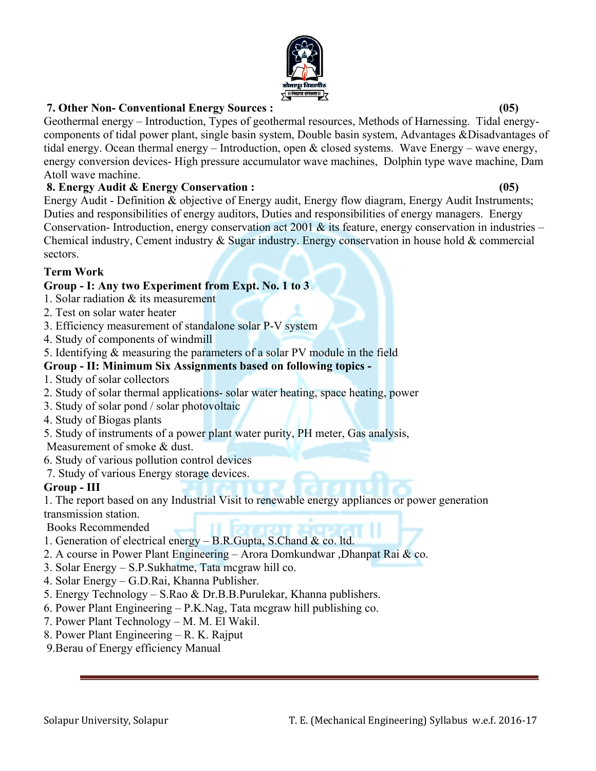### 7. Other Non- Conventional Energy Sources : (05)

Geothermal energy – Introduction, Types of geothermal resources, Methods of Harnessing. Tidal energy- components of tidal power plant, single basin system, Double basin system, Advantages &Disadvantages of tidal energy. Ocean thermal energy – Introduction, open & closed systems. Wave Energy – wave energy, energy conversion devices- High pressure accumulator wave machines, Dolphin type wave machine, Dam Atoll wave machine.

### 8. Energy Audit & Energy Conservation : (05)

Energy Audit - Definition & objective of Energy audit, Energy flow diagram, Energy Audit Instruments; Duties and responsibilities of energy auditors, Duties and responsibilities of energy managers. Energy Conservation- Introduction, energy conservation act 2001 & its feature, energy conservation in industries – Chemical industry, Cement industry & Sugar industry. Energy conservation in house hold & commercial sectors.

### Term Work

**Group - I: Any two Experiment from Expt. No. 1 to 3**

1. Solar radiation & its measurement
2. Test on solar water heater
3. Efficiency measurement of standalone solar P-V system
4. Study of components of windmill
5. Identifying & measuring the parameters of a solar PV module in the field

**Group - II: Minimum Six Assignments based on following topics -**

1. Study of solar collectors
2. Study of solar thermal applications- solar water heating, space heating, power
3. Study of solar pond / solar photovoltaic
4. Study of Biogas plants
5. Study of instruments of a power plant water purity, PH meter, Gas analysis, Measurement of smoke & dust.
6. Study of various pollution control devices
7. Study of various Energy storage devices.

**Group - III**

1. The report based on any Industrial Visit to renewable energy appliances or power generation transmission station.

Books Recommended

1. Generation of electrical energy – B.R.Gupta, S.Chand & co. ltd.
2. A course in Power Plant Engineering – Arora Domkundwar ,Dhanpat Rai & co.
3. Solar Energy – S.P.Sukhatme, Tata mcgraw hill co.
4. Solar Energy – G.D.Rai, Khanna Publisher.
5. Energy Technology – S.Rao & Dr.B.B.Purulekar, Khanna publishers.
6. Power Plant Engineering – P.K.Nag, Tata mcgraw hill publishing co.
7. Power Plant Technology – M. M. El Wakil.
8. Power Plant Engineering – R. K. Rajput
9. Berau of Energy efficiency Manual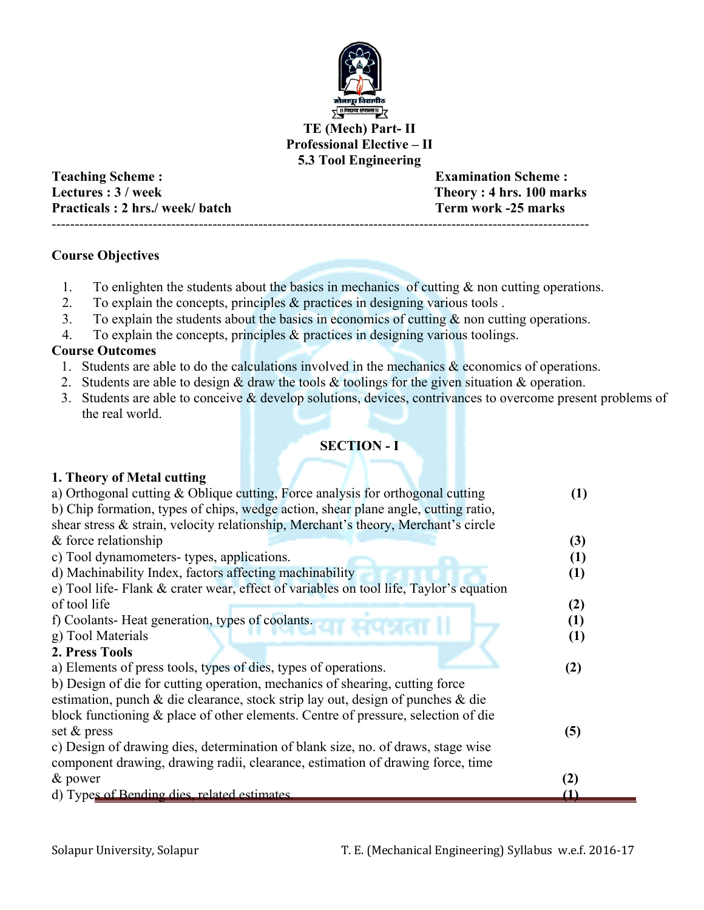**TE (Mech) Part- II**
**Professional Elective – II**
**5.3 Tool Engineering**

**Teaching Scheme :**
**Lectures : 3 / week**
**Practicals : 2 hrs./ week/ batch**

**Examination Scheme :**
**Theory : 4 hrs. 100 marks**
**Term work -25 marks**

---

**Course Objectives**

1. To enlighten the students about the basics in mechanics of cutting & non cutting operations.
2. To explain the concepts, principles & practices in designing various tools .
3. To explain the students about the basics in economics of cutting & non cutting operations.
4. To explain the concepts, principles & practices in designing various toolings.

**Course Outcomes**

1. Students are able to do the calculations involved in the mechanics & economics of operations.
2. Students are able to design & draw the tools & toolings for the given situation & operation.
3. Students are able to conceive & develop solutions, devices, contrivances to overcome present problems of the real world.

## SECTION - I

**1. Theory of Metal cutting**

a) Orthogonal cutting & Oblique cutting, Force analysis for orthogonal cutting **(1)**

b) Chip formation, types of chips, wedge action, shear plane angle, cutting ratio, shear stress & strain, velocity relationship, Merchant's theory, Merchant's circle & force relationship **(3)**

c) Tool dynamometers- types, applications. **(1)**

d) Machinability Index, factors affecting machinability **(1)**

e) Tool life- Flank & crater wear, effect of variables on tool life, Taylor's equation of tool life **(2)**

f) Coolants- Heat generation, types of coolants. **(1)**

g) Tool Materials **(1)**

**2. Press Tools**

a) Elements of press tools, types of dies, types of operations. **(2)**

b) Design of die for cutting operation, mechanics of shearing, cutting force estimation, punch & die clearance, stock strip lay out, design of punches & die block functioning & place of other elements. Centre of pressure, selection of die set & press **(5)**

c) Design of drawing dies, determination of blank size, no. of draws, stage wise component drawing, drawing radii, clearance, estimation of drawing force, time & power **(2)**

d) Types of Bending dies, related estimates. **(1)**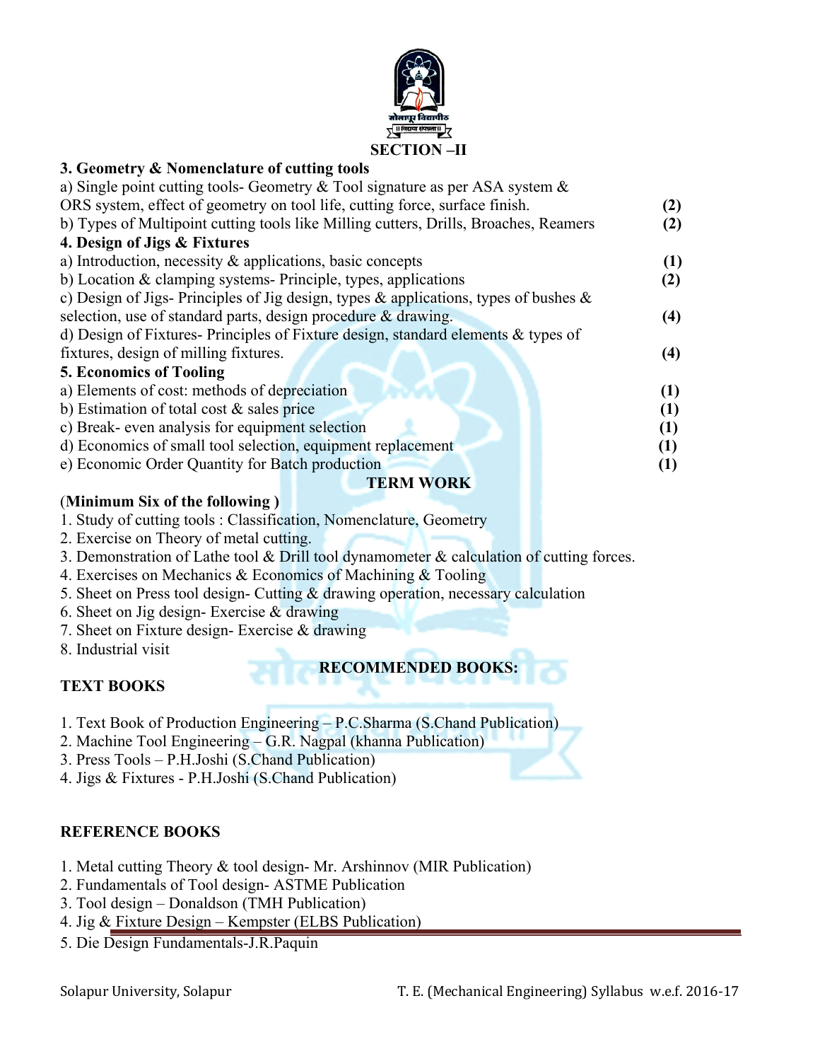## SECTION –II

**3. Geometry & Nomenclature of cutting tools**

a) Single point cutting tools- Geometry & Tool signature as per ASA system & ORS system, effect of geometry on tool life, cutting force, surface finish. **(2)**

b) Types of Multipoint cutting tools like Milling cutters, Drills, Broaches, Reamers **(2)**

**4. Design of Jigs & Fixtures**

a) Introduction, necessity & applications, basic concepts **(1)**

b) Location & clamping systems- Principle, types, applications **(2)**

c) Design of Jigs- Principles of Jig design, types & applications, types of bushes & selection, use of standard parts, design procedure & drawing. **(4)**

d) Design of Fixtures- Principles of Fixture design, standard elements & types of fixtures, design of milling fixtures. **(4)**

**5. Economics of Tooling**

a) Elements of cost: methods of depreciation **(1)**

b) Estimation of total cost & sales price **(1)**

c) Break- even analysis for equipment selection **(1)**

d) Economics of small tool selection, equipment replacement **(1)**

e) Economic Order Quantity for Batch production **(1)**

## TERM WORK

(**Minimum Six of the following )**

1. Study of cutting tools : Classification, Nomenclature, Geometry
2. Exercise on Theory of metal cutting.
3. Demonstration of Lathe tool & Drill tool dynamometer & calculation of cutting forces.
4. Exercises on Mechanics & Economics of Machining & Tooling
5. Sheet on Press tool design- Cutting & drawing operation, necessary calculation
6. Sheet on Jig design- Exercise & drawing
7. Sheet on Fixture design- Exercise & drawing
8. Industrial visit

## RECOMMENDED BOOKS:

### TEXT BOOKS

1. Text Book of Production Engineering – P.C.Sharma (S.Chand Publication)
2. Machine Tool Engineering – G.R. Nagpal (khanna Publication)
3. Press Tools – P.H.Joshi (S.Chand Publication)
4. Jigs & Fixtures - P.H.Joshi (S.Chand Publication)

### REFERENCE BOOKS

1. Metal cutting Theory & tool design- Mr. Arshinnov (MIR Publication)
2. Fundamentals of Tool design- ASTME Publication
3. Tool design – Donaldson (TMH Publication)
4. Jig & Fixture Design – Kempster (ELBS Publication)
5. Die Design Fundamentals-J.R.Paquin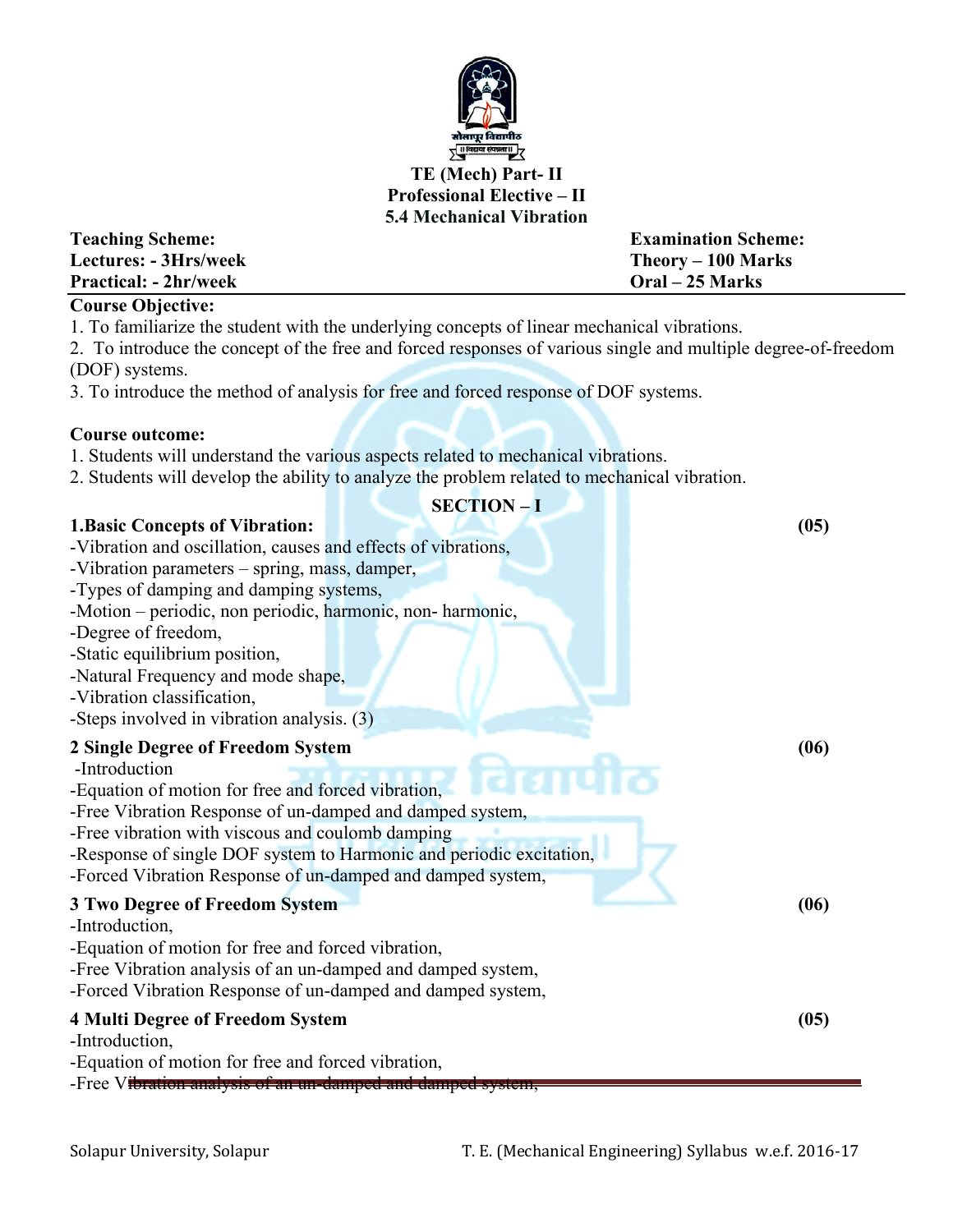**TE (Mech) Part- II**
**Professional Elective – II**
**5.4 Mechanical Vibration**

| | |
|---|---|
| **Teaching Scheme:** | **Examination Scheme:** |
| **Lectures: - 3Hrs/week** | **Theory – 100 Marks** |
| **Practical: - 2hr/week** | **Oral – 25 Marks** |

**Course Objective:**

1. To familiarize the student with the underlying concepts of linear mechanical vibrations.
2. To introduce the concept of the free and forced responses of various single and multiple degree-of-freedom (DOF) systems.
3. To introduce the method of analysis for free and forced response of DOF systems.

**Course outcome:**

1. Students will understand the various aspects related to mechanical vibrations.
2. Students will develop the ability to analyze the problem related to mechanical vibration.

## SECTION – I

**1.Basic Concepts of Vibration:** **(05)**

-Vibration and oscillation, causes and effects of vibrations,
-Vibration parameters – spring, mass, damper,
-Types of damping and damping systems,
-Motion – periodic, non periodic, harmonic, non- harmonic,
-Degree of freedom,
-Static equilibrium position,
-Natural Frequency and mode shape,
-Vibration classification,
-Steps involved in vibration analysis. (3)

**2 Single Degree of Freedom System** **(06)**

-Introduction
-Equation of motion for free and forced vibration,
-Free Vibration Response of un-damped and damped system,
-Free vibration with viscous and coulomb damping
-Response of single DOF system to Harmonic and periodic excitation,
-Forced Vibration Response of un-damped and damped system,

**3 Two Degree of Freedom System** **(06)**

-Introduction,
-Equation of motion for free and forced vibration,
-Free Vibration analysis of an un-damped and damped system,
-Forced Vibration Response of un-damped and damped system,

**4 Multi Degree of Freedom System** **(05)**

-Introduction,
-Equation of motion for free and forced vibration,
-Free Vibration analysis of an un-damped and damped system,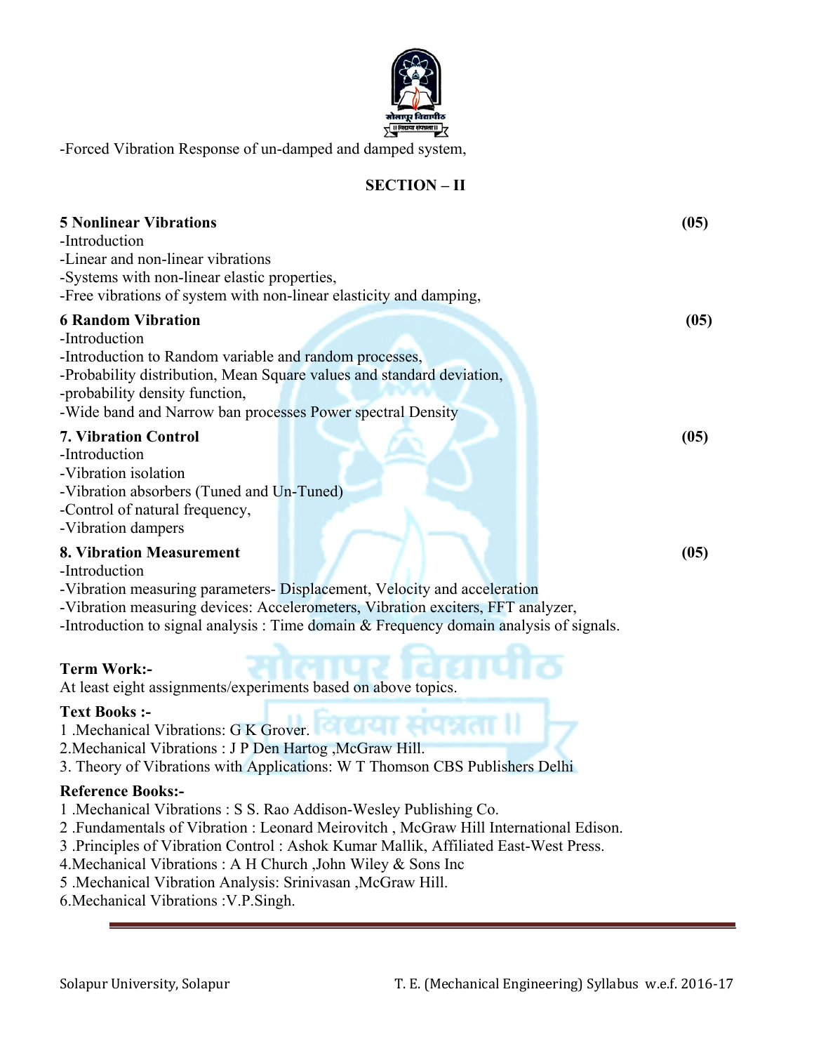-Forced Vibration Response of un-damped and damped system,

## SECTION – II

**5 Nonlinear Vibrations** **(05)**

-Introduction
-Linear and non-linear vibrations
-Systems with non-linear elastic properties,
-Free vibrations of system with non-linear elasticity and damping,

**6 Random Vibration** **(05)**

-Introduction
-Introduction to Random variable and random processes,
-Probability distribution, Mean Square values and standard deviation,
-probability density function,
-Wide band and Narrow ban processes Power spectral Density

**7. Vibration Control** **(05)**

-Introduction
-Vibration isolation
-Vibration absorbers (Tuned and Un-Tuned)
-Control of natural frequency,
-Vibration dampers

**8. Vibration Measurement** **(05)**

-Introduction
-Vibration measuring parameters- Displacement, Velocity and acceleration
-Vibration measuring devices: Accelerometers, Vibration exciters, FFT analyzer,
-Introduction to signal analysis : Time domain & Frequency domain analysis of signals.

**Term Work:-**

At least eight assignments/experiments based on above topics.

**Text Books :-**

1 .Mechanical Vibrations: G K Grover.
2.Mechanical Vibrations : J P Den Hartog ,McGraw Hill.
3. Theory of Vibrations with Applications: W T Thomson CBS Publishers Delhi

**Reference Books:-**

1 .Mechanical Vibrations : S S. Rao Addison-Wesley Publishing Co.
2 .Fundamentals of Vibration : Leonard Meirovitch , McGraw Hill International Edison.
3 .Principles of Vibration Control : Ashok Kumar Mallik, Affiliated East-West Press.
4.Mechanical Vibrations : A H Church ,John Wiley & Sons Inc
5 .Mechanical Vibration Analysis: Srinivasan ,McGraw Hill.
6.Mechanical Vibrations :V.P.Singh.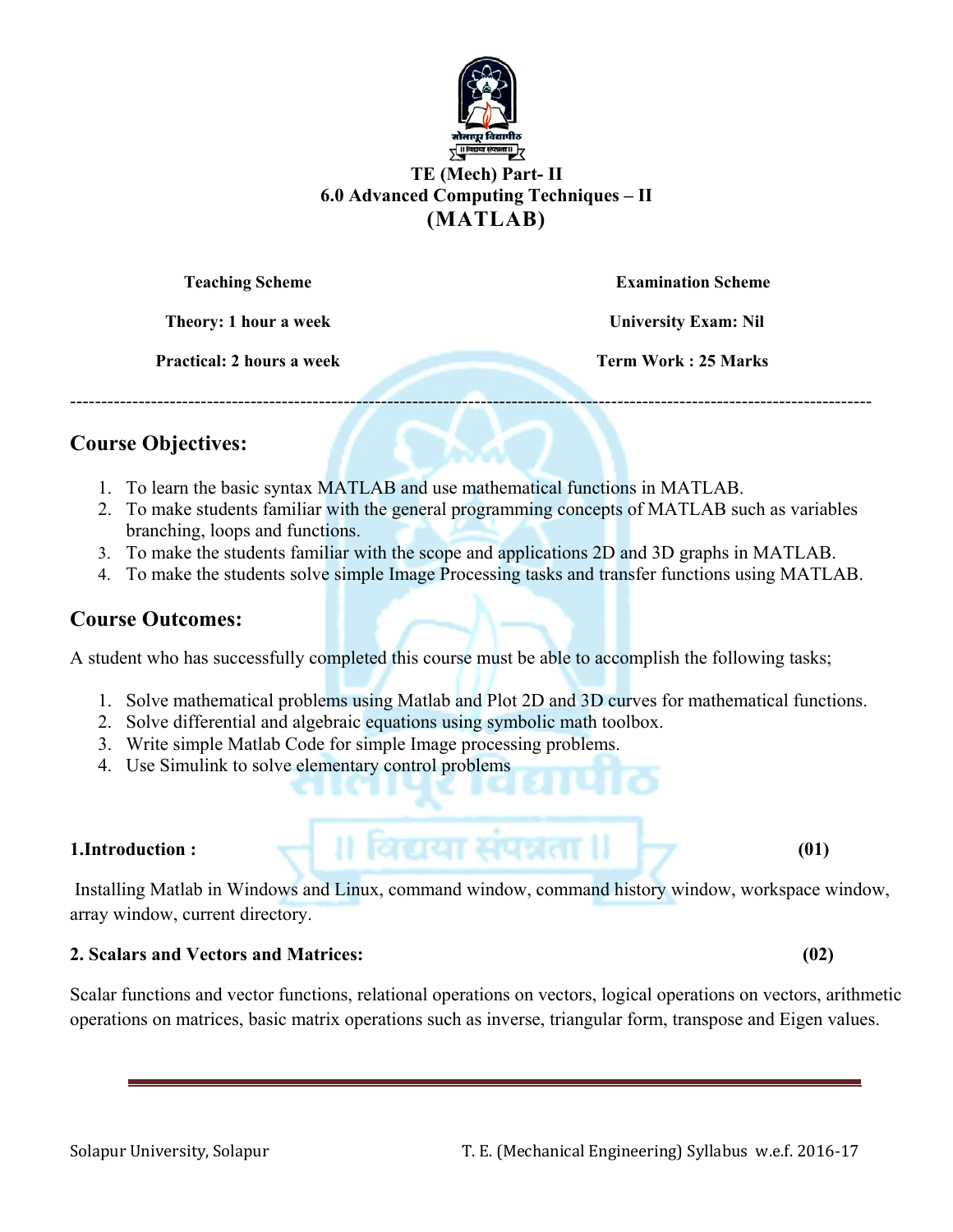TE (Mech) Part- II

# 6.0 Advanced Computing Techniques – II

# (MATLAB)

| | |
|---|---|
| **Teaching Scheme** | **Examination Scheme** |
| **Theory: 1 hour a week** | **University Exam: Nil** |
| **Practical: 2 hours a week** | **Term Work : 25 Marks** |

---

## Course Objectives:

1. To learn the basic syntax MATLAB and use mathematical functions in MATLAB.
2. To make students familiar with the general programming concepts of MATLAB such as variables branching, loops and functions.
3. To make the students familiar with the scope and applications 2D and 3D graphs in MATLAB.
4. To make the students solve simple Image Processing tasks and transfer functions using MATLAB.

## Course Outcomes:

A student who has successfully completed this course must be able to accomplish the following tasks;

1. Solve mathematical problems using Matlab and Plot 2D and 3D curves for mathematical functions.
2. Solve differential and algebraic equations using symbolic math toolbox.
3. Write simple Matlab Code for simple Image processing problems.
4. Use Simulink to solve elementary control problems

**1.Introduction : (01)**

Installing Matlab in Windows and Linux, command window, command history window, workspace window, array window, current directory.

**2. Scalars and Vectors and Matrices: (02)**

Scalar functions and vector functions, relational operations on vectors, logical operations on vectors, arithmetic operations on matrices, basic matrix operations such as inverse, triangular form, transpose and Eigen values.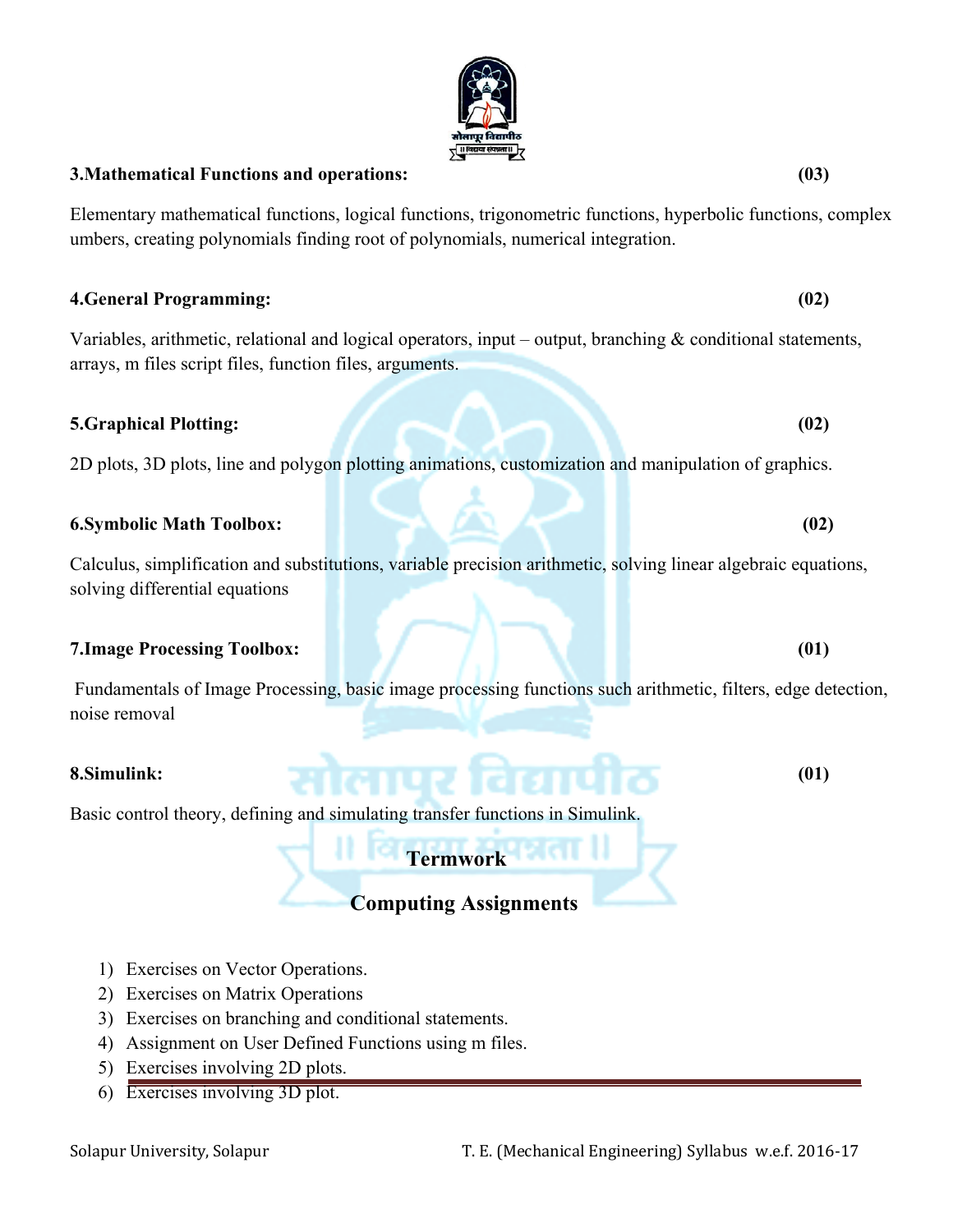**3.Mathematical Functions and operations: (03)**

Elementary mathematical functions, logical functions, trigonometric functions, hyperbolic functions, complex umbers, creating polynomials finding root of polynomials, numerical integration.

**4.General Programming: (02)**

Variables, arithmetic, relational and logical operators, input – output, branching & conditional statements, arrays, m files script files, function files, arguments.

**5.Graphical Plotting: (02)**

2D plots, 3D plots, line and polygon plotting animations, customization and manipulation of graphics.

**6.Symbolic Math Toolbox: (02)**

Calculus, simplification and substitutions, variable precision arithmetic, solving linear algebraic equations, solving differential equations

**7.Image Processing Toolbox: (01)**

Fundamentals of Image Processing, basic image processing functions such arithmetic, filters, edge detection, noise removal

**8.Simulink: (01)**

Basic control theory, defining and simulating transfer functions in Simulink.

## Termwork

## Computing Assignments

1) Exercises on Vector Operations.
2) Exercises on Matrix Operations
3) Exercises on branching and conditional statements.
4) Assignment on User Defined Functions using m files.
5) Exercises involving 2D plots.
6) Exercises involving 3D plot.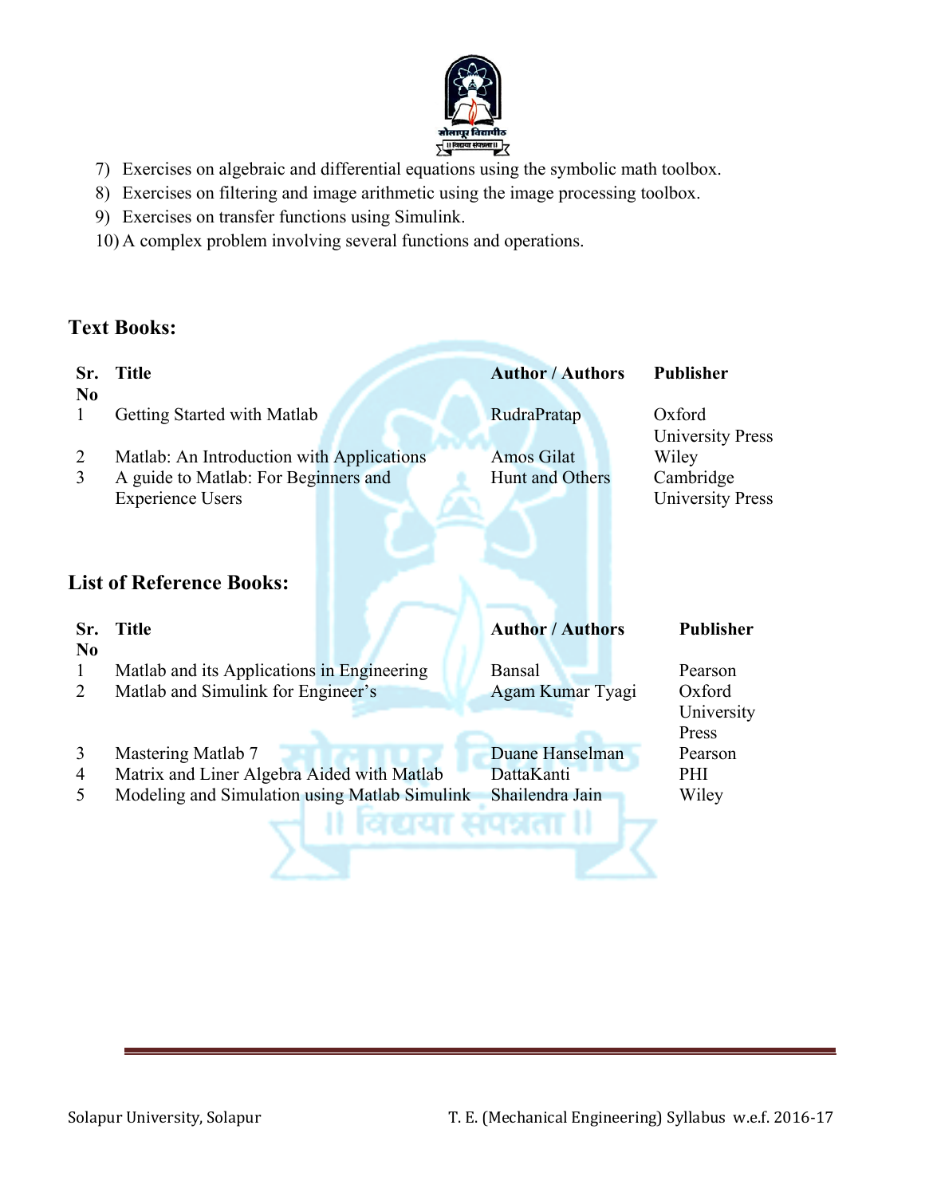7) Exercises on algebraic and differential equations using the symbolic math toolbox.
8) Exercises on filtering and image arithmetic using the image processing toolbox.
9) Exercises on transfer functions using Simulink.
10) A complex problem involving several functions and operations.

## Text Books:

| Sr. No | Title | Author / Authors | Publisher |
|---|---|---|---|
| 1 | Getting Started with Matlab | RudraPratap | Oxford University Press |
| 2 | Matlab: An Introduction with Applications | Amos Gilat | Wiley |
| 3 | A guide to Matlab: For Beginners and Experience Users | Hunt and Others | Cambridge University Press |

## List of Reference Books:

| Sr. No | Title | Author / Authors | Publisher |
|---|---|---|---|
| 1 | Matlab and its Applications in Engineering | Bansal | Pearson |
| 2 | Matlab and Simulink for Engineer's | Agam Kumar Tyagi | Oxford University Press |
| 3 | Mastering Matlab 7 | Duane Hanselman | Pearson |
| 4 | Matrix and Liner Algebra Aided with Matlab | DattaKanti | PHI |
| 5 | Modeling and Simulation using Matlab Simulink | Shailendra Jain | Wiley |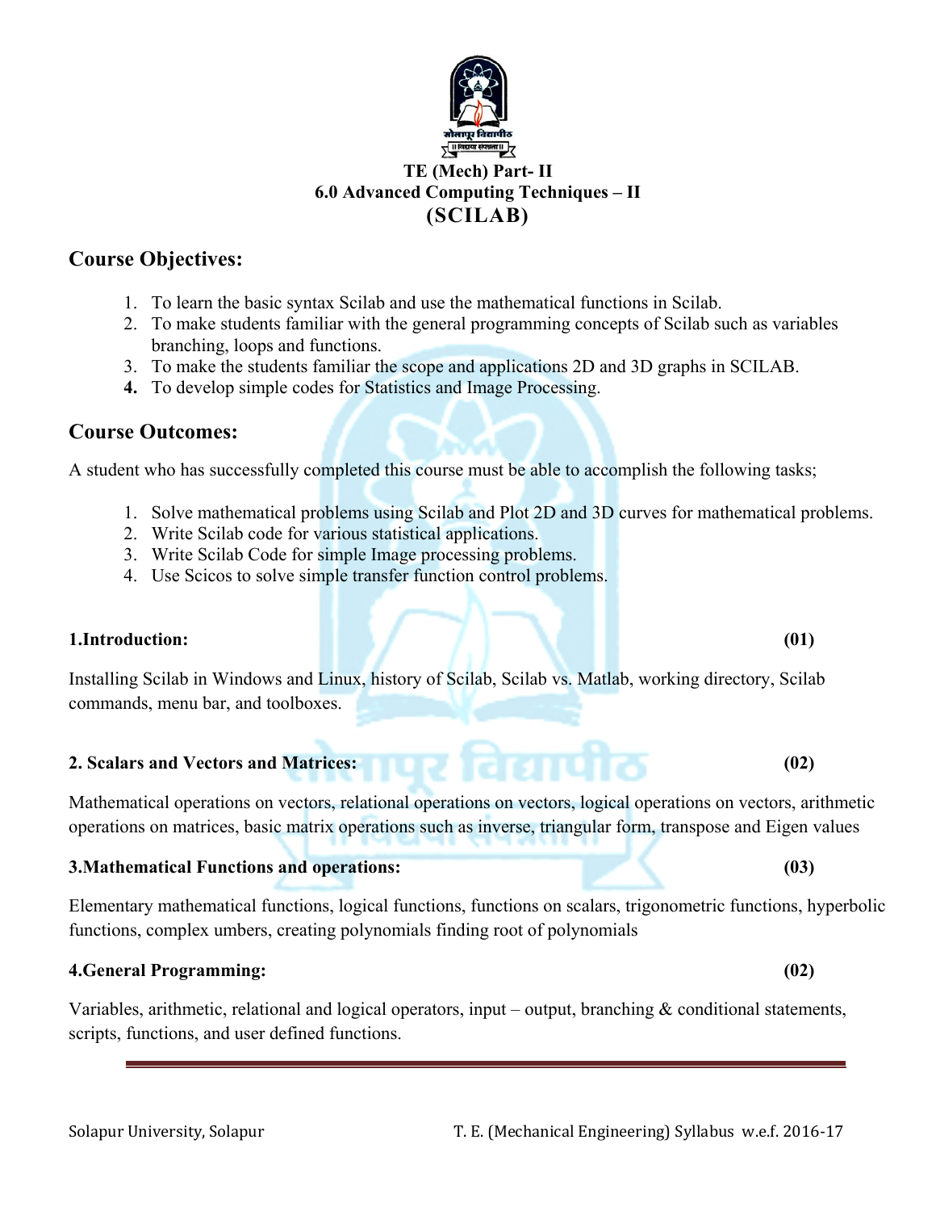**TE (Mech) Part- II**
**6.0 Advanced Computing Techniques – II**
**(SCILAB)**

## Course Objectives:

1. To learn the basic syntax Scilab and use the mathematical functions in Scilab.
2. To make students familiar with the general programming concepts of Scilab such as variables branching, loops and functions.
3. To make the students familiar the scope and applications 2D and 3D graphs in SCILAB.
4. To develop simple codes for Statistics and Image Processing.

## Course Outcomes:

A student who has successfully completed this course must be able to accomplish the following tasks;

1. Solve mathematical problems using Scilab and Plot 2D and 3D curves for mathematical problems.
2. Write Scilab code for various statistical applications.
3. Write Scilab Code for simple Image processing problems.
4. Use Scicos to solve simple transfer function control problems.

**1.Introduction: (01)**

Installing Scilab in Windows and Linux, history of Scilab, Scilab vs. Matlab, working directory, Scilab commands, menu bar, and toolboxes.

**2. Scalars and Vectors and Matrices: (02)**

Mathematical operations on vectors, relational operations on vectors, logical operations on vectors, arithmetic operations on matrices, basic matrix operations such as inverse, triangular form, transpose and Eigen values

**3.Mathematical Functions and operations: (03)**

Elementary mathematical functions, logical functions, functions on scalars, trigonometric functions, hyperbolic functions, complex umbers, creating polynomials finding root of polynomials

**4.General Programming: (02)**

Variables, arithmetic, relational and logical operators, input – output, branching & conditional statements, scripts, functions, and user defined functions.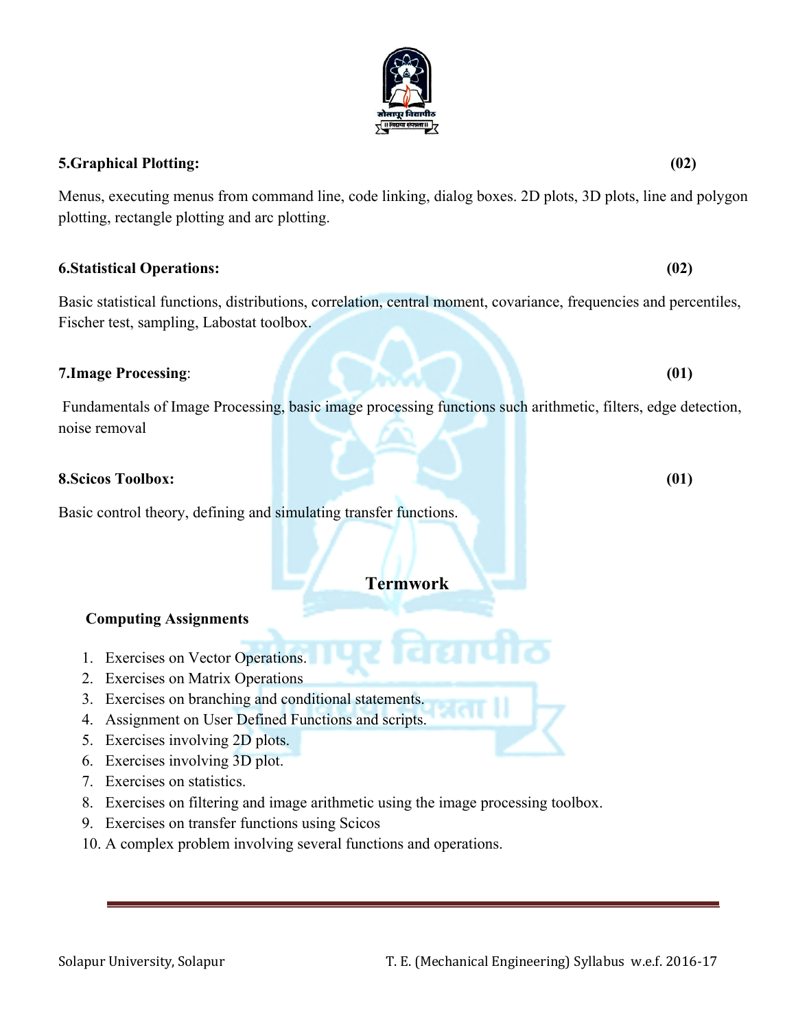**5.Graphical Plotting: (02)**

Menus, executing menus from command line, code linking, dialog boxes. 2D plots, 3D plots, line and polygon plotting, rectangle plotting and arc plotting.

**6.Statistical Operations: (02)**

Basic statistical functions, distributions, correlation, central moment, covariance, frequencies and percentiles, Fischer test, sampling, Labostat toolbox.

**7.Image Processing: (01)**

Fundamentals of Image Processing, basic image processing functions such arithmetic, filters, edge detection, noise removal

**8.Scicos Toolbox: (01)**

Basic control theory, defining and simulating transfer functions.

## Termwork

**Computing Assignments**

1. Exercises on Vector Operations.
2. Exercises on Matrix Operations
3. Exercises on branching and conditional statements.
4. Assignment on User Defined Functions and scripts.
5. Exercises involving 2D plots.
6. Exercises involving 3D plot.
7. Exercises on statistics.
8. Exercises on filtering and image arithmetic using the image processing toolbox.
9. Exercises on transfer functions using Scicos
10. A complex problem involving several functions and operations.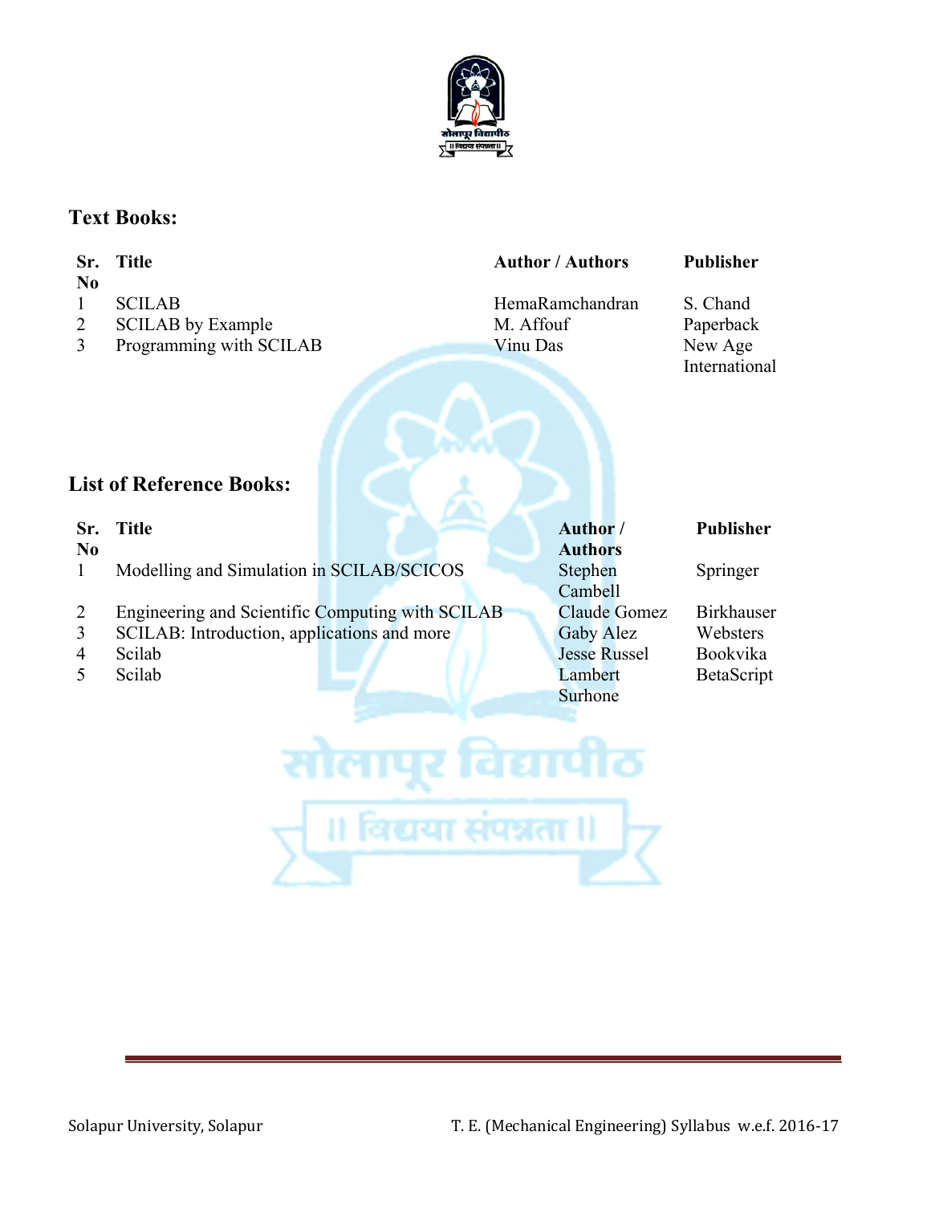## Text Books:

| Sr. No | Title | Author / Authors | Publisher |
|---|---|---|---|
| 1 | SCILAB | HemaRamchandran | S. Chand |
| 2 | SCILAB by Example | M. Affouf | Paperback |
| 3 | Programming with SCILAB | Vinu Das | New Age International |

## List of Reference Books:

| Sr. No | Title | Author / Authors | Publisher |
|---|---|---|---|
| 1 | Modelling and Simulation in SCILAB/SCICOS | Stephen Cambell | Springer |
| 2 | Engineering and Scientific Computing with SCILAB | Claude Gomez | Birkhauser |
| 3 | SCILAB: Introduction, applications and more | Gaby Alez | Websters |
| 4 | Scilab | Jesse Russel | Bookvika |
| 5 | Scilab | Lambert Surhone | BetaScript |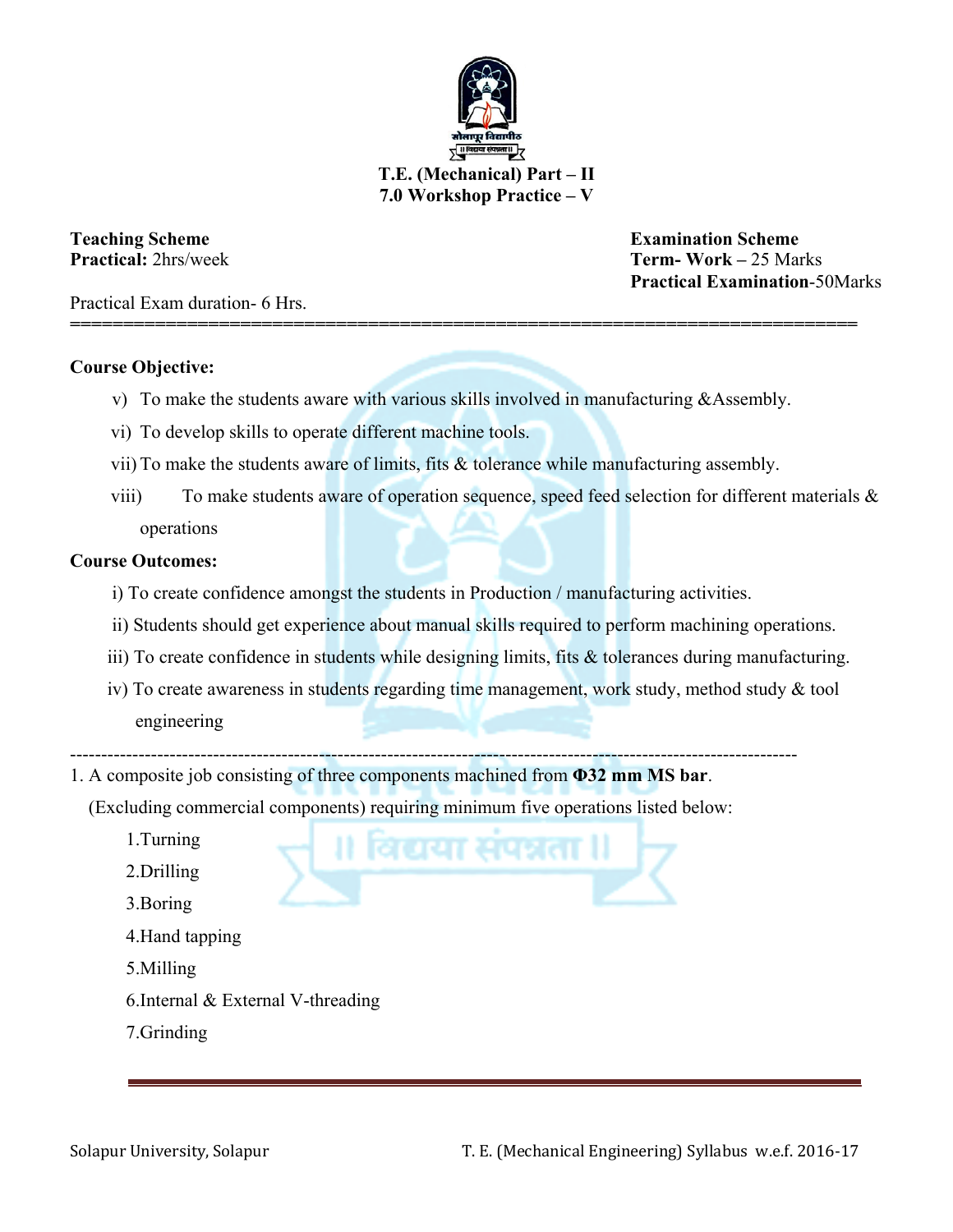# T.E. (Mechanical) Part – II

## 7.0 Workshop Practice – V

**Teaching Scheme**
**Practical:** 2hrs/week

**Examination Scheme**
**Term- Work –** 25 Marks
**Practical Examination**-50Marks

Practical Exam duration- 6 Hrs.

**Course Objective:**

v) To make the students aware with various skills involved in manufacturing &Assembly.

vi) To develop skills to operate different machine tools.

vii) To make the students aware of limits, fits & tolerance while manufacturing assembly.

viii) To make students aware of operation sequence, speed feed selection for different materials & operations

**Course Outcomes:**

i) To create confidence amongst the students in Production / manufacturing activities.

ii) Students should get experience about manual skills required to perform machining operations.

iii) To create confidence in students while designing limits, fits & tolerances during manufacturing.

iv) To create awareness in students regarding time management, work study, method study & tool engineering

---

1. A composite job consisting of three components machined from **Φ32 mm MS bar**. (Excluding commercial components) requiring minimum five operations listed below:

   1. Turning
   2. Drilling
   3. Boring
   4. Hand tapping
   5. Milling
   6. Internal & External V-threading
   7. Grinding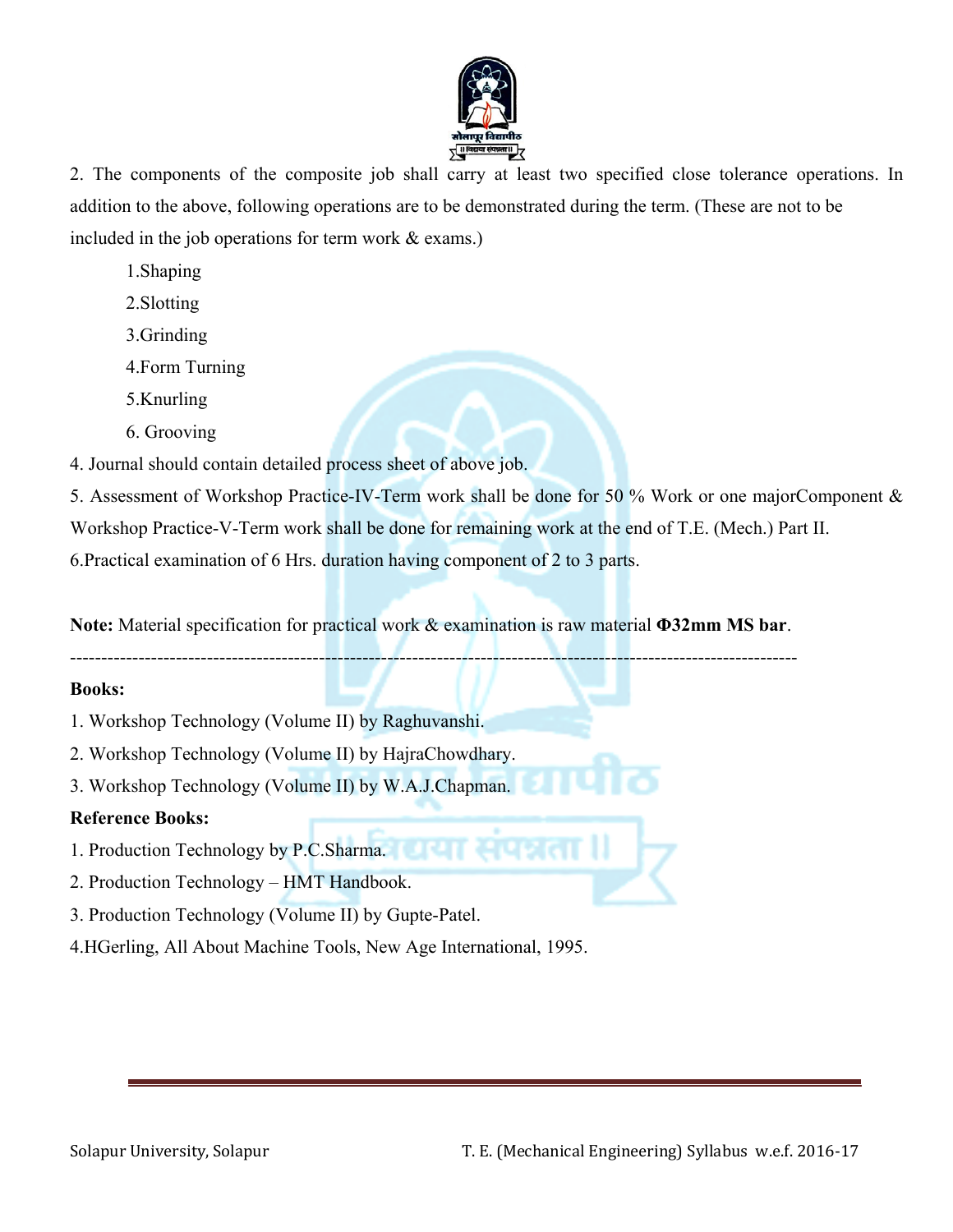2. The components of the composite job shall carry at least two specified close tolerance operations. In addition to the above, following operations are to be demonstrated during the term. (These are not to be included in the job operations for term work & exams.)

1.Shaping

2.Slotting

3.Grinding

4.Form Turning

5.Knurling

6. Grooving

4. Journal should contain detailed process sheet of above job.

5. Assessment of Workshop Practice-IV-Term work shall be done for 50 % Work or one majorComponent & Workshop Practice-V-Term work shall be done for remaining work at the end of T.E. (Mech.) Part II.

6.Practical examination of 6 Hrs. duration having component of 2 to 3 parts.

**Note:** Material specification for practical work & examination is raw material **Φ32mm MS bar**.

---

**Books:**

1. Workshop Technology (Volume II) by Raghuvanshi.
2. Workshop Technology (Volume II) by HajraChowdhary.
3. Workshop Technology (Volume II) by W.A.J.Chapman.

**Reference Books:**

1. Production Technology by P.C.Sharma.
2. Production Technology – HMT Handbook.
3. Production Technology (Volume II) by Gupte-Patel.
4. HGerling, All About Machine Tools, New Age International, 1995.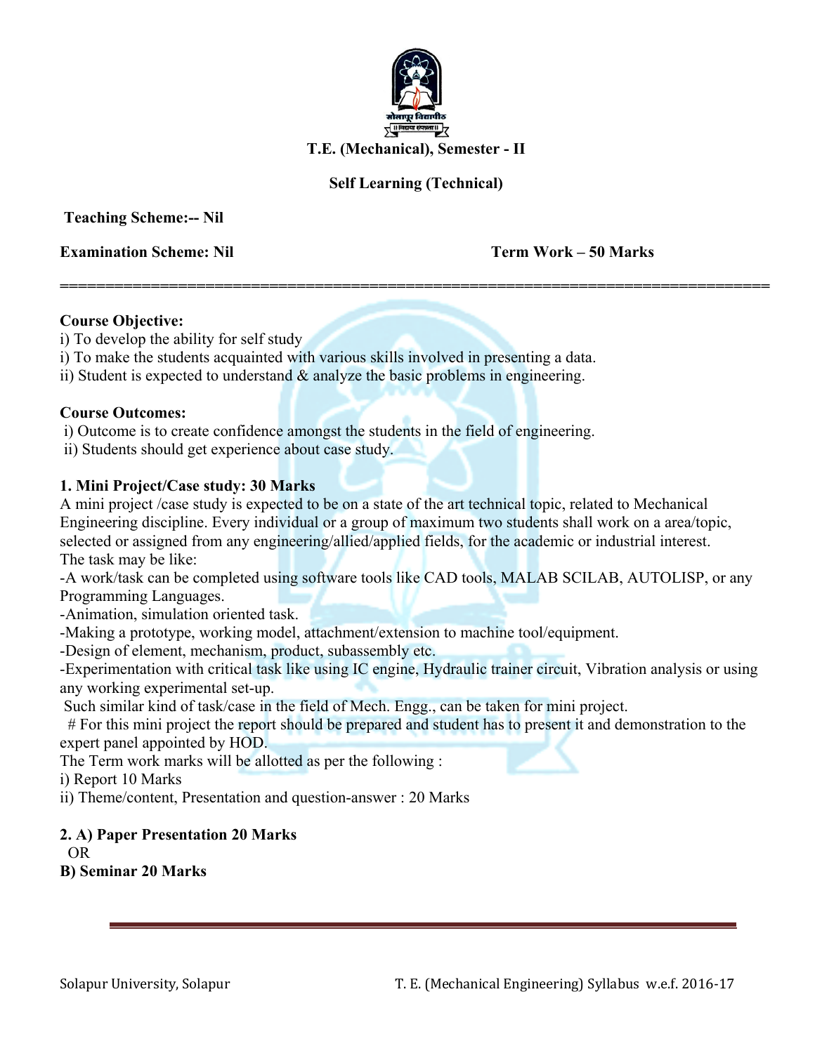**T.E. (Mechanical), Semester - II**

**Self Learning (Technical)**

**Teaching Scheme:-- Nil**

**Examination Scheme: Nil** **Term Work – 50 Marks**

================================================================================

**Course Objective:**

i) To develop the ability for self study

i) To make the students acquainted with various skills involved in presenting a data.

ii) Student is expected to understand & analyze the basic problems in engineering.

**Course Outcomes:**

i) Outcome is to create confidence amongst the students in the field of engineering.

ii) Students should get experience about case study.

**1. Mini Project/Case study: 30 Marks**

A mini project /case study is expected to be on a state of the art technical topic, related to Mechanical Engineering discipline. Every individual or a group of maximum two students shall work on a area/topic, selected or assigned from any engineering/allied/applied fields, for the academic or industrial interest.

The task may be like:

-A work/task can be completed using software tools like CAD tools, MALAB SCILAB, AUTOLISP, or any Programming Languages.

-Animation, simulation oriented task.

-Making a prototype, working model, attachment/extension to machine tool/equipment.

-Design of element, mechanism, product, subassembly etc.

-Experimentation with critical task like using IC engine, Hydraulic trainer circuit, Vibration analysis or using any working experimental set-up.

Such similar kind of task/case in the field of Mech. Engg., can be taken for mini project.

# For this mini project the report should be prepared and student has to present it and demonstration to the expert panel appointed by HOD.

The Term work marks will be allotted as per the following :

i) Report 10 Marks

ii) Theme/content, Presentation and question-answer : 20 Marks

**2. A) Paper Presentation 20 Marks**

OR

**B) Seminar 20 Marks**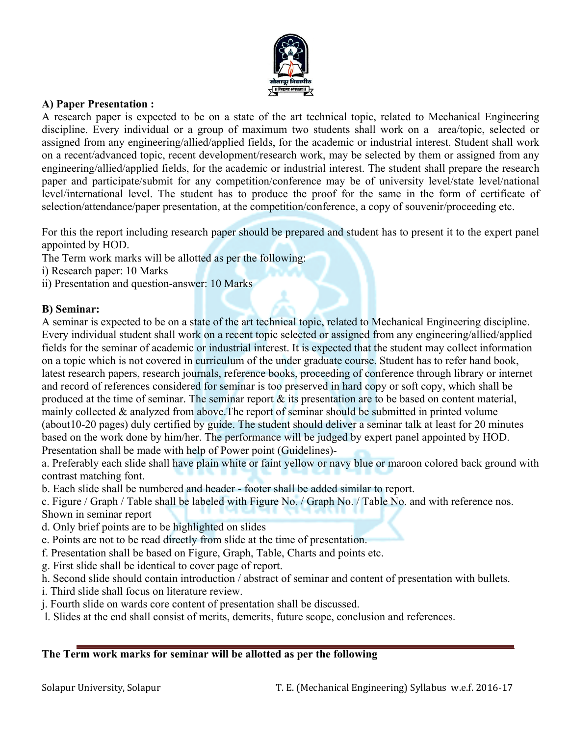**A) Paper Presentation :**

A research paper is expected to be on a state of the art technical topic, related to Mechanical Engineering discipline. Every individual or a group of maximum two students shall work on a area/topic, selected or assigned from any engineering/allied/applied fields, for the academic or industrial interest. Student shall work on a recent/advanced topic, recent development/research work, may be selected by them or assigned from any engineering/allied/applied fields, for the academic or industrial interest. The student shall prepare the research paper and participate/submit for any competition/conference may be of university level/state level/national level/international level. The student has to produce the proof for the same in the form of certificate of selection/attendance/paper presentation, at the competition/conference, a copy of souvenir/proceeding etc.

For this the report including research paper should be prepared and student has to present it to the expert panel appointed by HOD.

The Term work marks will be allotted as per the following:

i) Research paper: 10 Marks

ii) Presentation and question-answer: 10 Marks

**B) Seminar:**

A seminar is expected to be on a state of the art technical topic, related to Mechanical Engineering discipline. Every individual student shall work on a recent topic selected or assigned from any engineering/allied/applied fields for the seminar of academic or industrial interest. It is expected that the student may collect information on a topic which is not covered in curriculum of the under graduate course. Student has to refer hand book, latest research papers, research journals, reference books, proceeding of conference through library or internet and record of references considered for seminar is too preserved in hard copy or soft copy, which shall be produced at the time of seminar. The seminar report & its presentation are to be based on content material, mainly collected & analyzed from above.The report of seminar should be submitted in printed volume (about10-20 pages) duly certified by guide. The student should deliver a seminar talk at least for 20 minutes based on the work done by him/her. The performance will be judged by expert panel appointed by HOD. Presentation shall be made with help of Power point (Guidelines)-

a. Preferably each slide shall have plain white or faint yellow or navy blue or maroon colored back ground with contrast matching font.

b. Each slide shall be numbered and header - footer shall be added similar to report.

c. Figure / Graph / Table shall be labeled with Figure No. / Graph No. / Table No. and with reference nos. Shown in seminar report

d. Only brief points are to be highlighted on slides

e. Points are not to be read directly from slide at the time of presentation.

f. Presentation shall be based on Figure, Graph, Table, Charts and points etc.

g. First slide shall be identical to cover page of report.

h. Second slide should contain introduction / abstract of seminar and content of presentation with bullets.

i. Third slide shall focus on literature review.

j. Fourth slide on wards core content of presentation shall be discussed.

l. Slides at the end shall consist of merits, demerits, future scope, conclusion and references.

**The Term work marks for seminar will be allotted as per the following**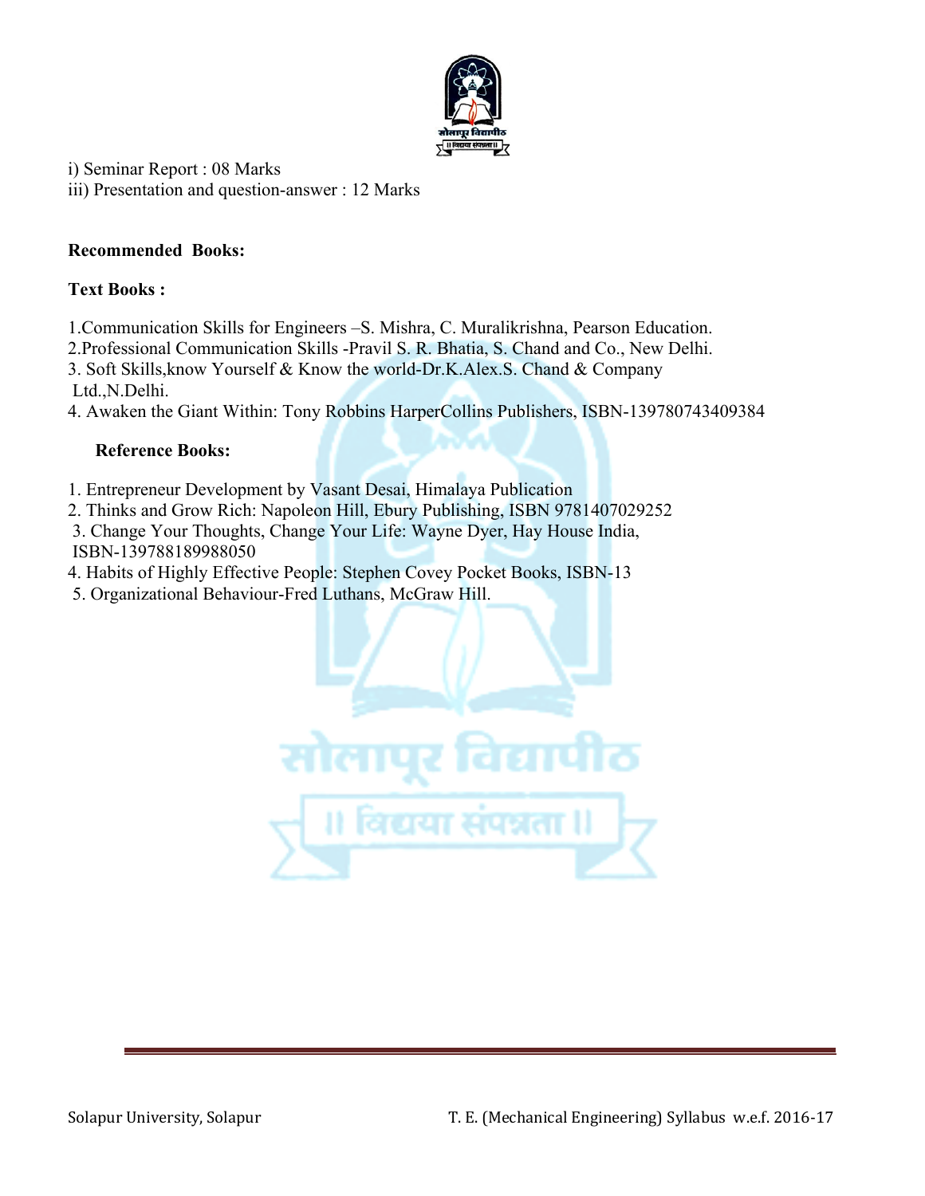i) Seminar Report : 08 Marks
iii) Presentation and question-answer : 12 Marks

**Recommended Books:**

**Text Books :**

1.Communication Skills for Engineers –S. Mishra, C. Muralikrishna, Pearson Education.
2.Professional Communication Skills -Pravil S. R. Bhatia, S. Chand and Co., New Delhi.
3. Soft Skills,know Yourself & Know the world-Dr.K.Alex.S. Chand & Company Ltd.,N.Delhi.
4. Awaken the Giant Within: Tony Robbins HarperCollins Publishers, ISBN-139780743409384

**Reference Books:**

1. Entrepreneur Development by Vasant Desai, Himalaya Publication
2. Thinks and Grow Rich: Napoleon Hill, Ebury Publishing, ISBN 9781407029252
3. Change Your Thoughts, Change Your Life: Wayne Dyer, Hay House India, ISBN-139788189988050
4. Habits of Highly Effective People: Stephen Covey Pocket Books, ISBN-13
5. Organizational Behaviour-Fred Luthans, McGraw Hill.